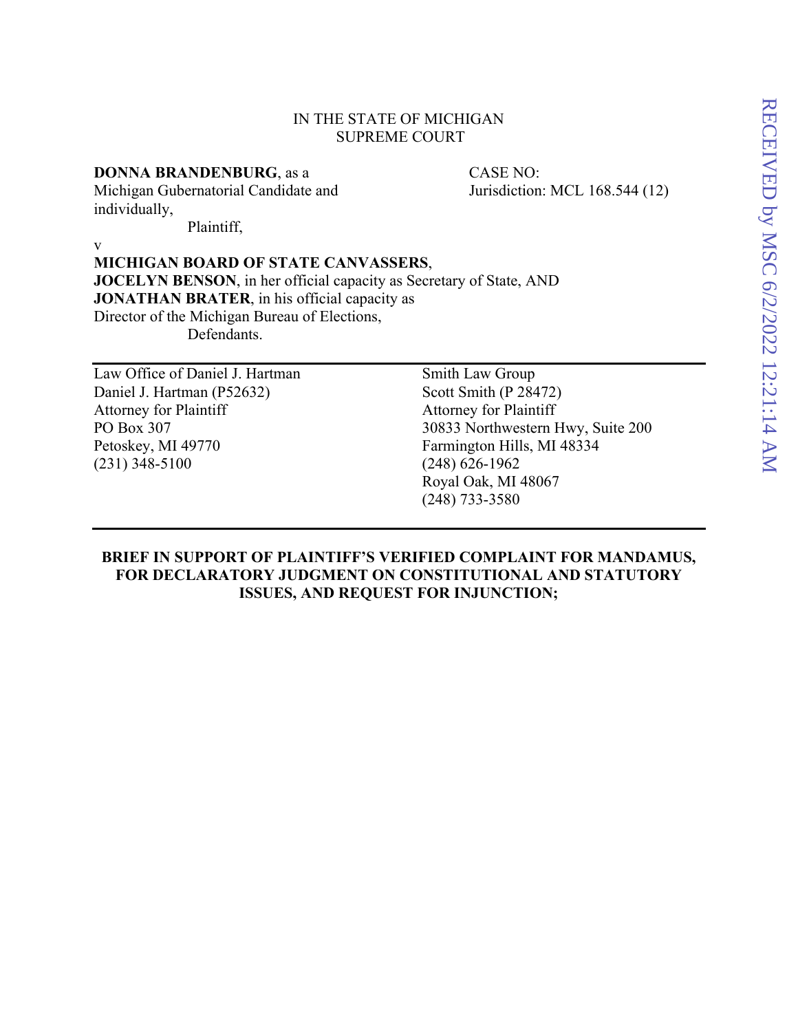IN THE STATE OF MICHIGAN
SUPREME COURT

**DONNA BRANDENBURG**, as a Michigan Gubernatorial Candidate and individually,
Plaintiff,

CASE NO:
Jurisdiction: MCL 168.544 (12)

v

**MICHIGAN BOARD OF STATE CANVASSERS**,
**JOCELYN BENSON**, in her official capacity as Secretary of State, AND
**JONATHAN BRATER**, in his official capacity as Director of the Michigan Bureau of Elections,
Defendants.

---

Law Office of Daniel J. Hartman
Daniel J. Hartman (P52632)
Attorney for Plaintiff
PO Box 307
Petoskey, MI 49770
(231) 348-5100

Smith Law Group
Scott Smith (P 28472)
Attorney for Plaintiff
30833 Northwestern Hwy, Suite 200
Farmington Hills, MI 48334
(248) 626-1962
Royal Oak, MI 48067
(248) 733-3580

---

**BRIEF IN SUPPORT OF PLAINTIFF'S VERIFIED COMPLAINT FOR MANDAMUS, FOR DECLARATORY JUDGMENT ON CONSTITUTIONAL AND STATUTORY ISSUES, AND REQUEST FOR INJUNCTION;**

RECEIVED by MSC 6/2/2022 12:21:14 AM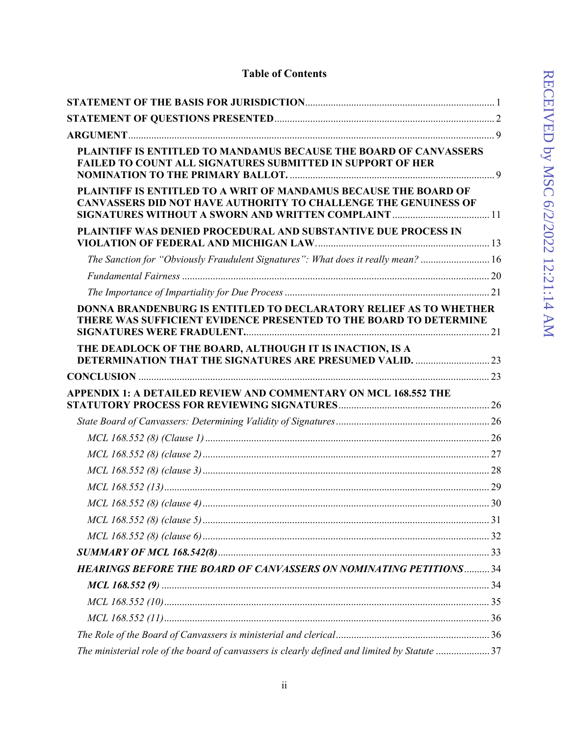## Table of Contents

| | |
|---|---|
| **STATEMENT OF THE BASIS FOR JURISDICTION** | 1 |
| **STATEMENT OF QUESTIONS PRESENTED** | 2 |
| **ARGUMENT** | 9 |
| **PLAINTIFF IS ENTITLED TO MANDAMUS BECAUSE THE BOARD OF CANVASSERS FAILED TO COUNT ALL SIGNATURES SUBMITTED IN SUPPORT OF HER NOMINATION TO THE PRIMARY BALLOT.** | 9 |
| **PLAINTIFF IS ENTITLED TO A WRIT OF MANDAMUS BECAUSE THE BOARD OF CANVASSERS DID NOT HAVE AUTHORITY TO CHALLENGE THE GENUINESS OF SIGNATURES WITHOUT A SWORN AND WRITTEN COMPLAINT** | 11 |
| **PLAINTIFF WAS DENIED PROCEDURAL AND SUBSTANTIVE DUE PROCESS IN VIOLATION OF FEDERAL AND MICHIGAN LAW.** | 13 |
| *The Sanction for "Obviously Fraudulent Signatures": What does it really mean?* | 16 |
| *Fundamental Fairness* | 20 |
| *The Importance of Impartiality for Due Process* | 21 |
| **DONNA BRANDENBURG IS ENTITLED TO DECLARATORY RELIEF AS TO WHETHER THERE WAS SUFFICIENT EVIDENCE PRESENTED TO THE BOARD TO DETERMINE SIGNATURES WERE FRADULENT.** | 21 |
| **THE DEADLOCK OF THE BOARD, ALTHOUGH IT IS INACTION, IS A DETERMINATION THAT THE SIGNATURES ARE PRESUMED VALID.** | 23 |
| **CONCLUSION** | 23 |
| **APPENDIX 1: A DETAILED REVIEW AND COMMENTARY ON MCL 168.552 THE STATUTORY PROCESS FOR REVIEWING SIGNATURES** | 26 |
| *State Board of Canvassers: Determining Validity of Signatures* | 26 |
| *MCL 168.552 (8) (Clause 1)* | 26 |
| *MCL 168.552 (8) (clause 2)* | 27 |
| *MCL 168.552 (8) (clause 3)* | 28 |
| *MCL 168.552 (13)* | 29 |
| *MCL 168.552 (8) (clause 4)* | 30 |
| *MCL 168.552 (8) (clause 5)* | 31 |
| *MCL 168.552 (8) (clause 6)* | 32 |
| ***SUMMARY OF MCL 168.542(8)*** | 33 |
| ***HEARINGS BEFORE THE BOARD OF CANVASSERS ON NOMINATING PETITIONS*** | 34 |
| ***MCL 168.552 (9)*** | 34 |
| *MCL 168.552 (10)* | 35 |
| *MCL 168.552 (11)* | 36 |
| *The Role of the Board of Canvassers is ministerial and clerical* | 36 |
| *The ministerial role of the board of canvassers is clearly defined and limited by Statute* | 37 |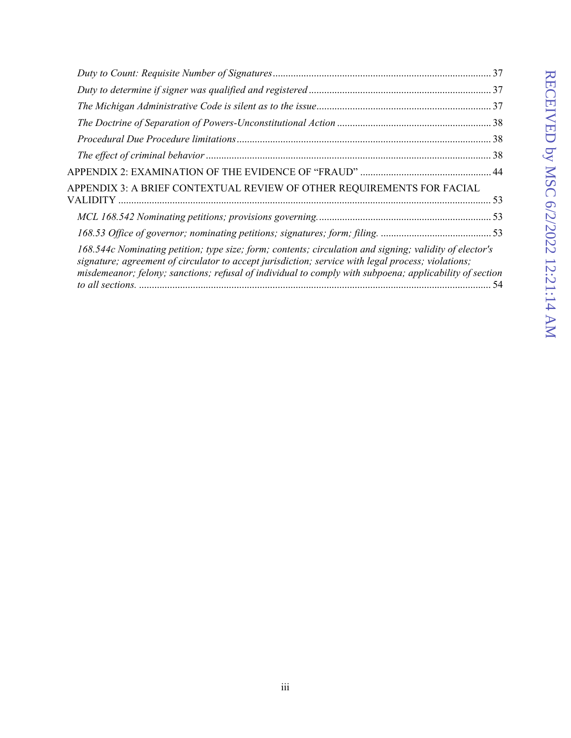*Duty to Count: Requisite Number of Signatures* ........ 37

*Duty to determine if signer was qualified and registered* ........ 37

*The Michigan Administrative Code is silent as to the issue* ........ 37

*The Doctrine of Separation of Powers-Unconstitutional Action* ........ 38

*Procedural Due Procedure limitations* ........ 38

*The effect of criminal behavior* ........ 38

APPENDIX 2: EXAMINATION OF THE EVIDENCE OF "FRAUD" ........ 44

APPENDIX 3: A BRIEF CONTEXTUAL REVIEW OF OTHER REQUIREMENTS FOR FACIAL VALIDITY ........ 53

*MCL 168.542 Nominating petitions; provisions governing.* ........ 53

*168.53 Office of governor; nominating petitions; signatures; form; filing.* ........ 53

*168.544c Nominating petition; type size; form; contents; circulation and signing; validity of elector's signature; agreement of circulator to accept jurisdiction; service with legal process; violations; misdemeanor; felony; sanctions; refusal of individual to comply with subpoena; applicability of section to all sections.* ........ 54

RECEIVED by MSC 6/2/2022 12:21:14 AM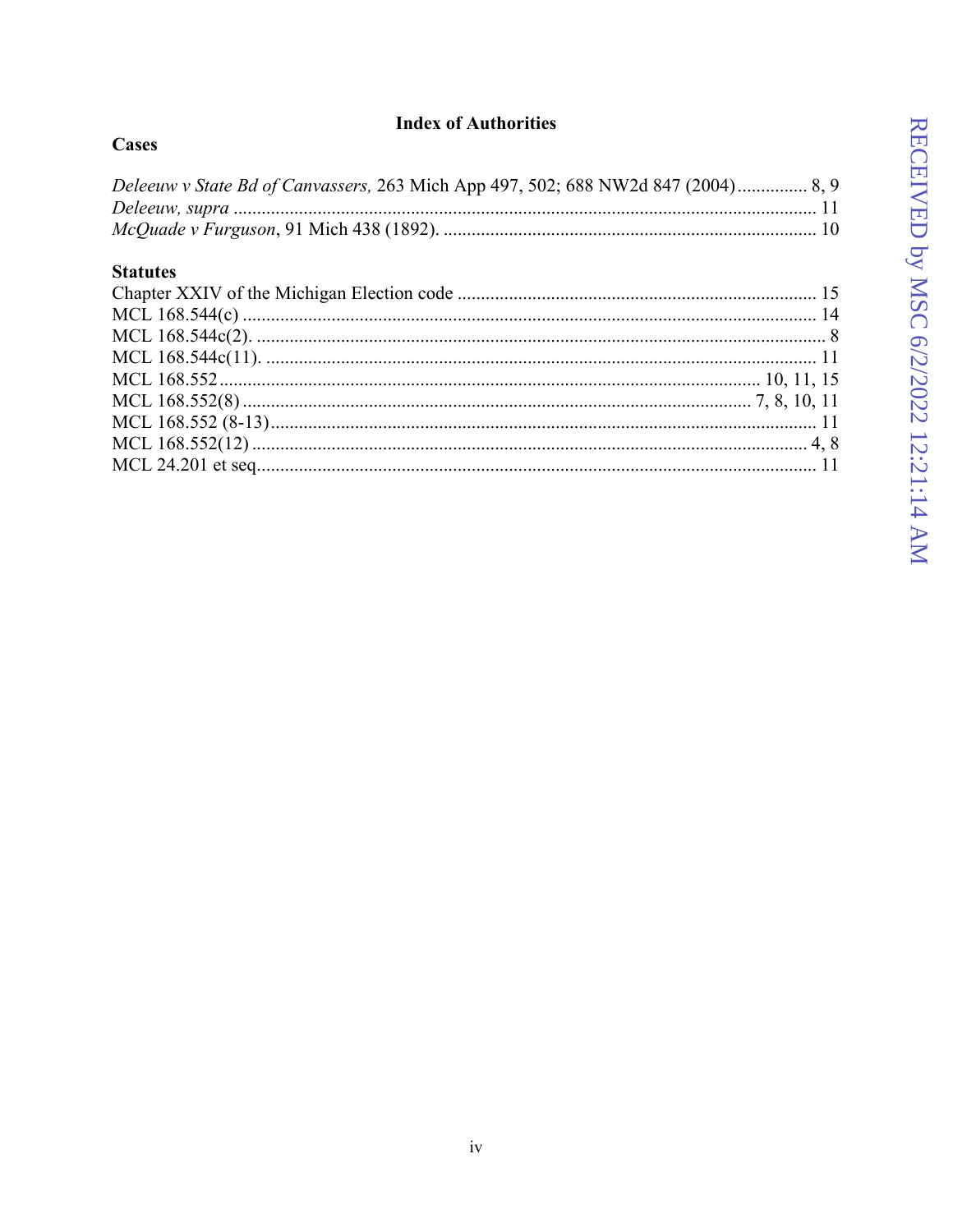# Index of Authorities

## Cases

*Deleeuw v State Bd of Canvassers,* 263 Mich App 497, 502; 688 NW2d 847 (2004)............... 8, 9
*Deleeuw, supra* ............................................................................................................. 11
*McQuade v Furguson*, 91 Mich 438 (1892). ................................................................. 10

## Statutes

Chapter XXIV of the Michigan Election code ............................................................ 15
MCL 168.544(c) ........................................................................................................... 14
MCL 168.544c(2). ........................................................................................................... 8
MCL 168.544c(11). ....................................................................................................... 11
MCL 168.552.................................................................................................. 10, 11, 15
MCL 168.552(8) ......................................................................................... 7, 8, 10, 11
MCL 168.552 (8-13)..................................................................................................... 11
MCL 168.552(12) ....................................................................................................... 4, 8
MCL 24.201 et seq........................................................................................................ 11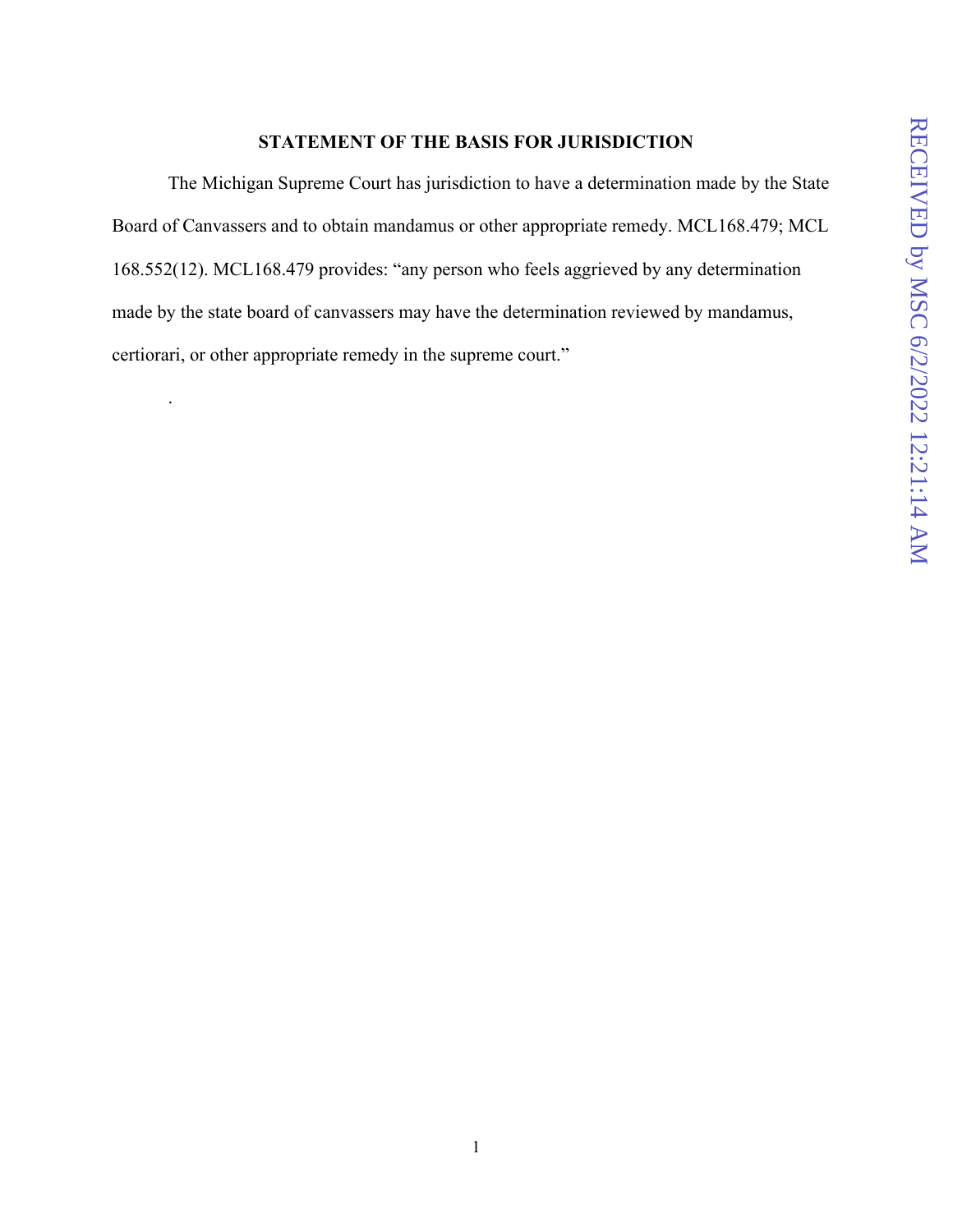## STATEMENT OF THE BASIS FOR JURISDICTION

The Michigan Supreme Court has jurisdiction to have a determination made by the State Board of Canvassers and to obtain mandamus or other appropriate remedy. MCL168.479; MCL 168.552(12). MCL168.479 provides: "any person who feels aggrieved by any determination made by the state board of canvassers may have the determination reviewed by mandamus, certiorari, or other appropriate remedy in the supreme court."

.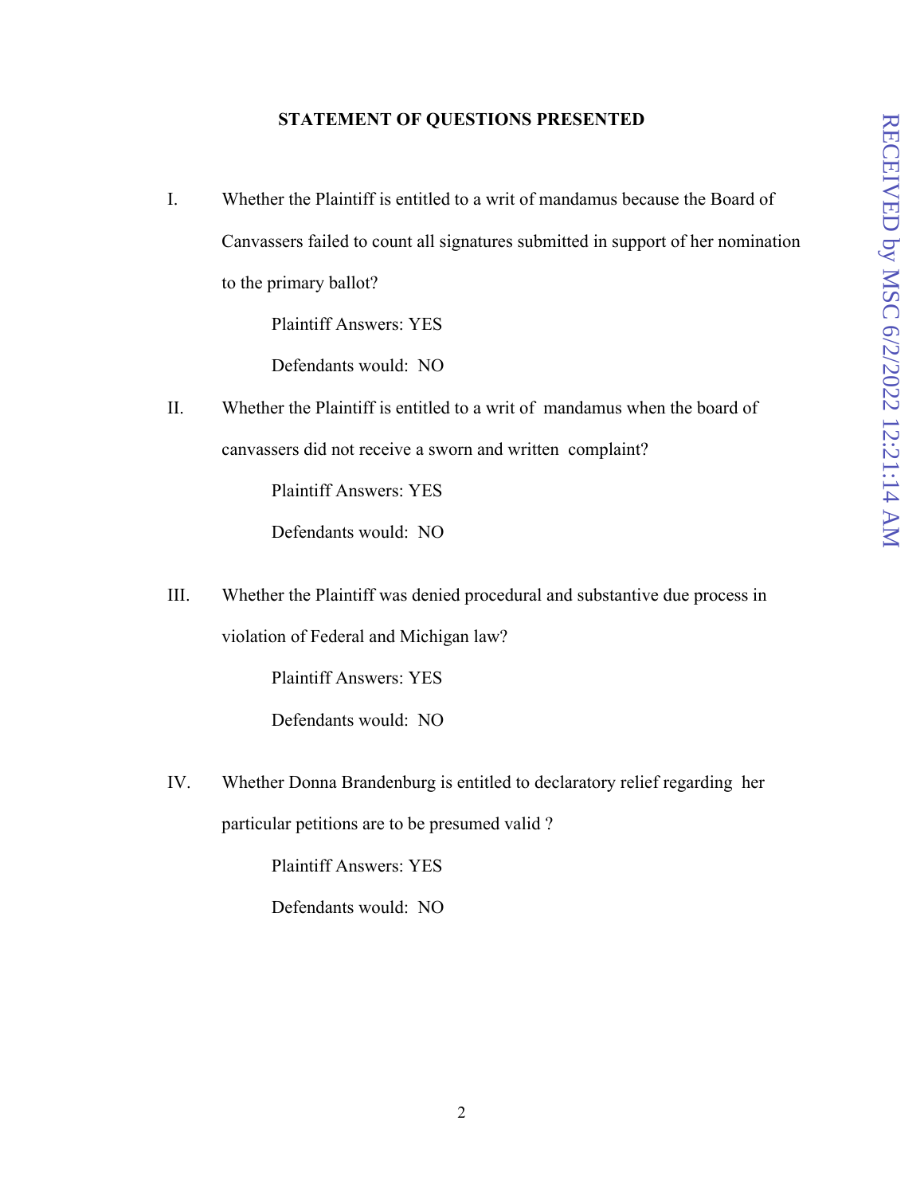## STATEMENT OF QUESTIONS PRESENTED

I. Whether the Plaintiff is entitled to a writ of mandamus because the Board of Canvassers failed to count all signatures submitted in support of her nomination to the primary ballot?

Plaintiff Answers: YES

Defendants would: NO

II. Whether the Plaintiff is entitled to a writ of mandamus when the board of canvassers did not receive a sworn and written complaint?

Plaintiff Answers: YES

Defendants would: NO

III. Whether the Plaintiff was denied procedural and substantive due process in violation of Federal and Michigan law?

Plaintiff Answers: YES

Defendants would: NO

IV. Whether Donna Brandenburg is entitled to declaratory relief regarding her particular petitions are to be presumed valid ?

Plaintiff Answers: YES

Defendants would: NO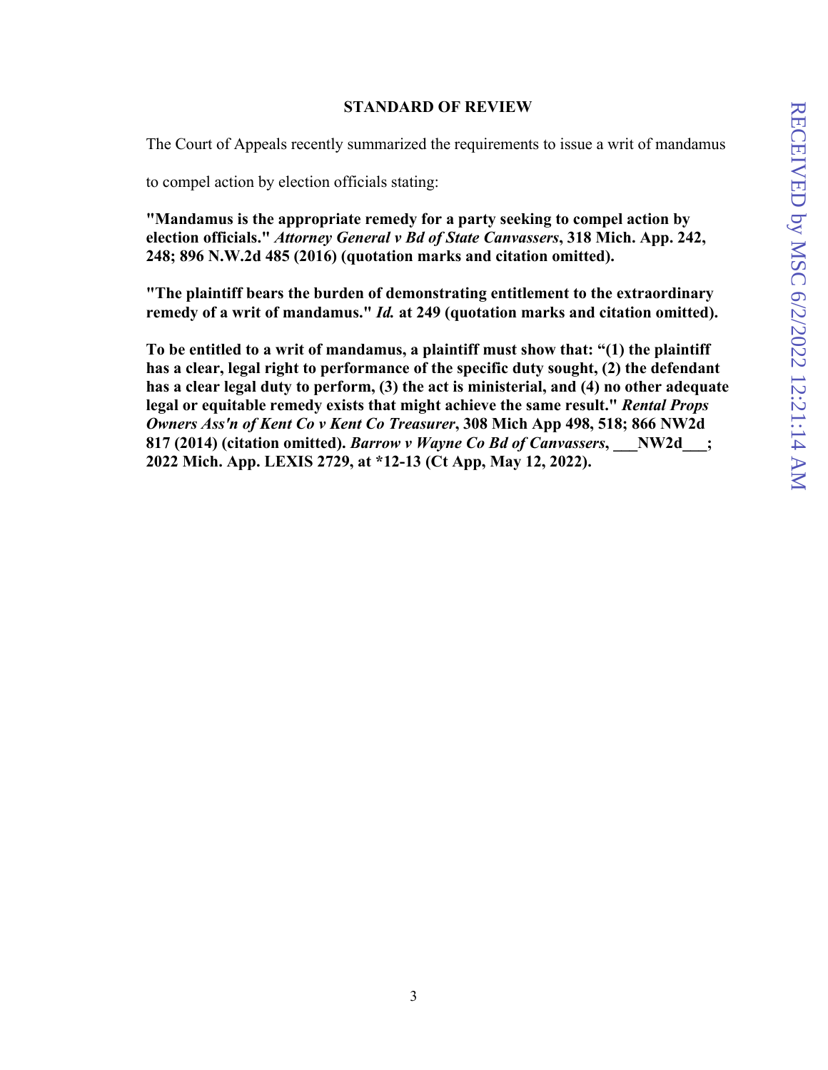## STANDARD OF REVIEW

The Court of Appeals recently summarized the requirements to issue a writ of mandamus to compel action by election officials stating:

**"Mandamus is the appropriate remedy for a party seeking to compel action by election officials."** ***Attorney General v Bd of State Canvassers*****, 318 Mich. App. 242, 248; 896 N.W.2d 485 (2016) (quotation marks and citation omitted).**

**"The plaintiff bears the burden of demonstrating entitlement to the extraordinary remedy of a writ of mandamus."** ***Id.*** **at 249 (quotation marks and citation omitted).**

**To be entitled to a writ of mandamus, a plaintiff must show that: "(1) the plaintiff has a clear, legal right to performance of the specific duty sought, (2) the defendant has a clear legal duty to perform, (3) the act is ministerial, and (4) no other adequate legal or equitable remedy exists that might achieve the same result."** ***Rental Props Owners Ass'n of Kent Co v Kent Co Treasurer*****, 308 Mich App 498, 518; 866 NW2d 817 (2014) (citation omitted).** ***Barrow v Wayne Co Bd of Canvassers*****, ___NW2d___; 2022 Mich. App. LEXIS 2729, at *12-13 (Ct App, May 12, 2022).**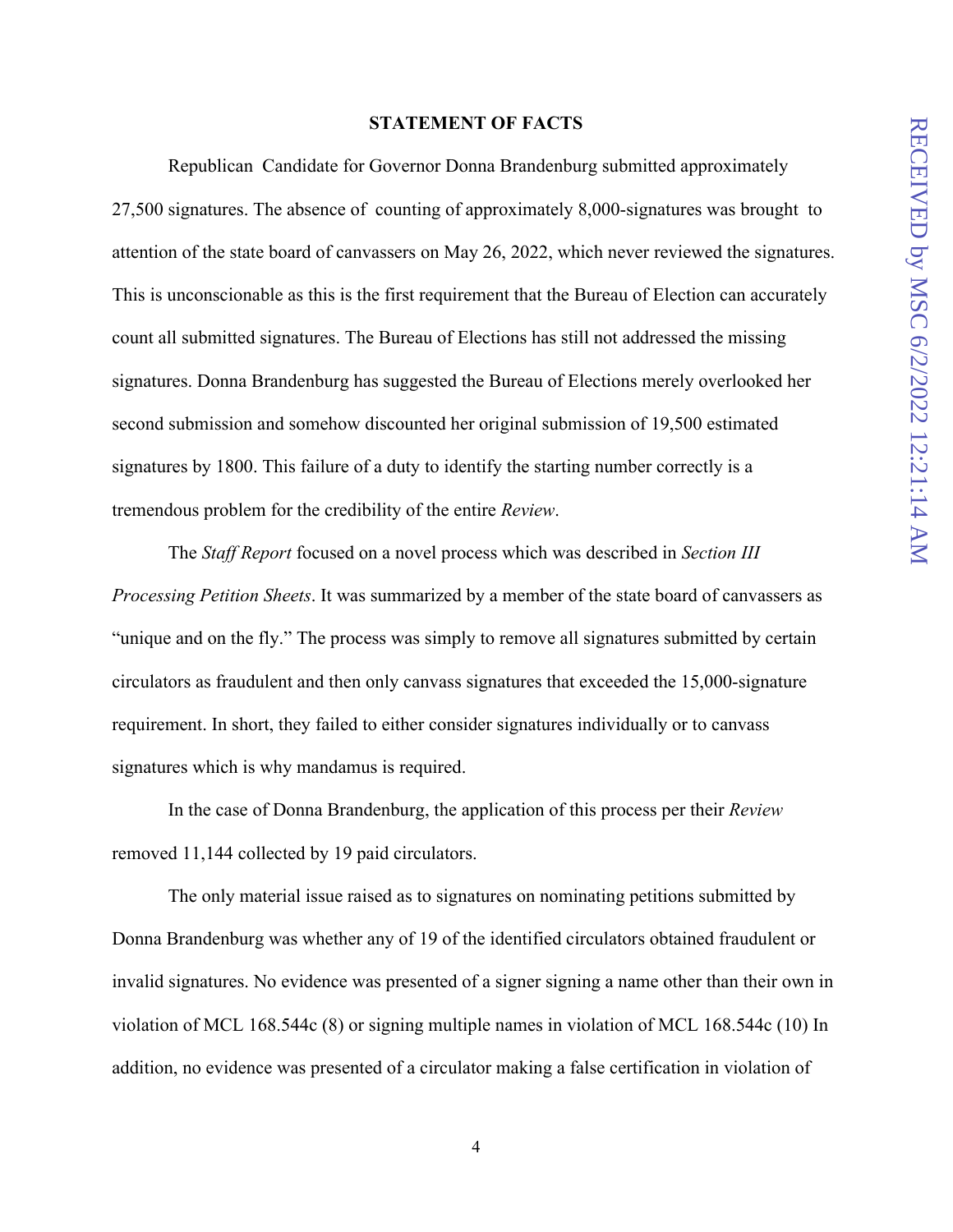## STATEMENT OF FACTS

Republican Candidate for Governor Donna Brandenburg submitted approximately 27,500 signatures. The absence of counting of approximately 8,000-signatures was brought to attention of the state board of canvassers on May 26, 2022, which never reviewed the signatures. This is unconscionable as this is the first requirement that the Bureau of Election can accurately count all submitted signatures. The Bureau of Elections has still not addressed the missing signatures. Donna Brandenburg has suggested the Bureau of Elections merely overlooked her second submission and somehow discounted her original submission of 19,500 estimated signatures by 1800. This failure of a duty to identify the starting number correctly is a tremendous problem for the credibility of the entire *Review*.

The *Staff Report* focused on a novel process which was described in *Section III Processing Petition Sheets*. It was summarized by a member of the state board of canvassers as "unique and on the fly." The process was simply to remove all signatures submitted by certain circulators as fraudulent and then only canvass signatures that exceeded the 15,000-signature requirement. In short, they failed to either consider signatures individually or to canvass signatures which is why mandamus is required.

In the case of Donna Brandenburg, the application of this process per their *Review* removed 11,144 collected by 19 paid circulators.

The only material issue raised as to signatures on nominating petitions submitted by Donna Brandenburg was whether any of 19 of the identified circulators obtained fraudulent or invalid signatures. No evidence was presented of a signer signing a name other than their own in violation of MCL 168.544c (8) or signing multiple names in violation of MCL 168.544c (10) In addition, no evidence was presented of a circulator making a false certification in violation of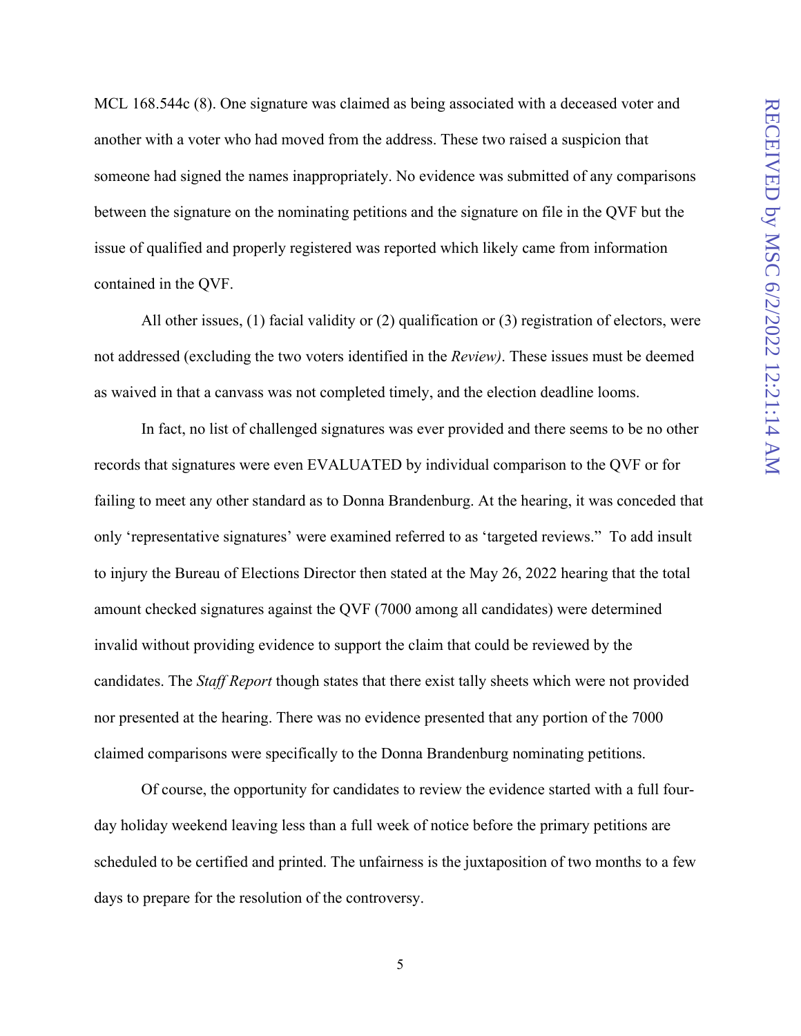MCL 168.544c (8). One signature was claimed as being associated with a deceased voter and another with a voter who had moved from the address. These two raised a suspicion that someone had signed the names inappropriately. No evidence was submitted of any comparisons between the signature on the nominating petitions and the signature on file in the QVF but the issue of qualified and properly registered was reported which likely came from information contained in the QVF.

All other issues, (1) facial validity or (2) qualification or (3) registration of electors, were not addressed (excluding the two voters identified in the *Review)*. These issues must be deemed as waived in that a canvass was not completed timely, and the election deadline looms.

In fact, no list of challenged signatures was ever provided and there seems to be no other records that signatures were even EVALUATED by individual comparison to the QVF or for failing to meet any other standard as to Donna Brandenburg. At the hearing, it was conceded that only 'representative signatures' were examined referred to as 'targeted reviews." To add insult to injury the Bureau of Elections Director then stated at the May 26, 2022 hearing that the total amount checked signatures against the QVF (7000 among all candidates) were determined invalid without providing evidence to support the claim that could be reviewed by the candidates. The *Staff Report* though states that there exist tally sheets which were not provided nor presented at the hearing. There was no evidence presented that any portion of the 7000 claimed comparisons were specifically to the Donna Brandenburg nominating petitions.

Of course, the opportunity for candidates to review the evidence started with a full four-day holiday weekend leaving less than a full week of notice before the primary petitions are scheduled to be certified and printed. The unfairness is the juxtaposition of two months to a few days to prepare for the resolution of the controversy.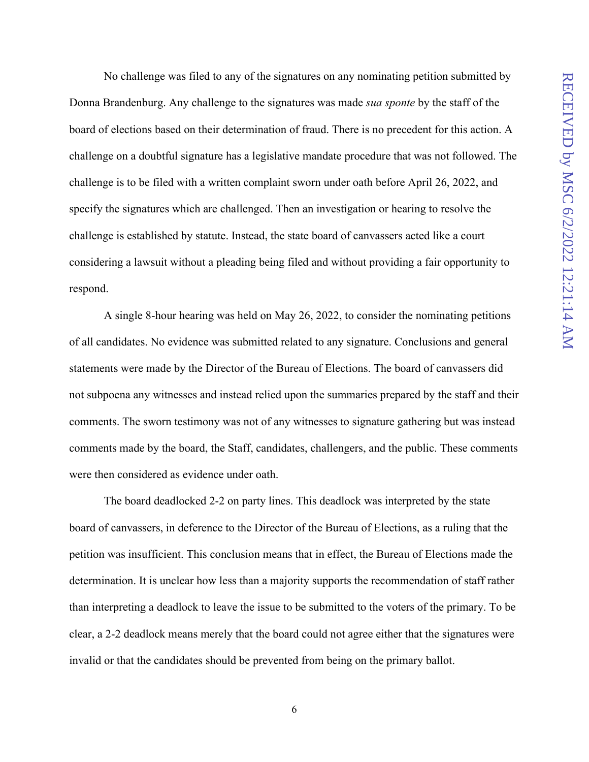No challenge was filed to any of the signatures on any nominating petition submitted by Donna Brandenburg. Any challenge to the signatures was made *sua sponte* by the staff of the board of elections based on their determination of fraud. There is no precedent for this action. A challenge on a doubtful signature has a legislative mandate procedure that was not followed. The challenge is to be filed with a written complaint sworn under oath before April 26, 2022, and specify the signatures which are challenged. Then an investigation or hearing to resolve the challenge is established by statute. Instead, the state board of canvassers acted like a court considering a lawsuit without a pleading being filed and without providing a fair opportunity to respond.

A single 8-hour hearing was held on May 26, 2022, to consider the nominating petitions of all candidates. No evidence was submitted related to any signature. Conclusions and general statements were made by the Director of the Bureau of Elections. The board of canvassers did not subpoena any witnesses and instead relied upon the summaries prepared by the staff and their comments. The sworn testimony was not of any witnesses to signature gathering but was instead comments made by the board, the Staff, candidates, challengers, and the public. These comments were then considered as evidence under oath.

The board deadlocked 2-2 on party lines. This deadlock was interpreted by the state board of canvassers, in deference to the Director of the Bureau of Elections, as a ruling that the petition was insufficient. This conclusion means that in effect, the Bureau of Elections made the determination. It is unclear how less than a majority supports the recommendation of staff rather than interpreting a deadlock to leave the issue to be submitted to the voters of the primary. To be clear, a 2-2 deadlock means merely that the board could not agree either that the signatures were invalid or that the candidates should be prevented from being on the primary ballot.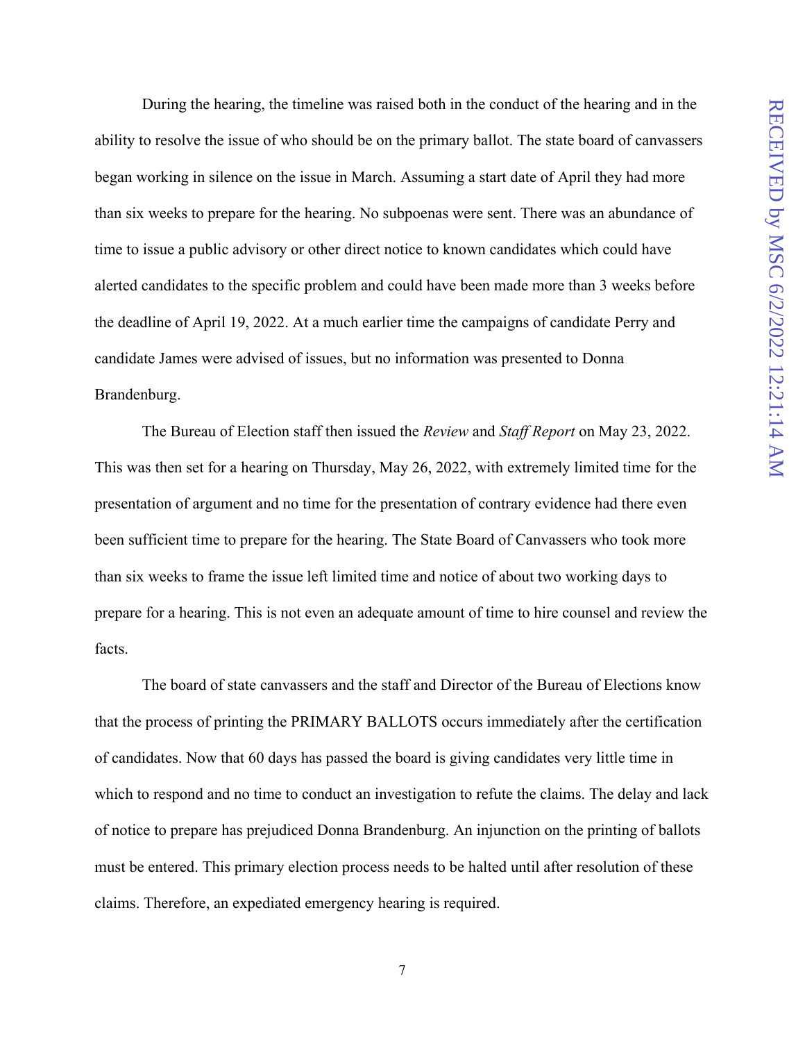During the hearing, the timeline was raised both in the conduct of the hearing and in the ability to resolve the issue of who should be on the primary ballot. The state board of canvassers began working in silence on the issue in March. Assuming a start date of April they had more than six weeks to prepare for the hearing. No subpoenas were sent. There was an abundance of time to issue a public advisory or other direct notice to known candidates which could have alerted candidates to the specific problem and could have been made more than 3 weeks before the deadline of April 19, 2022. At a much earlier time the campaigns of candidate Perry and candidate James were advised of issues, but no information was presented to Donna Brandenburg.

The Bureau of Election staff then issued the *Review* and *Staff Report* on May 23, 2022. This was then set for a hearing on Thursday, May 26, 2022, with extremely limited time for the presentation of argument and no time for the presentation of contrary evidence had there even been sufficient time to prepare for the hearing. The State Board of Canvassers who took more than six weeks to frame the issue left limited time and notice of about two working days to prepare for a hearing. This is not even an adequate amount of time to hire counsel and review the facts.

The board of state canvassers and the staff and Director of the Bureau of Elections know that the process of printing the PRIMARY BALLOTS occurs immediately after the certification of candidates. Now that 60 days has passed the board is giving candidates very little time in which to respond and no time to conduct an investigation to refute the claims. The delay and lack of notice to prepare has prejudiced Donna Brandenburg. An injunction on the printing of ballots must be entered. This primary election process needs to be halted until after resolution of these claims. Therefore, an expediated emergency hearing is required.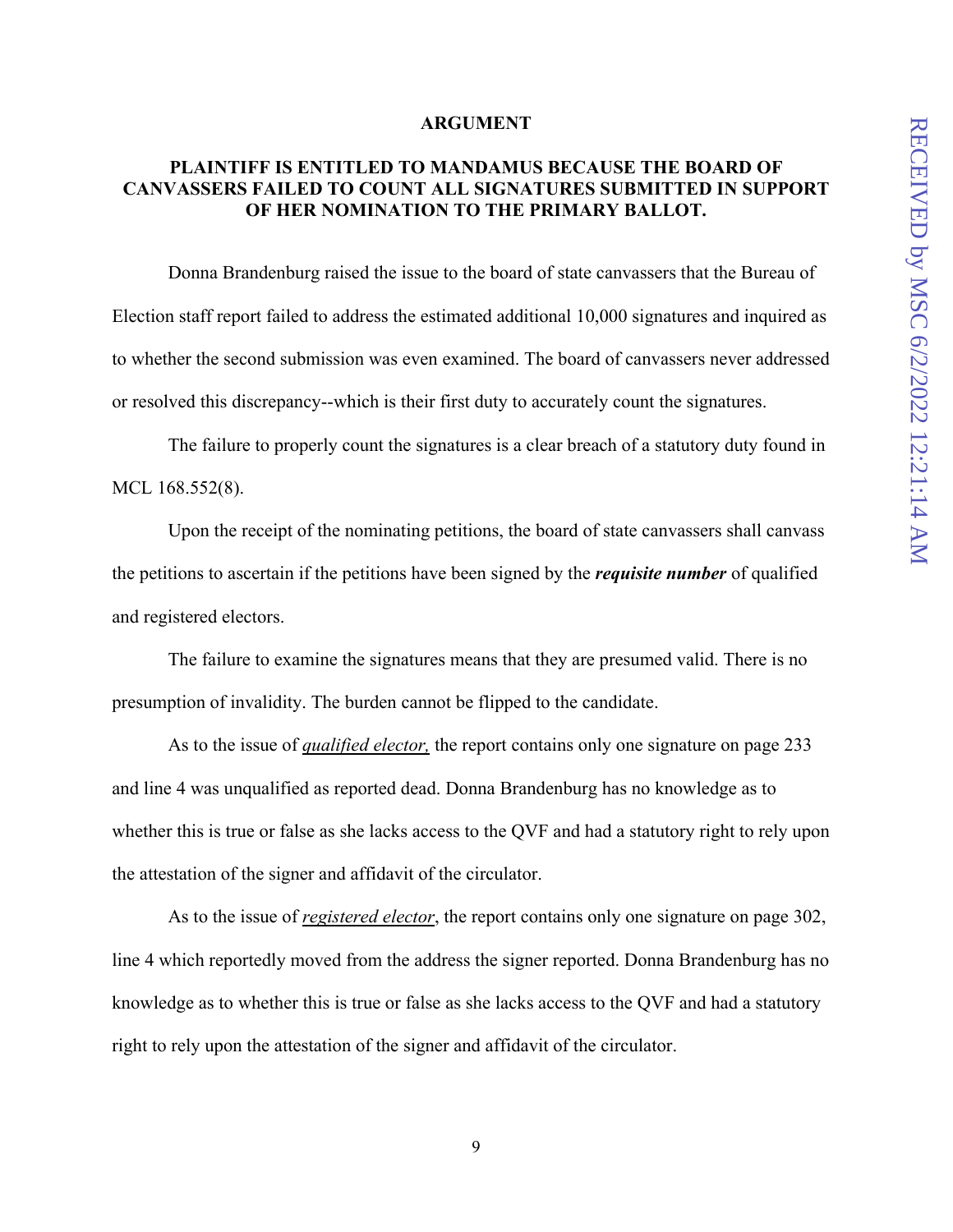## ARGUMENT

### PLAINTIFF IS ENTITLED TO MANDAMUS BECAUSE THE BOARD OF CANVASSERS FAILED TO COUNT ALL SIGNATURES SUBMITTED IN SUPPORT OF HER NOMINATION TO THE PRIMARY BALLOT.

Donna Brandenburg raised the issue to the board of state canvassers that the Bureau of Election staff report failed to address the estimated additional 10,000 signatures and inquired as to whether the second submission was even examined. The board of canvassers never addressed or resolved this discrepancy--which is their first duty to accurately count the signatures.

The failure to properly count the signatures is a clear breach of a statutory duty found in MCL 168.552(8).

Upon the receipt of the nominating petitions, the board of state canvassers shall canvass the petitions to ascertain if the petitions have been signed by the ***requisite number*** of qualified and registered electors.

The failure to examine the signatures means that they are presumed valid. There is no presumption of invalidity. The burden cannot be flipped to the candidate.

As to the issue of <u>*qualified elector,*</u> the report contains only one signature on page 233 and line 4 was unqualified as reported dead. Donna Brandenburg has no knowledge as to whether this is true or false as she lacks access to the QVF and had a statutory right to rely upon the attestation of the signer and affidavit of the circulator.

As to the issue of <u>*registered elector*</u>, the report contains only one signature on page 302, line 4 which reportedly moved from the address the signer reported. Donna Brandenburg has no knowledge as to whether this is true or false as she lacks access to the QVF and had a statutory right to rely upon the attestation of the signer and affidavit of the circulator.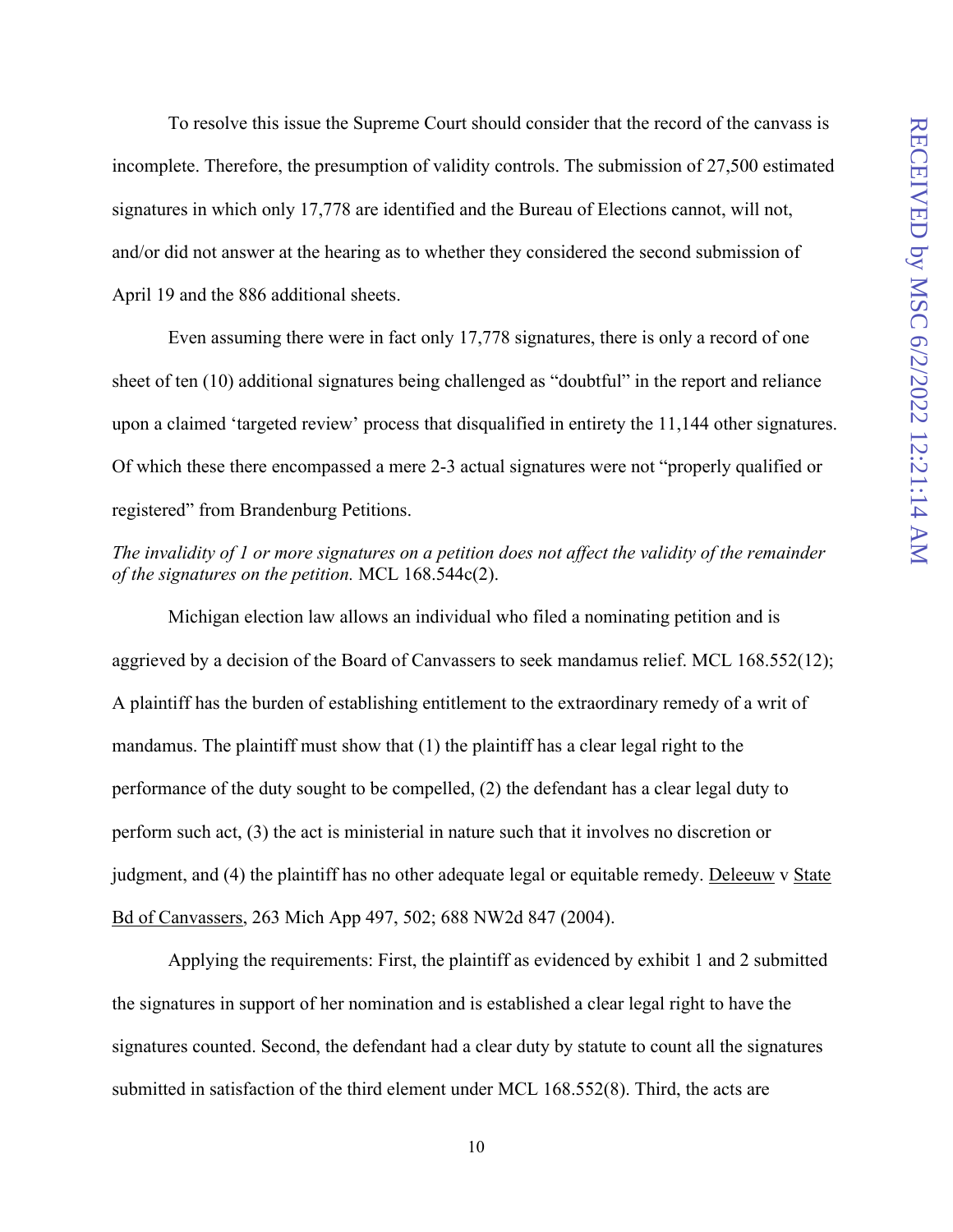To resolve this issue the Supreme Court should consider that the record of the canvass is incomplete. Therefore, the presumption of validity controls. The submission of 27,500 estimated signatures in which only 17,778 are identified and the Bureau of Elections cannot, will not, and/or did not answer at the hearing as to whether they considered the second submission of April 19 and the 886 additional sheets.

Even assuming there were in fact only 17,778 signatures, there is only a record of one sheet of ten (10) additional signatures being challenged as "doubtful" in the report and reliance upon a claimed 'targeted review' process that disqualified in entirety the 11,144 other signatures. Of which these there encompassed a mere 2-3 actual signatures were not "properly qualified or registered" from Brandenburg Petitions.

*The invalidity of 1 or more signatures on a petition does not affect the validity of the remainder of the signatures on the petition.* MCL 168.544c(2).

Michigan election law allows an individual who filed a nominating petition and is aggrieved by a decision of the Board of Canvassers to seek mandamus relief. MCL 168.552(12); A plaintiff has the burden of establishing entitlement to the extraordinary remedy of a writ of mandamus. The plaintiff must show that (1) the plaintiff has a clear legal right to the performance of the duty sought to be compelled, (2) the defendant has a clear legal duty to perform such act, (3) the act is ministerial in nature such that it involves no discretion or judgment, and (4) the plaintiff has no other adequate legal or equitable remedy. Deleeuw v State Bd of Canvassers, 263 Mich App 497, 502; 688 NW2d 847 (2004).

Applying the requirements: First, the plaintiff as evidenced by exhibit 1 and 2 submitted the signatures in support of her nomination and is established a clear legal right to have the signatures counted. Second, the defendant had a clear duty by statute to count all the signatures submitted in satisfaction of the third element under MCL 168.552(8). Third, the acts are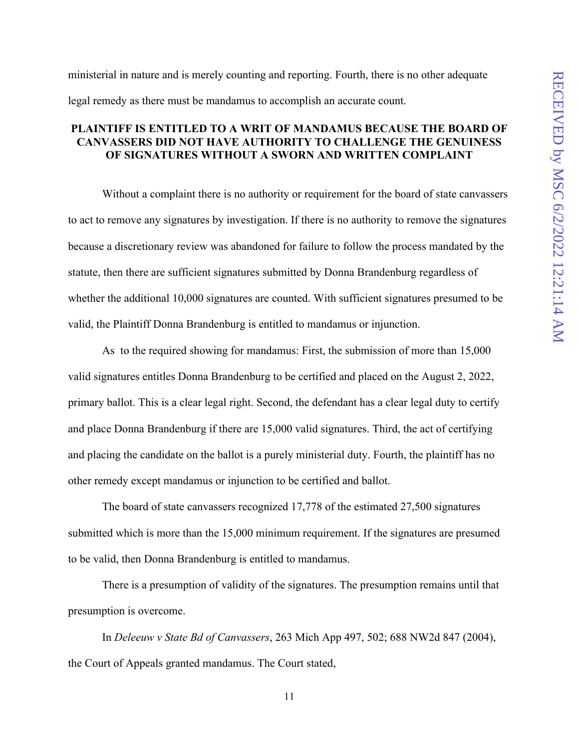ministerial in nature and is merely counting and reporting. Fourth, there is no other adequate legal remedy as there must be mandamus to accomplish an accurate count.

## PLAINTIFF IS ENTITLED TO A WRIT OF MANDAMUS BECAUSE THE BOARD OF CANVASSERS DID NOT HAVE AUTHORITY TO CHALLENGE THE GENUINESS OF SIGNATURES WITHOUT A SWORN AND WRITTEN COMPLAINT

Without a complaint there is no authority or requirement for the board of state canvassers to act to remove any signatures by investigation. If there is no authority to remove the signatures because a discretionary review was abandoned for failure to follow the process mandated by the statute, then there are sufficient signatures submitted by Donna Brandenburg regardless of whether the additional 10,000 signatures are counted. With sufficient signatures presumed to be valid, the Plaintiff Donna Brandenburg is entitled to mandamus or injunction.

As to the required showing for mandamus: First, the submission of more than 15,000 valid signatures entitles Donna Brandenburg to be certified and placed on the August 2, 2022, primary ballot. This is a clear legal right. Second, the defendant has a clear legal duty to certify and place Donna Brandenburg if there are 15,000 valid signatures. Third, the act of certifying and placing the candidate on the ballot is a purely ministerial duty. Fourth, the plaintiff has no other remedy except mandamus or injunction to be certified and ballot.

The board of state canvassers recognized 17,778 of the estimated 27,500 signatures submitted which is more than the 15,000 minimum requirement. If the signatures are presumed to be valid, then Donna Brandenburg is entitled to mandamus.

There is a presumption of validity of the signatures. The presumption remains until that presumption is overcome.

In *Deleeuw v State Bd of Canvassers*, 263 Mich App 497, 502; 688 NW2d 847 (2004), the Court of Appeals granted mandamus. The Court stated,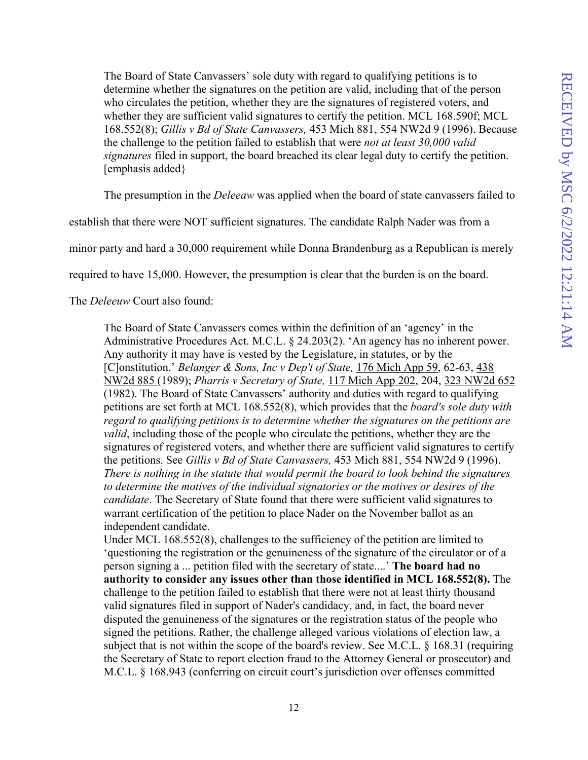> The Board of State Canvassers' sole duty with regard to qualifying petitions is to determine whether the signatures on the petition are valid, including that of the person who circulates the petition, whether they are the signatures of registered voters, and whether they are sufficient valid signatures to certify the petition. MCL 168.590f; MCL 168.552(8); *Gillis v Bd of State Canvassers,* 453 Mich 881, 554 NW2d 9 (1996). Because the challenge to the petition failed to establish that were *not at least 30,000 valid signatures* filed in support, the board breached its clear legal duty to certify the petition. [emphasis added}

The presumption in the *Deleeaw* was applied when the board of state canvassers failed to establish that there were NOT sufficient signatures. The candidate Ralph Nader was from a minor party and hard a 30,000 requirement while Donna Brandenburg as a Republican is merely required to have 15,000. However, the presumption is clear that the burden is on the board.

The *Deleeuw* Court also found:

> The Board of State Canvassers comes within the definition of an 'agency' in the Administrative Procedures Act. M.C.L. § 24.203(2). 'An agency has no inherent power. Any authority it may have is vested by the Legislature, in statutes, or by the [C]onstitution.' *Belanger & Sons, Inc v Dep't of State,* 176 Mich App 59, 62-63, 438 NW2d 885 (1989); *Pharris v Secretary of State,* 117 Mich App 202, 204, 323 NW2d 652 (1982). The Board of State Canvassers' authority and duties with regard to qualifying petitions are set forth at MCL 168.552(8), which provides that the *board's sole duty with regard to qualifying petitions is to determine whether the signatures on the petitions are valid*, including those of the people who circulate the petitions, whether they are the signatures of registered voters, and whether there are sufficient valid signatures to certify the petitions. See *Gillis v Bd of State Canvassers,* 453 Mich 881, 554 NW2d 9 (1996). *There is nothing in the statute that would permit the board to look behind the signatures to determine the motives of the individual signatories or the motives or desires of the candidate*. The Secretary of State found that there were sufficient valid signatures to warrant certification of the petition to place Nader on the November ballot as an independent candidate.
>
> Under MCL 168.552(8), challenges to the sufficiency of the petition are limited to 'questioning the registration or the genuineness of the signature of the circulator or of a person signing a ... petition filed with the secretary of state....' **The board had no authority to consider any issues other than those identified in MCL 168.552(8).** The challenge to the petition failed to establish that there were not at least thirty thousand valid signatures filed in support of Nader's candidacy, and, in fact, the board never disputed the genuineness of the signatures or the registration status of the people who signed the petitions. Rather, the challenge alleged various violations of election law, a subject that is not within the scope of the board's review. See M.C.L. § 168.31 (requiring the Secretary of State to report election fraud to the Attorney General or prosecutor) and M.C.L. § 168.943 (conferring on circuit court's jurisdiction over offenses committed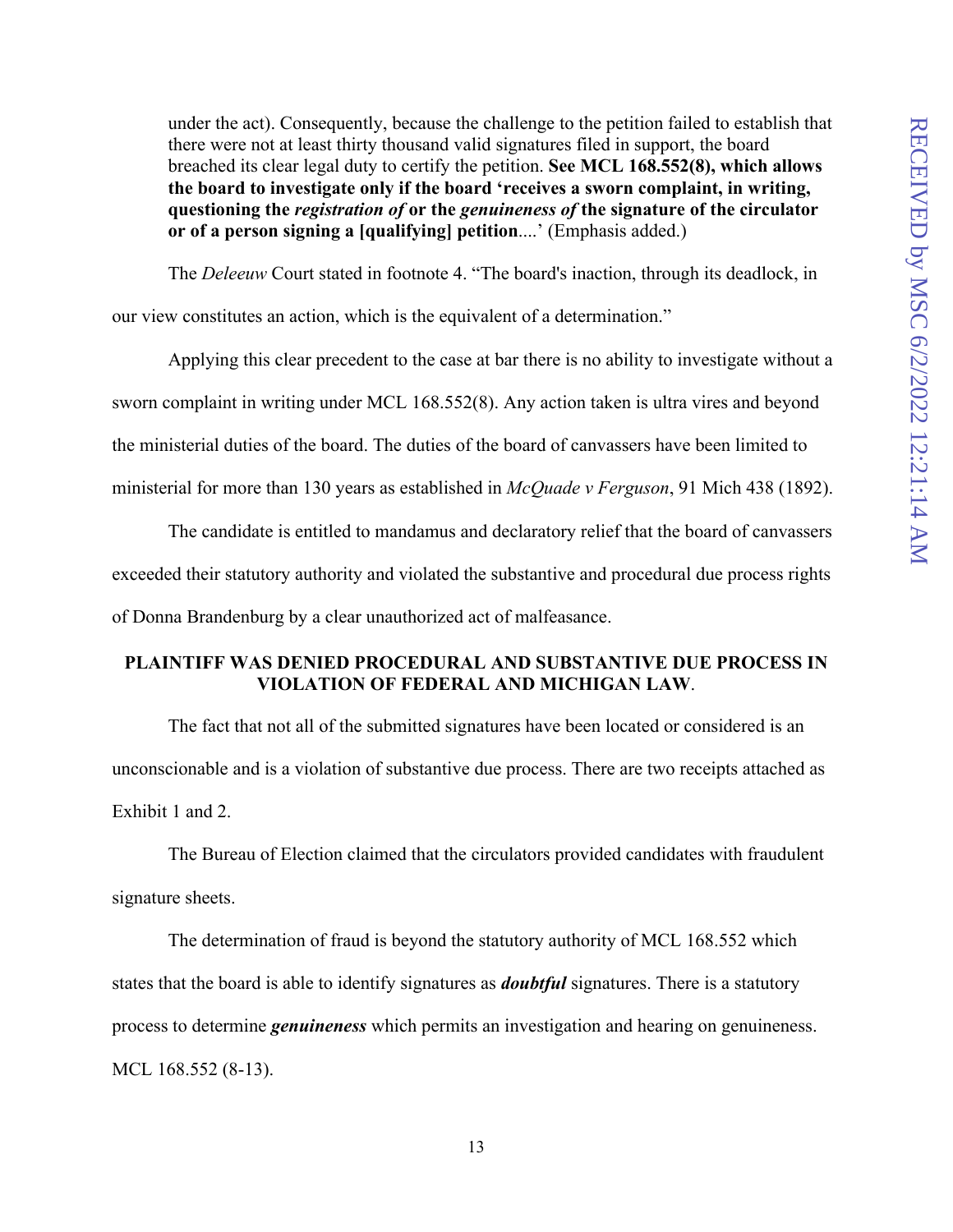under the act). Consequently, because the challenge to the petition failed to establish that there were not at least thirty thousand valid signatures filed in support, the board breached its clear legal duty to certify the petition. **See MCL 168.552(8), which allows the board to investigate only if the board 'receives a sworn complaint, in writing, questioning the *registration of* or the *genuineness of* the signature of the circulator or of a person signing a [qualifying] petition**....' (Emphasis added.)

The *Deleeuw* Court stated in footnote 4. "The board's inaction, through its deadlock, in our view constitutes an action, which is the equivalent of a determination."

Applying this clear precedent to the case at bar there is no ability to investigate without a sworn complaint in writing under MCL 168.552(8). Any action taken is ultra vires and beyond the ministerial duties of the board. The duties of the board of canvassers have been limited to ministerial for more than 130 years as established in *McQuade v Ferguson*, 91 Mich 438 (1892).

The candidate is entitled to mandamus and declaratory relief that the board of canvassers exceeded their statutory authority and violated the substantive and procedural due process rights of Donna Brandenburg by a clear unauthorized act of malfeasance.

## PLAINTIFF WAS DENIED PROCEDURAL AND SUBSTANTIVE DUE PROCESS IN VIOLATION OF FEDERAL AND MICHIGAN LAW.

The fact that not all of the submitted signatures have been located or considered is an unconscionable and is a violation of substantive due process. There are two receipts attached as Exhibit 1 and 2.

The Bureau of Election claimed that the circulators provided candidates with fraudulent signature sheets.

The determination of fraud is beyond the statutory authority of MCL 168.552 which states that the board is able to identify signatures as ***doubtful*** signatures. There is a statutory process to determine ***genuineness*** which permits an investigation and hearing on genuineness. MCL 168.552 (8-13).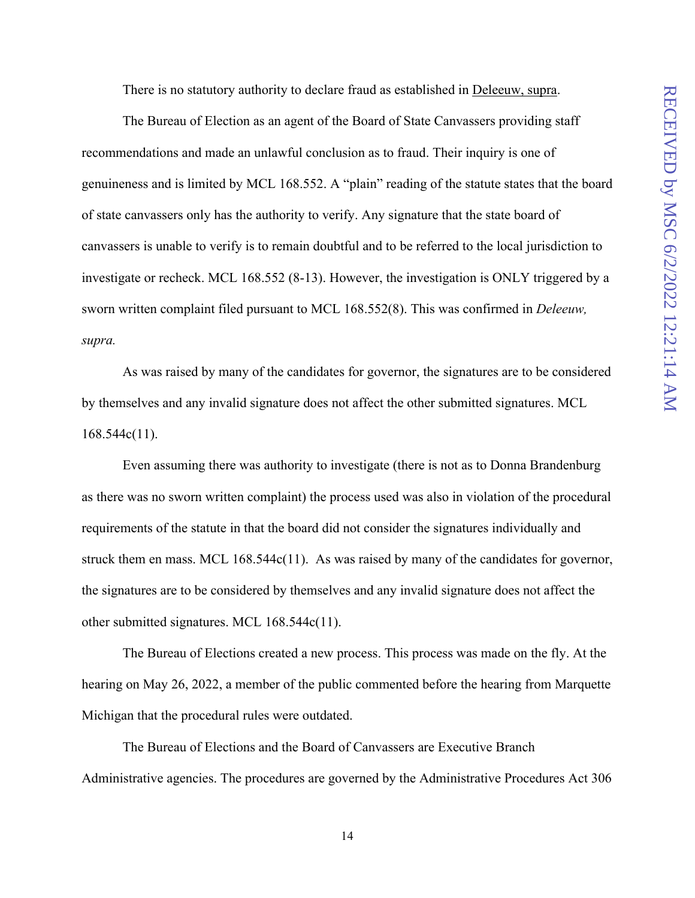There is no statutory authority to declare fraud as established in Deleeuw, supra.

The Bureau of Election as an agent of the Board of State Canvassers providing staff recommendations and made an unlawful conclusion as to fraud. Their inquiry is one of genuineness and is limited by MCL 168.552. A "plain" reading of the statute states that the board of state canvassers only has the authority to verify. Any signature that the state board of canvassers is unable to verify is to remain doubtful and to be referred to the local jurisdiction to investigate or recheck. MCL 168.552 (8-13). However, the investigation is ONLY triggered by a sworn written complaint filed pursuant to MCL 168.552(8). This was confirmed in *Deleeuw, supra.*

As was raised by many of the candidates for governor, the signatures are to be considered by themselves and any invalid signature does not affect the other submitted signatures. MCL 168.544c(11).

Even assuming there was authority to investigate (there is not as to Donna Brandenburg as there was no sworn written complaint) the process used was also in violation of the procedural requirements of the statute in that the board did not consider the signatures individually and struck them en mass. MCL 168.544c(11). As was raised by many of the candidates for governor, the signatures are to be considered by themselves and any invalid signature does not affect the other submitted signatures. MCL 168.544c(11).

The Bureau of Elections created a new process. This process was made on the fly. At the hearing on May 26, 2022, a member of the public commented before the hearing from Marquette Michigan that the procedural rules were outdated.

The Bureau of Elections and the Board of Canvassers are Executive Branch Administrative agencies. The procedures are governed by the Administrative Procedures Act 306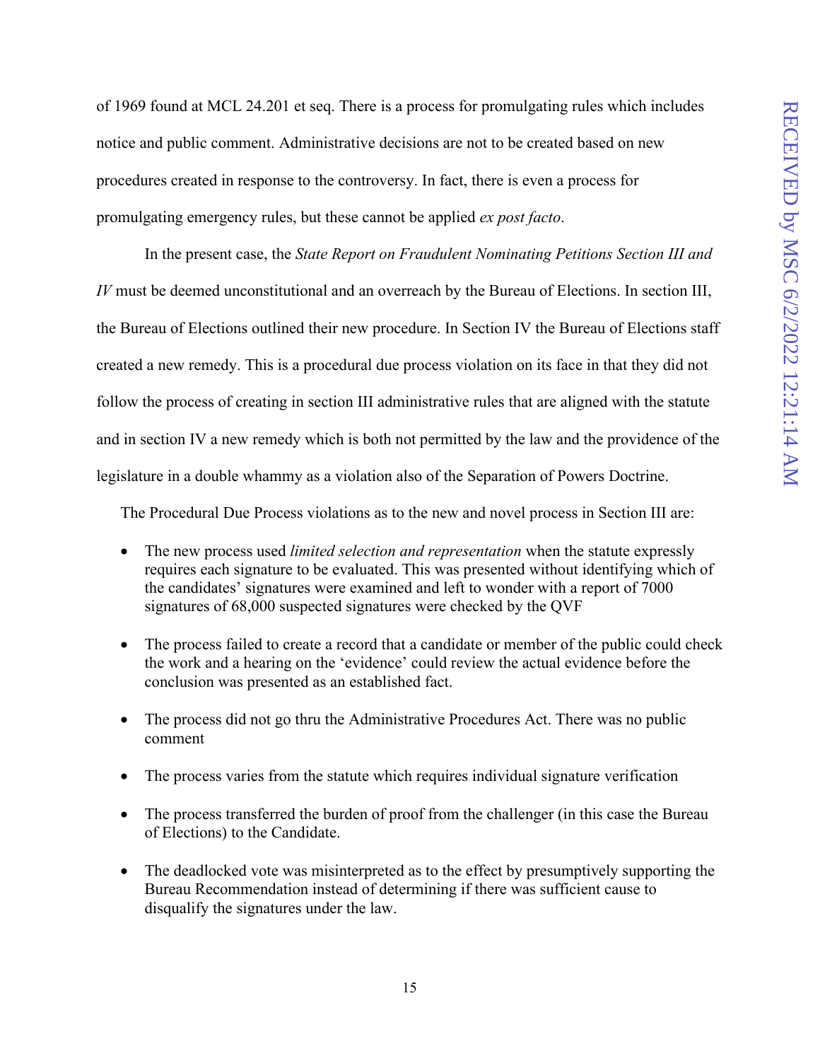of 1969 found at MCL 24.201 et seq. There is a process for promulgating rules which includes notice and public comment. Administrative decisions are not to be created based on new procedures created in response to the controversy. In fact, there is even a process for promulgating emergency rules, but these cannot be applied *ex post facto*.

In the present case, the *State Report on Fraudulent Nominating Petitions Section III and IV* must be deemed unconstitutional and an overreach by the Bureau of Elections. In section III, the Bureau of Elections outlined their new procedure. In Section IV the Bureau of Elections staff created a new remedy. This is a procedural due process violation on its face in that they did not follow the process of creating in section III administrative rules that are aligned with the statute and in section IV a new remedy which is both not permitted by the law and the providence of the legislature in a double whammy as a violation also of the Separation of Powers Doctrine.

The Procedural Due Process violations as to the new and novel process in Section III are:

- The new process used *limited selection and representation* when the statute expressly requires each signature to be evaluated. This was presented without identifying which of the candidates' signatures were examined and left to wonder with a report of 7000 signatures of 68,000 suspected signatures were checked by the QVF

- The process failed to create a record that a candidate or member of the public could check the work and a hearing on the 'evidence' could review the actual evidence before the conclusion was presented as an established fact.

- The process did not go thru the Administrative Procedures Act. There was no public comment

- The process varies from the statute which requires individual signature verification

- The process transferred the burden of proof from the challenger (in this case the Bureau of Elections) to the Candidate.

- The deadlocked vote was misinterpreted as to the effect by presumptively supporting the Bureau Recommendation instead of determining if there was sufficient cause to disqualify the signatures under the law.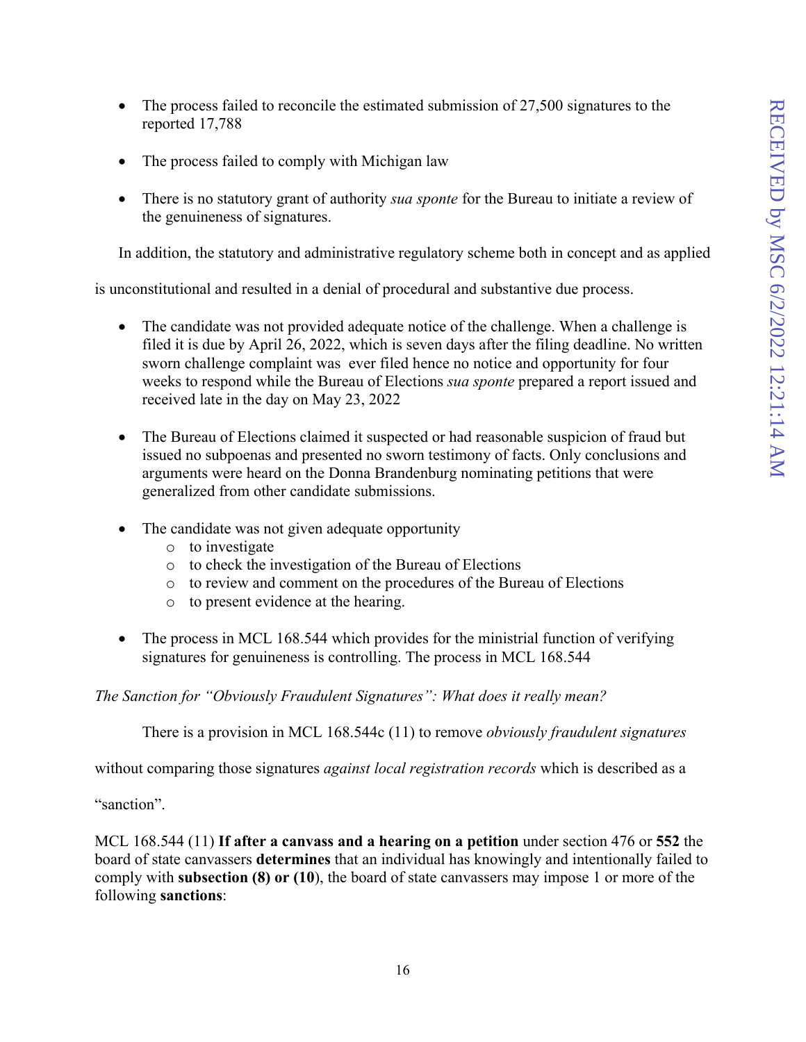- The process failed to reconcile the estimated submission of 27,500 signatures to the reported 17,788

- The process failed to comply with Michigan law

- There is no statutory grant of authority *sua sponte* for the Bureau to initiate a review of the genuineness of signatures.

In addition, the statutory and administrative regulatory scheme both in concept and as applied is unconstitutional and resulted in a denial of procedural and substantive due process.

- The candidate was not provided adequate notice of the challenge. When a challenge is filed it is due by April 26, 2022, which is seven days after the filing deadline. No written sworn challenge complaint was ever filed hence no notice and opportunity for four weeks to respond while the Bureau of Elections *sua sponte* prepared a report issued and received late in the day on May 23, 2022

- The Bureau of Elections claimed it suspected or had reasonable suspicion of fraud but issued no subpoenas and presented no sworn testimony of facts. Only conclusions and arguments were heard on the Donna Brandenburg nominating petitions that were generalized from other candidate submissions.

- The candidate was not given adequate opportunity
  - to investigate
  - to check the investigation of the Bureau of Elections
  - to review and comment on the procedures of the Bureau of Elections
  - to present evidence at the hearing.

- The process in MCL 168.544 which provides for the ministrial function of verifying signatures for genuineness is controlling. The process in MCL 168.544

*The Sanction for "Obviously Fraudulent Signatures": What does it really mean?*

There is a provision in MCL 168.544c (11) to remove *obviously fraudulent signatures* without comparing those signatures *against local registration records* which is described as a "sanction".

MCL 168.544 (11) **If after a canvass and a hearing on a petition** under section 476 or **552** the board of state canvassers **determines** that an individual has knowingly and intentionally failed to comply with **subsection (8) or (10**), the board of state canvassers may impose 1 or more of the following **sanctions**: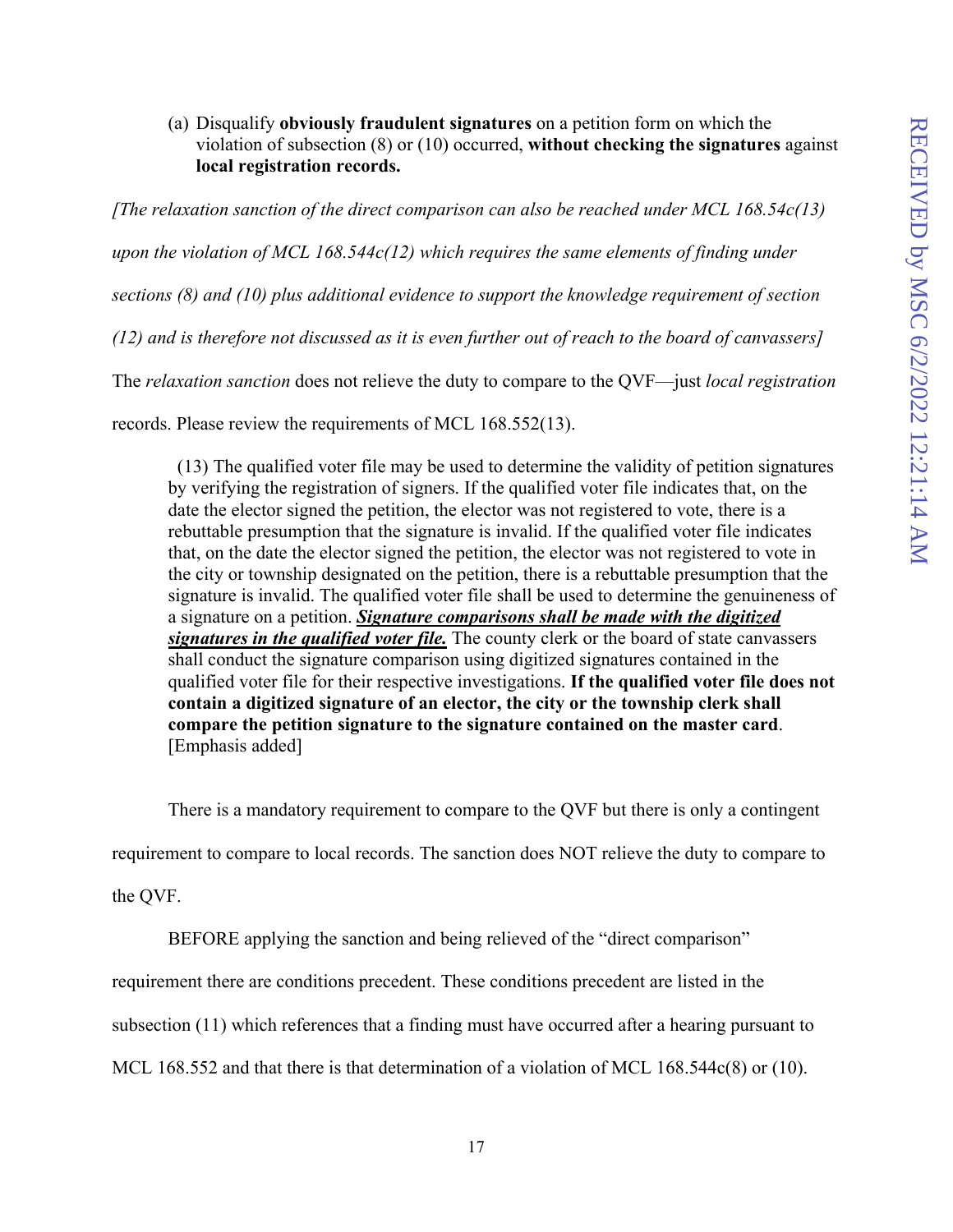(a) Disqualify **obviously fraudulent signatures** on a petition form on which the violation of subsection (8) or (10) occurred, **without checking the signatures** against **local registration records.**

*[The relaxation sanction of the direct comparison can also be reached under MCL 168.54c(13) upon the violation of MCL 168.544c(12) which requires the same elements of finding under sections (8) and (10) plus additional evidence to support the knowledge requirement of section (12) and is therefore not discussed as it is even further out of reach to the board of canvassers]*

The *relaxation sanction* does not relieve the duty to compare to the QVF—just *local registration* records. Please review the requirements of MCL 168.552(13).

> (13) The qualified voter file may be used to determine the validity of petition signatures by verifying the registration of signers. If the qualified voter file indicates that, on the date the elector signed the petition, the elector was not registered to vote, there is a rebuttable presumption that the signature is invalid. If the qualified voter file indicates that, on the date the elector signed the petition, the elector was not registered to vote in the city or township designated on the petition, there is a rebuttable presumption that the signature is invalid. The qualified voter file shall be used to determine the genuineness of a signature on a petition. ***Signature comparisons shall be made with the digitized signatures in the qualified voter file.*** The county clerk or the board of state canvassers shall conduct the signature comparison using digitized signatures contained in the qualified voter file for their respective investigations. **If the qualified voter file does not contain a digitized signature of an elector, the city or the township clerk shall compare the petition signature to the signature contained on the master card**. [Emphasis added]

There is a mandatory requirement to compare to the QVF but there is only a contingent requirement to compare to local records. The sanction does NOT relieve the duty to compare to the QVF.

BEFORE applying the sanction and being relieved of the "direct comparison" requirement there are conditions precedent. These conditions precedent are listed in the subsection (11) which references that a finding must have occurred after a hearing pursuant to MCL 168.552 and that there is that determination of a violation of MCL 168.544c(8) or (10).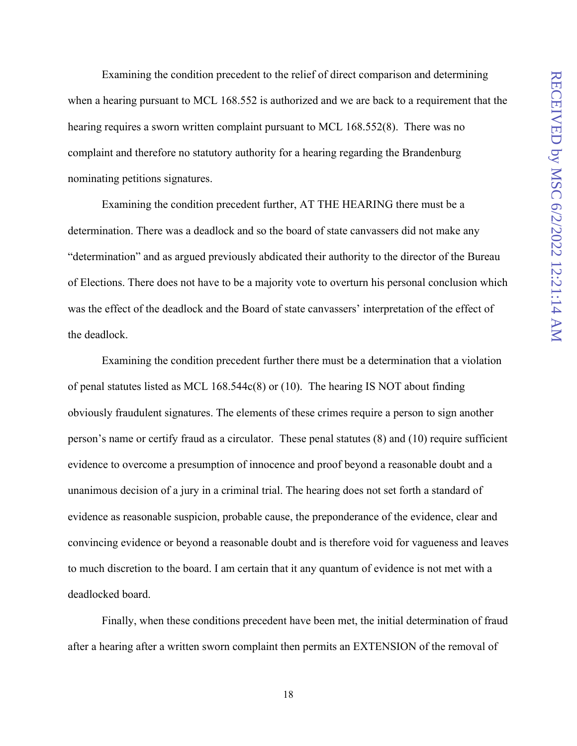Examining the condition precedent to the relief of direct comparison and determining when a hearing pursuant to MCL 168.552 is authorized and we are back to a requirement that the hearing requires a sworn written complaint pursuant to MCL 168.552(8). There was no complaint and therefore no statutory authority for a hearing regarding the Brandenburg nominating petitions signatures.

Examining the condition precedent further, AT THE HEARING there must be a determination. There was a deadlock and so the board of state canvassers did not make any "determination" and as argued previously abdicated their authority to the director of the Bureau of Elections. There does not have to be a majority vote to overturn his personal conclusion which was the effect of the deadlock and the Board of state canvassers' interpretation of the effect of the deadlock.

Examining the condition precedent further there must be a determination that a violation of penal statutes listed as MCL 168.544c(8) or (10). The hearing IS NOT about finding obviously fraudulent signatures. The elements of these crimes require a person to sign another person's name or certify fraud as a circulator. These penal statutes (8) and (10) require sufficient evidence to overcome a presumption of innocence and proof beyond a reasonable doubt and a unanimous decision of a jury in a criminal trial. The hearing does not set forth a standard of evidence as reasonable suspicion, probable cause, the preponderance of the evidence, clear and convincing evidence or beyond a reasonable doubt and is therefore void for vagueness and leaves to much discretion to the board. I am certain that it any quantum of evidence is not met with a deadlocked board.

Finally, when these conditions precedent have been met, the initial determination of fraud after a hearing after a written sworn complaint then permits an EXTENSION of the removal of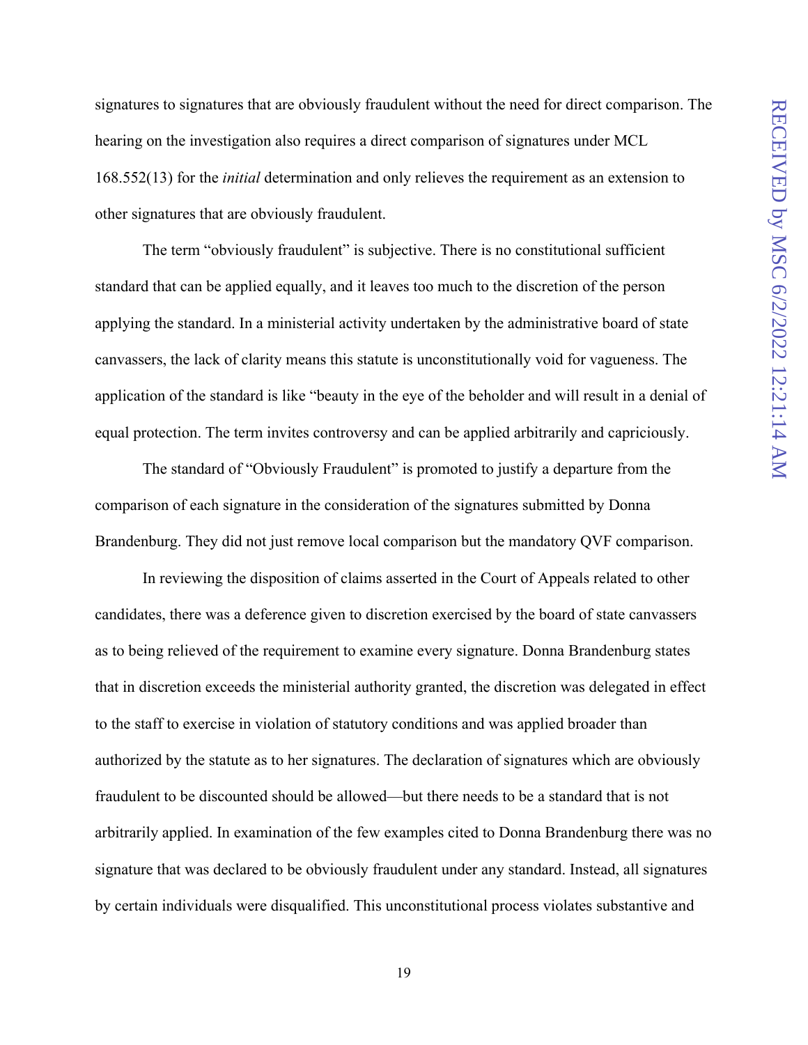signatures to signatures that are obviously fraudulent without the need for direct comparison. The hearing on the investigation also requires a direct comparison of signatures under MCL 168.552(13) for the *initial* determination and only relieves the requirement as an extension to other signatures that are obviously fraudulent.

The term "obviously fraudulent" is subjective. There is no constitutional sufficient standard that can be applied equally, and it leaves too much to the discretion of the person applying the standard. In a ministerial activity undertaken by the administrative board of state canvassers, the lack of clarity means this statute is unconstitutionally void for vagueness. The application of the standard is like "beauty in the eye of the beholder and will result in a denial of equal protection. The term invites controversy and can be applied arbitrarily and capriciously.

The standard of "Obviously Fraudulent" is promoted to justify a departure from the comparison of each signature in the consideration of the signatures submitted by Donna Brandenburg. They did not just remove local comparison but the mandatory QVF comparison.

In reviewing the disposition of claims asserted in the Court of Appeals related to other candidates, there was a deference given to discretion exercised by the board of state canvassers as to being relieved of the requirement to examine every signature. Donna Brandenburg states that in discretion exceeds the ministerial authority granted, the discretion was delegated in effect to the staff to exercise in violation of statutory conditions and was applied broader than authorized by the statute as to her signatures. The declaration of signatures which are obviously fraudulent to be discounted should be allowed—but there needs to be a standard that is not arbitrarily applied. In examination of the few examples cited to Donna Brandenburg there was no signature that was declared to be obviously fraudulent under any standard. Instead, all signatures by certain individuals were disqualified. This unconstitutional process violates substantive and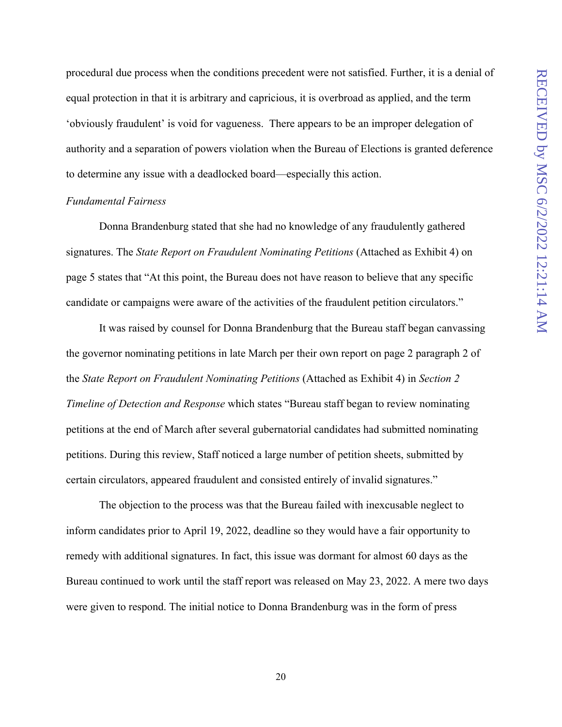procedural due process when the conditions precedent were not satisfied. Further, it is a denial of equal protection in that it is arbitrary and capricious, it is overbroad as applied, and the term 'obviously fraudulent' is void for vagueness. There appears to be an improper delegation of authority and a separation of powers violation when the Bureau of Elections is granted deference to determine any issue with a deadlocked board—especially this action.

*Fundamental Fairness*

Donna Brandenburg stated that she had no knowledge of any fraudulently gathered signatures. The *State Report on Fraudulent Nominating Petitions* (Attached as Exhibit 4) on page 5 states that "At this point, the Bureau does not have reason to believe that any specific candidate or campaigns were aware of the activities of the fraudulent petition circulators."

It was raised by counsel for Donna Brandenburg that the Bureau staff began canvassing the governor nominating petitions in late March per their own report on page 2 paragraph 2 of the *State Report on Fraudulent Nominating Petitions* (Attached as Exhibit 4) in *Section 2 Timeline of Detection and Response* which states "Bureau staff began to review nominating petitions at the end of March after several gubernatorial candidates had submitted nominating petitions. During this review, Staff noticed a large number of petition sheets, submitted by certain circulators, appeared fraudulent and consisted entirely of invalid signatures."

The objection to the process was that the Bureau failed with inexcusable neglect to inform candidates prior to April 19, 2022, deadline so they would have a fair opportunity to remedy with additional signatures. In fact, this issue was dormant for almost 60 days as the Bureau continued to work until the staff report was released on May 23, 2022. A mere two days were given to respond. The initial notice to Donna Brandenburg was in the form of press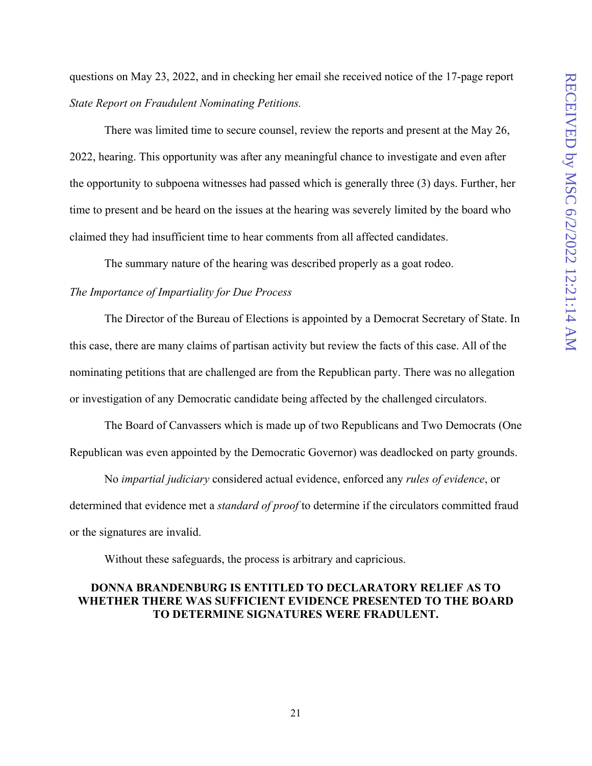questions on May 23, 2022, and in checking her email she received notice of the 17-page report *State Report on Fraudulent Nominating Petitions.*

There was limited time to secure counsel, review the reports and present at the May 26, 2022, hearing. This opportunity was after any meaningful chance to investigate and even after the opportunity to subpoena witnesses had passed which is generally three (3) days. Further, her time to present and be heard on the issues at the hearing was severely limited by the board who claimed they had insufficient time to hear comments from all affected candidates.

The summary nature of the hearing was described properly as a goat rodeo.

*The Importance of Impartiality for Due Process*

The Director of the Bureau of Elections is appointed by a Democrat Secretary of State. In this case, there are many claims of partisan activity but review the facts of this case. All of the nominating petitions that are challenged are from the Republican party. There was no allegation or investigation of any Democratic candidate being affected by the challenged circulators.

The Board of Canvassers which is made up of two Republicans and Two Democrats (One Republican was even appointed by the Democratic Governor) was deadlocked on party grounds.

No *impartial judiciary* considered actual evidence, enforced any *rules of evidence*, or determined that evidence met a *standard of proof* to determine if the circulators committed fraud or the signatures are invalid.

Without these safeguards, the process is arbitrary and capricious.

**DONNA BRANDENBURG IS ENTITLED TO DECLARATORY RELIEF AS TO WHETHER THERE WAS SUFFICIENT EVIDENCE PRESENTED TO THE BOARD TO DETERMINE SIGNATURES WERE FRADULENT.**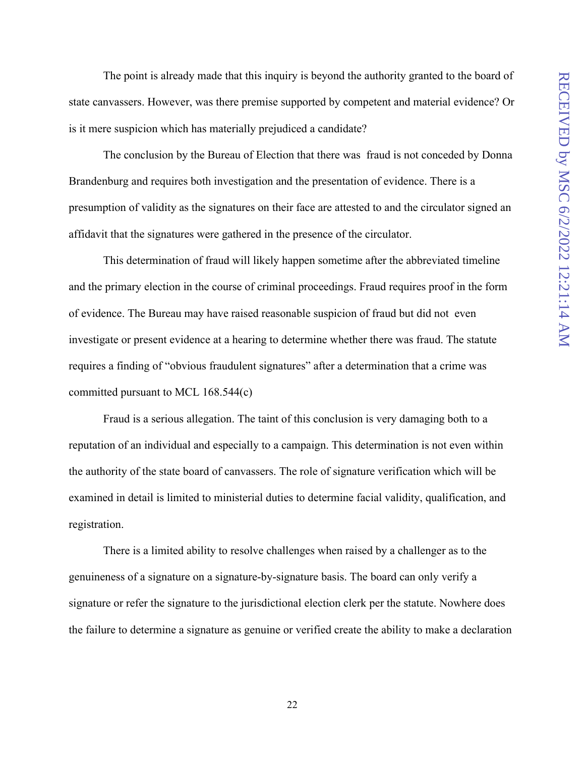The point is already made that this inquiry is beyond the authority granted to the board of state canvassers. However, was there premise supported by competent and material evidence? Or is it mere suspicion which has materially prejudiced a candidate?

The conclusion by the Bureau of Election that there was fraud is not conceded by Donna Brandenburg and requires both investigation and the presentation of evidence. There is a presumption of validity as the signatures on their face are attested to and the circulator signed an affidavit that the signatures were gathered in the presence of the circulator.

This determination of fraud will likely happen sometime after the abbreviated timeline and the primary election in the course of criminal proceedings. Fraud requires proof in the form of evidence. The Bureau may have raised reasonable suspicion of fraud but did not even investigate or present evidence at a hearing to determine whether there was fraud. The statute requires a finding of "obvious fraudulent signatures" after a determination that a crime was committed pursuant to MCL 168.544(c)

Fraud is a serious allegation. The taint of this conclusion is very damaging both to a reputation of an individual and especially to a campaign. This determination is not even within the authority of the state board of canvassers. The role of signature verification which will be examined in detail is limited to ministerial duties to determine facial validity, qualification, and registration.

There is a limited ability to resolve challenges when raised by a challenger as to the genuineness of a signature on a signature-by-signature basis. The board can only verify a signature or refer the signature to the jurisdictional election clerk per the statute. Nowhere does the failure to determine a signature as genuine or verified create the ability to make a declaration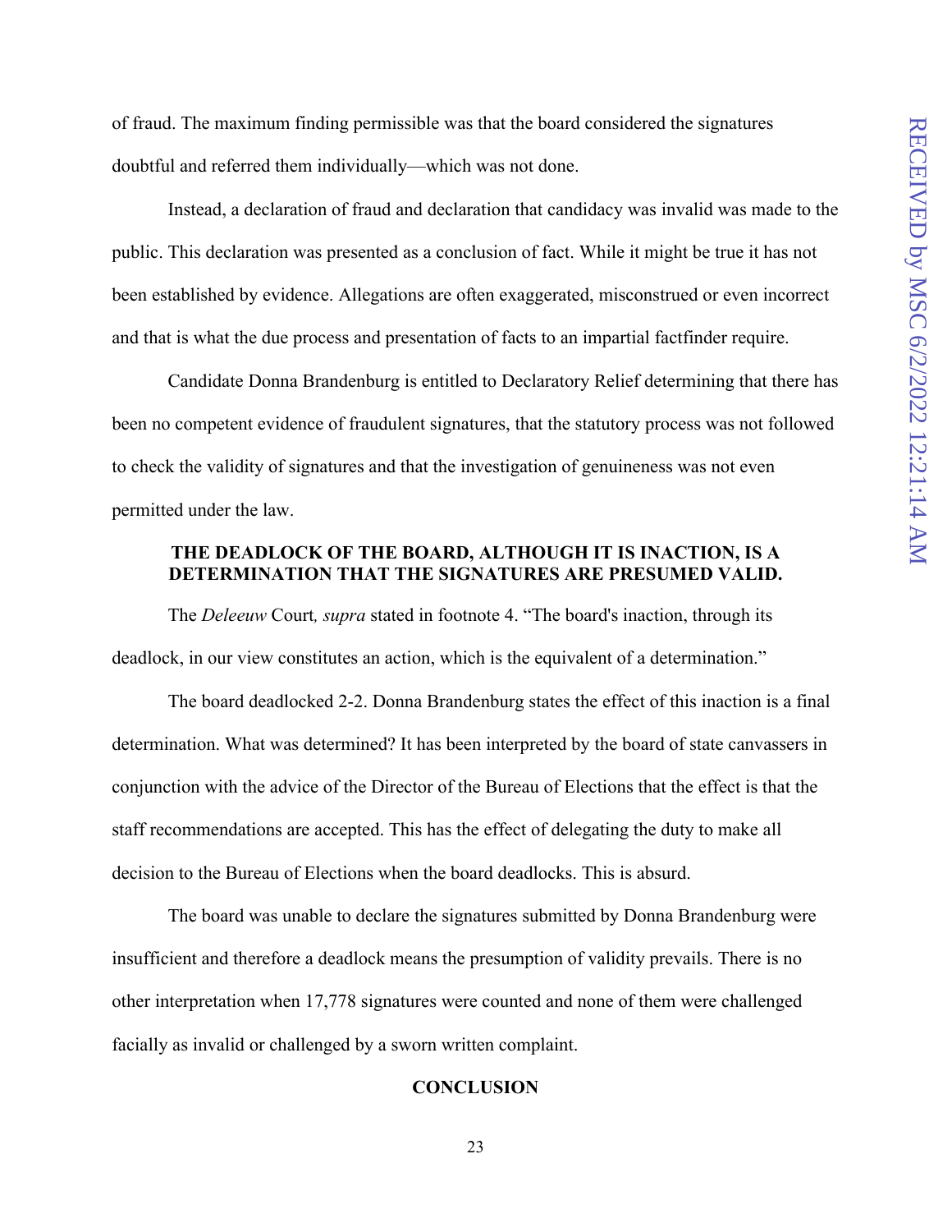of fraud. The maximum finding permissible was that the board considered the signatures doubtful and referred them individually—which was not done.

Instead, a declaration of fraud and declaration that candidacy was invalid was made to the public. This declaration was presented as a conclusion of fact. While it might be true it has not been established by evidence. Allegations are often exaggerated, misconstrued or even incorrect and that is what the due process and presentation of facts to an impartial factfinder require.

Candidate Donna Brandenburg is entitled to Declaratory Relief determining that there has been no competent evidence of fraudulent signatures, that the statutory process was not followed to check the validity of signatures and that the investigation of genuineness was not even permitted under the law.

**THE DEADLOCK OF THE BOARD, ALTHOUGH IT IS INACTION, IS A DETERMINATION THAT THE SIGNATURES ARE PRESUMED VALID.**

The *Deleeuw* Court*, supra* stated in footnote 4. "The board's inaction, through its deadlock, in our view constitutes an action, which is the equivalent of a determination."

The board deadlocked 2-2. Donna Brandenburg states the effect of this inaction is a final determination. What was determined? It has been interpreted by the board of state canvassers in conjunction with the advice of the Director of the Bureau of Elections that the effect is that the staff recommendations are accepted. This has the effect of delegating the duty to make all decision to the Bureau of Elections when the board deadlocks. This is absurd.

The board was unable to declare the signatures submitted by Donna Brandenburg were insufficient and therefore a deadlock means the presumption of validity prevails. There is no other interpretation when 17,778 signatures were counted and none of them were challenged facially as invalid or challenged by a sworn written complaint.

**CONCLUSION**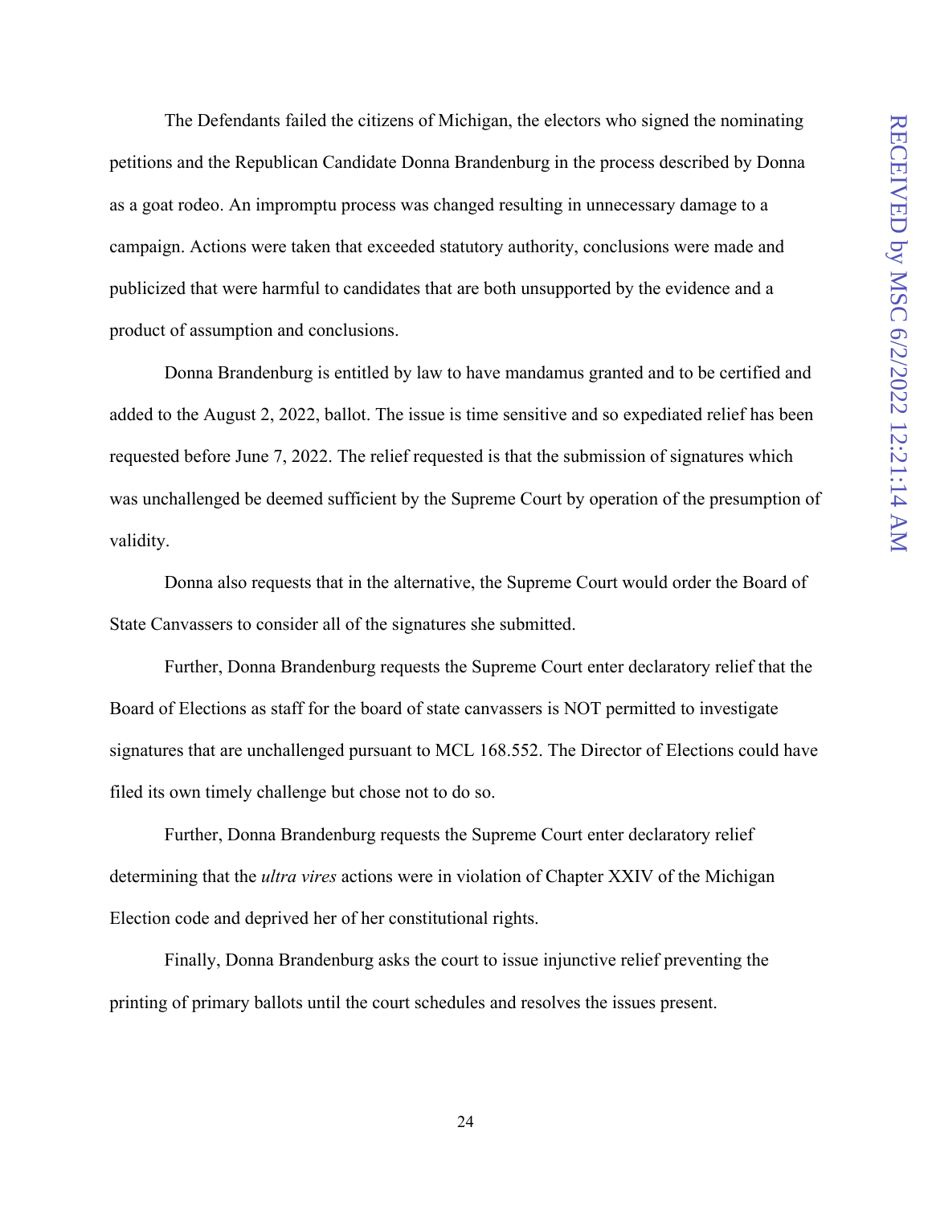The Defendants failed the citizens of Michigan, the electors who signed the nominating petitions and the Republican Candidate Donna Brandenburg in the process described by Donna as a goat rodeo. An impromptu process was changed resulting in unnecessary damage to a campaign. Actions were taken that exceeded statutory authority, conclusions were made and publicized that were harmful to candidates that are both unsupported by the evidence and a product of assumption and conclusions.

Donna Brandenburg is entitled by law to have mandamus granted and to be certified and added to the August 2, 2022, ballot. The issue is time sensitive and so expediated relief has been requested before June 7, 2022. The relief requested is that the submission of signatures which was unchallenged be deemed sufficient by the Supreme Court by operation of the presumption of validity.

Donna also requests that in the alternative, the Supreme Court would order the Board of State Canvassers to consider all of the signatures she submitted.

Further, Donna Brandenburg requests the Supreme Court enter declaratory relief that the Board of Elections as staff for the board of state canvassers is NOT permitted to investigate signatures that are unchallenged pursuant to MCL 168.552. The Director of Elections could have filed its own timely challenge but chose not to do so.

Further, Donna Brandenburg requests the Supreme Court enter declaratory relief determining that the *ultra vires* actions were in violation of Chapter XXIV of the Michigan Election code and deprived her of her constitutional rights.

Finally, Donna Brandenburg asks the court to issue injunctive relief preventing the printing of primary ballots until the court schedules and resolves the issues present.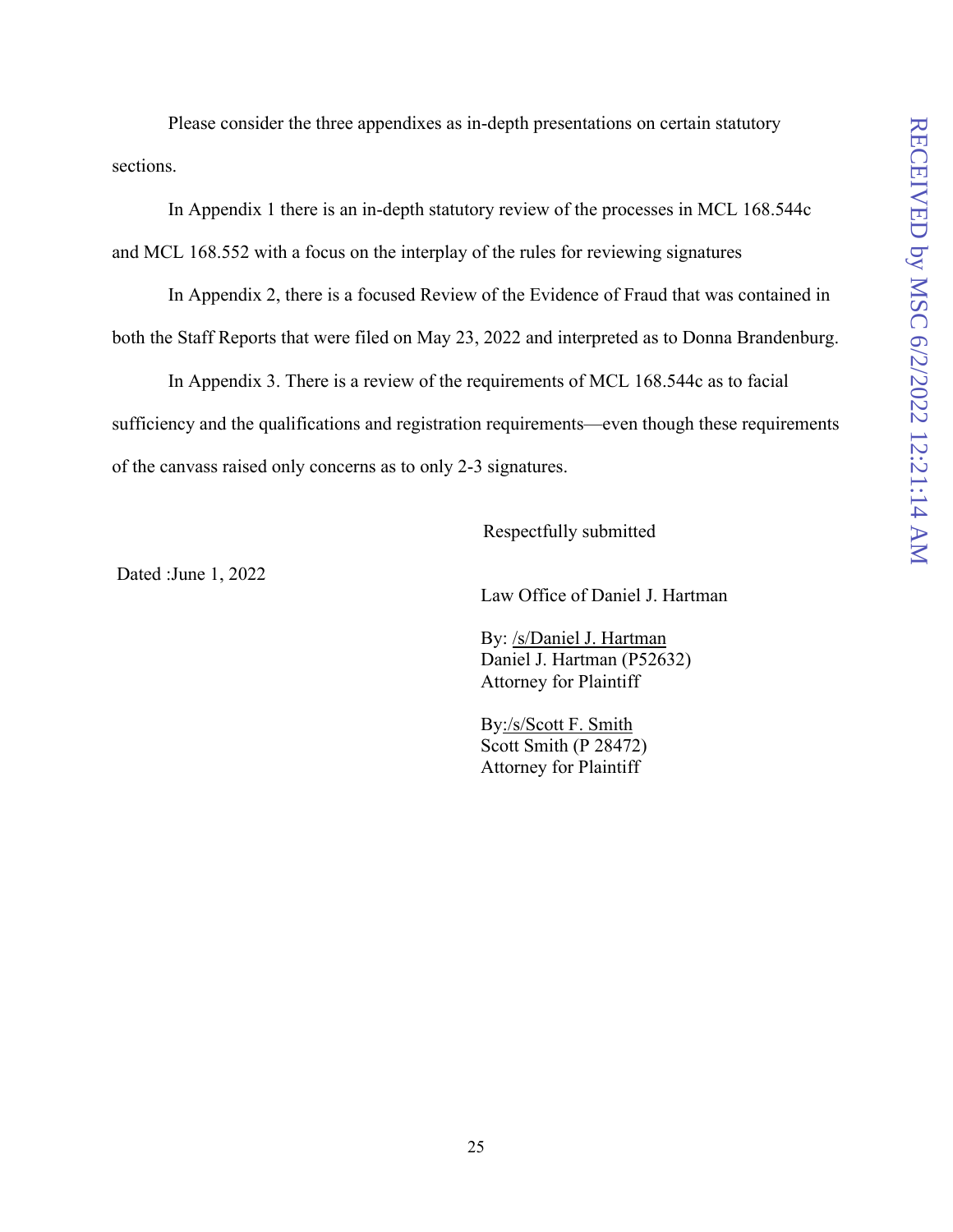Please consider the three appendixes as in-depth presentations on certain statutory sections.

In Appendix 1 there is an in-depth statutory review of the processes in MCL 168.544c and MCL 168.552 with a focus on the interplay of the rules for reviewing signatures

In Appendix 2, there is a focused Review of the Evidence of Fraud that was contained in both the Staff Reports that were filed on May 23, 2022 and interpreted as to Donna Brandenburg.

In Appendix 3. There is a review of the requirements of MCL 168.544c as to facial sufficiency and the qualifications and registration requirements—even though these requirements of the canvass raised only concerns as to only 2-3 signatures.

Respectfully submitted

Dated :June 1, 2022

Law Office of Daniel J. Hartman

By: /s/Daniel J. Hartman
Daniel J. Hartman (P52632)
Attorney for Plaintiff

By:/s/Scott F. Smith
Scott Smith (P 28472)
Attorney for Plaintiff

RECEIVED by MSC 6/2/2022 12:21:14 AM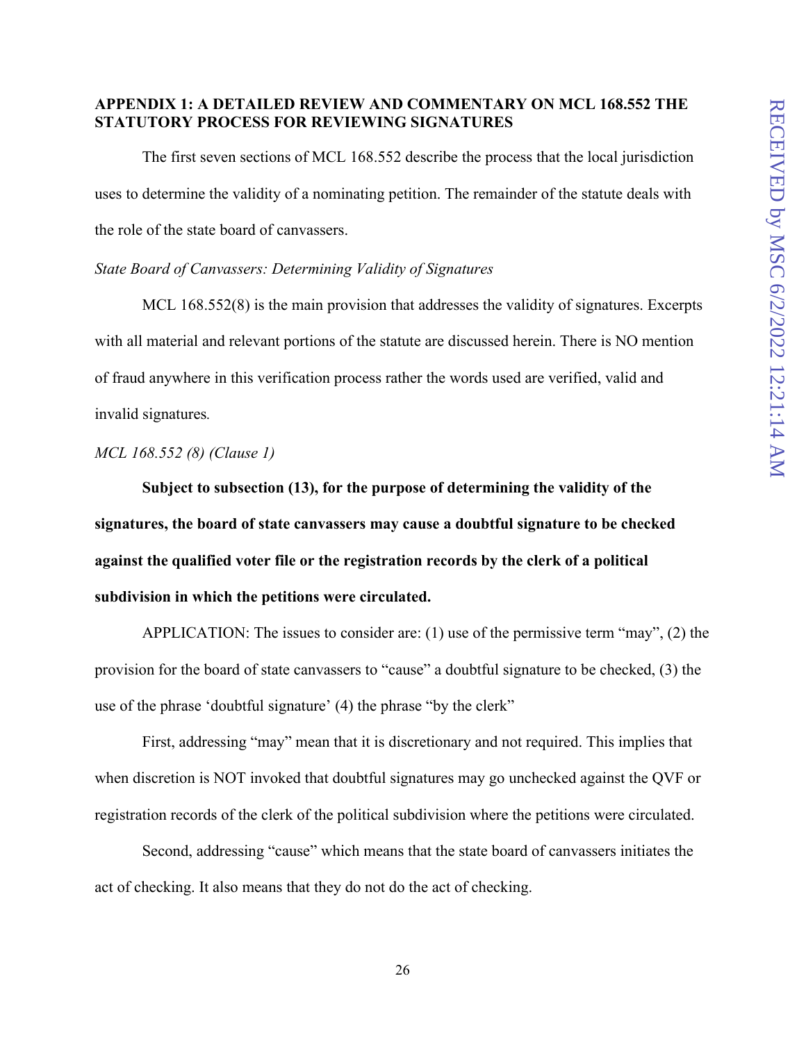**APPENDIX 1: A DETAILED REVIEW AND COMMENTARY ON MCL 168.552 THE STATUTORY PROCESS FOR REVIEWING SIGNATURES**

The first seven sections of MCL 168.552 describe the process that the local jurisdiction uses to determine the validity of a nominating petition. The remainder of the statute deals with the role of the state board of canvassers.

*State Board of Canvassers: Determining Validity of Signatures*

MCL 168.552(8) is the main provision that addresses the validity of signatures. Excerpts with all material and relevant portions of the statute are discussed herein. There is NO mention of fraud anywhere in this verification process rather the words used are verified, valid and invalid signatures*.*

*MCL 168.552 (8) (Clause 1)*

**Subject to subsection (13), for the purpose of determining the validity of the signatures, the board of state canvassers may cause a doubtful signature to be checked against the qualified voter file or the registration records by the clerk of a political subdivision in which the petitions were circulated.**

APPLICATION: The issues to consider are: (1) use of the permissive term "may", (2) the provision for the board of state canvassers to "cause" a doubtful signature to be checked, (3) the use of the phrase 'doubtful signature' (4) the phrase "by the clerk"

First, addressing "may" mean that it is discretionary and not required. This implies that when discretion is NOT invoked that doubtful signatures may go unchecked against the QVF or registration records of the clerk of the political subdivision where the petitions were circulated.

Second, addressing "cause" which means that the state board of canvassers initiates the act of checking. It also means that they do not do the act of checking.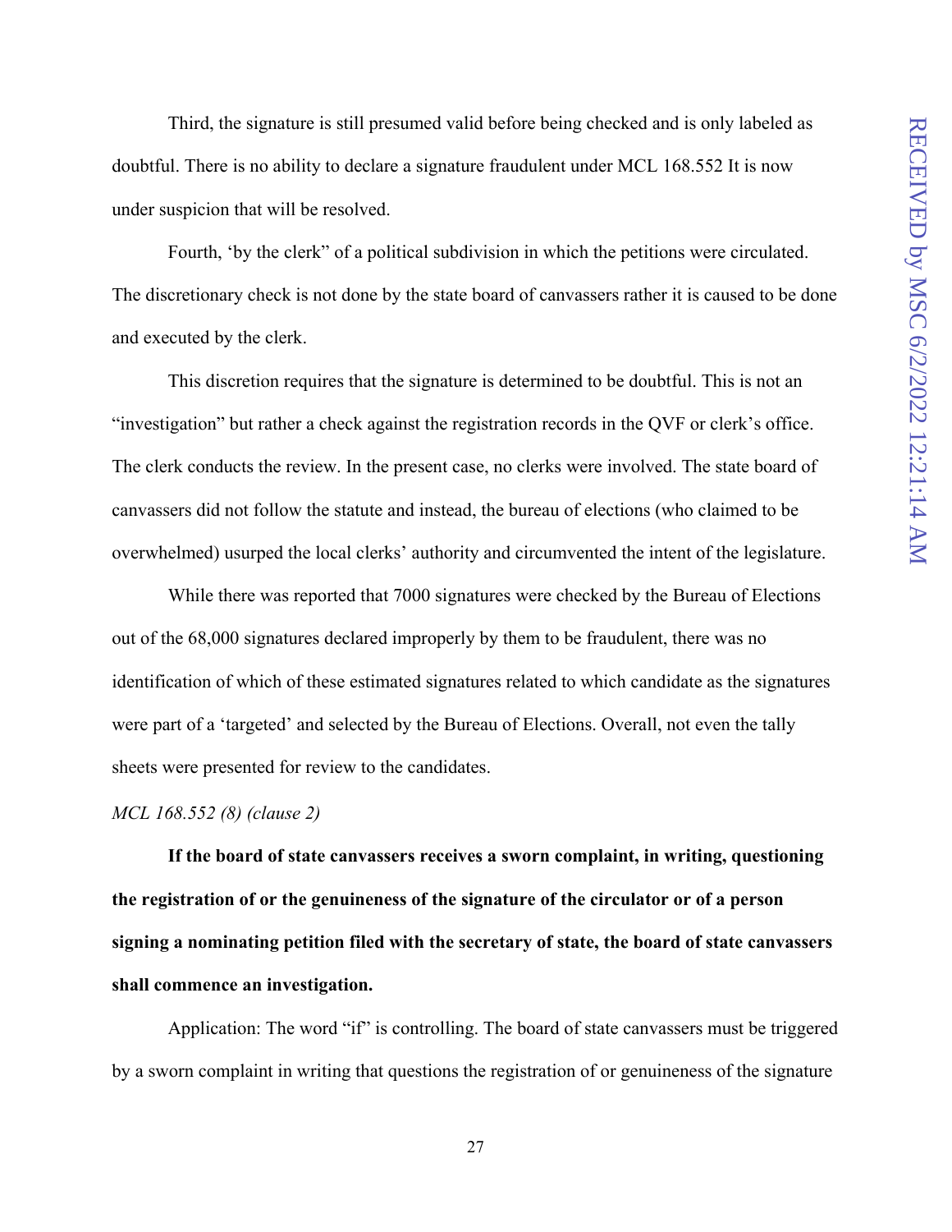Third, the signature is still presumed valid before being checked and is only labeled as doubtful. There is no ability to declare a signature fraudulent under MCL 168.552 It is now under suspicion that will be resolved.

Fourth, 'by the clerk" of a political subdivision in which the petitions were circulated. The discretionary check is not done by the state board of canvassers rather it is caused to be done and executed by the clerk.

This discretion requires that the signature is determined to be doubtful. This is not an "investigation" but rather a check against the registration records in the QVF or clerk's office. The clerk conducts the review. In the present case, no clerks were involved. The state board of canvassers did not follow the statute and instead, the bureau of elections (who claimed to be overwhelmed) usurped the local clerks' authority and circumvented the intent of the legislature.

While there was reported that 7000 signatures were checked by the Bureau of Elections out of the 68,000 signatures declared improperly by them to be fraudulent, there was no identification of which of these estimated signatures related to which candidate as the signatures were part of a 'targeted' and selected by the Bureau of Elections. Overall, not even the tally sheets were presented for review to the candidates.

*MCL 168.552 (8) (clause 2)*

**If the board of state canvassers receives a sworn complaint, in writing, questioning the registration of or the genuineness of the signature of the circulator or of a person signing a nominating petition filed with the secretary of state, the board of state canvassers shall commence an investigation.**

Application: The word "if" is controlling. The board of state canvassers must be triggered by a sworn complaint in writing that questions the registration of or genuineness of the signature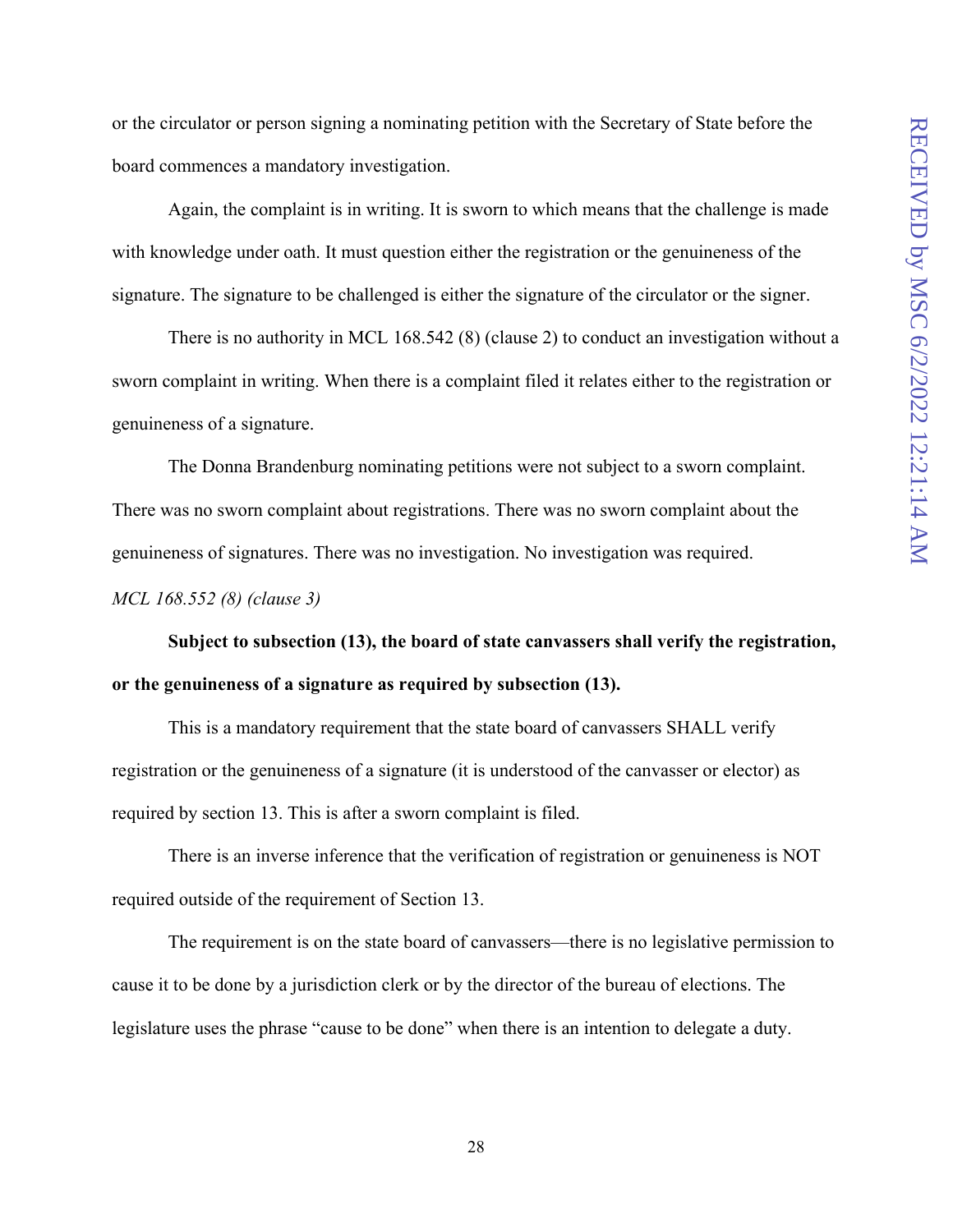or the circulator or person signing a nominating petition with the Secretary of State before the board commences a mandatory investigation.

Again, the complaint is in writing. It is sworn to which means that the challenge is made with knowledge under oath. It must question either the registration or the genuineness of the signature. The signature to be challenged is either the signature of the circulator or the signer.

There is no authority in MCL 168.542 (8) (clause 2) to conduct an investigation without a sworn complaint in writing. When there is a complaint filed it relates either to the registration or genuineness of a signature.

The Donna Brandenburg nominating petitions were not subject to a sworn complaint. There was no sworn complaint about registrations. There was no sworn complaint about the genuineness of signatures. There was no investigation. No investigation was required.

*MCL 168.552 (8) (clause 3)*

**Subject to subsection (13), the board of state canvassers shall verify the registration, or the genuineness of a signature as required by subsection (13).**

This is a mandatory requirement that the state board of canvassers SHALL verify registration or the genuineness of a signature (it is understood of the canvasser or elector) as required by section 13. This is after a sworn complaint is filed.

There is an inverse inference that the verification of registration or genuineness is NOT required outside of the requirement of Section 13.

The requirement is on the state board of canvassers—there is no legislative permission to cause it to be done by a jurisdiction clerk or by the director of the bureau of elections. The legislature uses the phrase "cause to be done" when there is an intention to delegate a duty.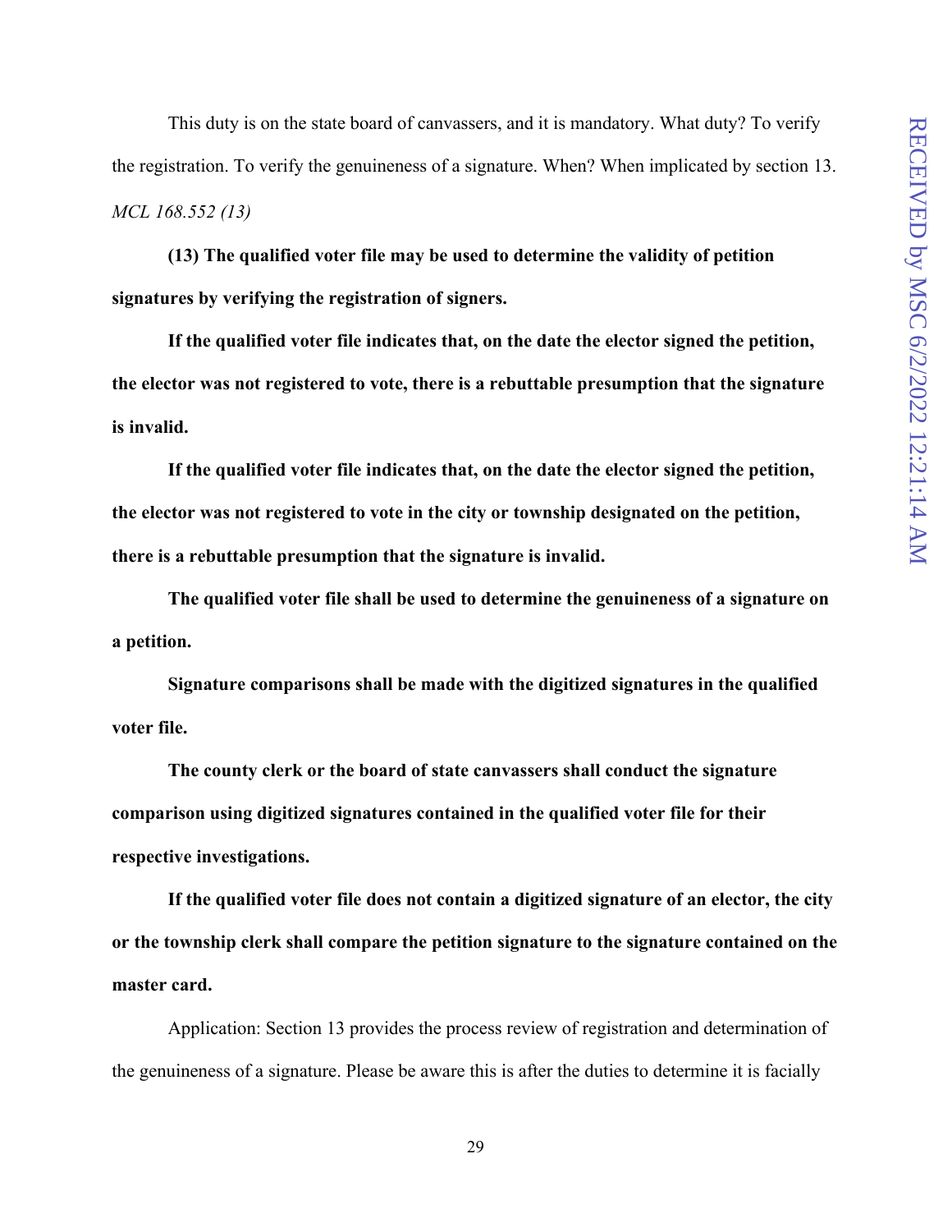This duty is on the state board of canvassers, and it is mandatory. What duty? To verify the registration. To verify the genuineness of a signature. When? When implicated by section 13. *MCL 168.552 (13)*

**(13) The qualified voter file may be used to determine the validity of petition signatures by verifying the registration of signers.**

**If the qualified voter file indicates that, on the date the elector signed the petition, the elector was not registered to vote, there is a rebuttable presumption that the signature is invalid.**

**If the qualified voter file indicates that, on the date the elector signed the petition, the elector was not registered to vote in the city or township designated on the petition, there is a rebuttable presumption that the signature is invalid.**

**The qualified voter file shall be used to determine the genuineness of a signature on a petition.**

**Signature comparisons shall be made with the digitized signatures in the qualified voter file.**

**The county clerk or the board of state canvassers shall conduct the signature comparison using digitized signatures contained in the qualified voter file for their respective investigations.**

**If the qualified voter file does not contain a digitized signature of an elector, the city or the township clerk shall compare the petition signature to the signature contained on the master card.**

Application: Section 13 provides the process review of registration and determination of the genuineness of a signature. Please be aware this is after the duties to determine it is facially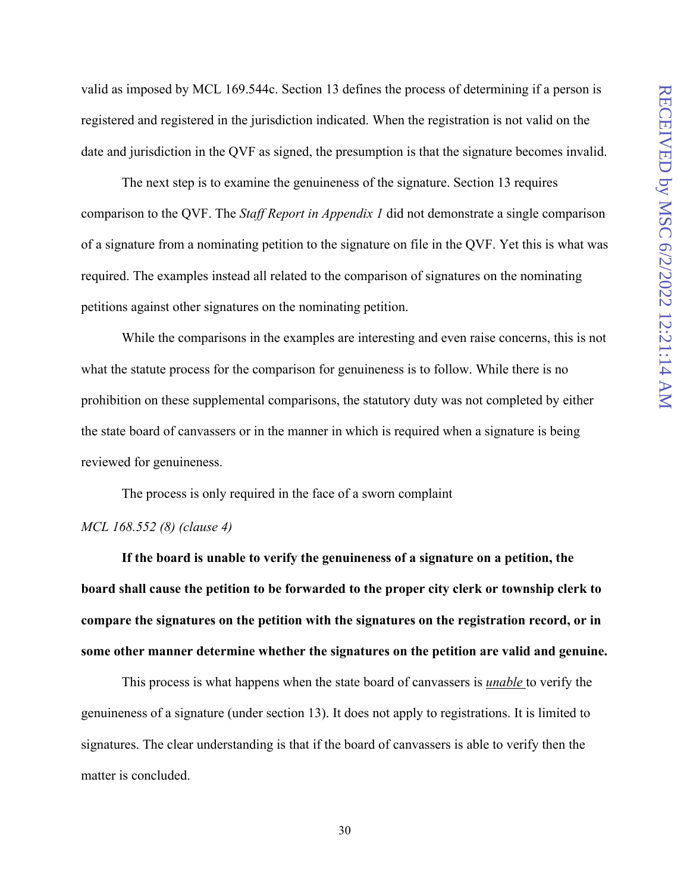valid as imposed by MCL 169.544c. Section 13 defines the process of determining if a person is registered and registered in the jurisdiction indicated. When the registration is not valid on the date and jurisdiction in the QVF as signed, the presumption is that the signature becomes invalid.

The next step is to examine the genuineness of the signature. Section 13 requires comparison to the QVF. The *Staff Report in Appendix 1* did not demonstrate a single comparison of a signature from a nominating petition to the signature on file in the QVF. Yet this is what was required. The examples instead all related to the comparison of signatures on the nominating petitions against other signatures on the nominating petition.

While the comparisons in the examples are interesting and even raise concerns, this is not what the statute process for the comparison for genuineness is to follow. While there is no prohibition on these supplemental comparisons, the statutory duty was not completed by either the state board of canvassers or in the manner in which is required when a signature is being reviewed for genuineness.

The process is only required in the face of a sworn complaint

*MCL 168.552 (8) (clause 4)*

**If the board is unable to verify the genuineness of a signature on a petition, the board shall cause the petition to be forwarded to the proper city clerk or township clerk to compare the signatures on the petition with the signatures on the registration record, or in some other manner determine whether the signatures on the petition are valid and genuine.**

This process is what happens when the state board of canvassers is ***unable*** to verify the genuineness of a signature (under section 13). It does not apply to registrations. It is limited to signatures. The clear understanding is that if the board of canvassers is able to verify then the matter is concluded.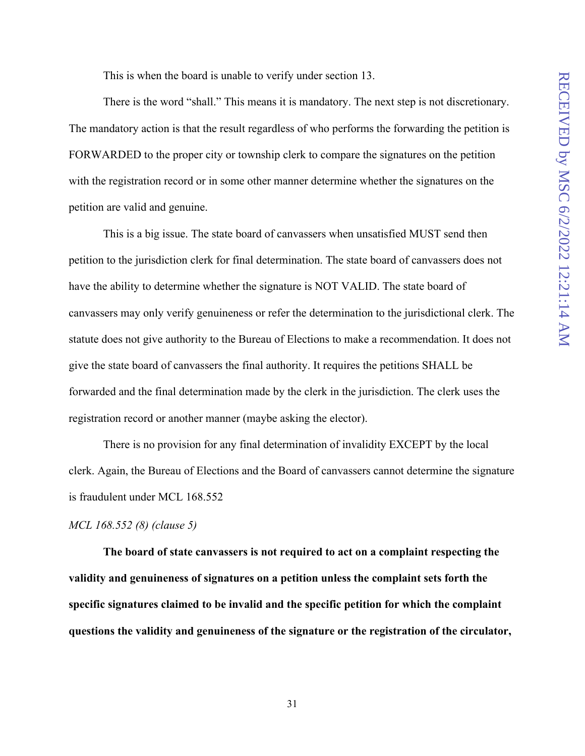This is when the board is unable to verify under section 13.

There is the word "shall." This means it is mandatory. The next step is not discretionary. The mandatory action is that the result regardless of who performs the forwarding the petition is FORWARDED to the proper city or township clerk to compare the signatures on the petition with the registration record or in some other manner determine whether the signatures on the petition are valid and genuine.

This is a big issue. The state board of canvassers when unsatisfied MUST send then petition to the jurisdiction clerk for final determination. The state board of canvassers does not have the ability to determine whether the signature is NOT VALID. The state board of canvassers may only verify genuineness or refer the determination to the jurisdictional clerk. The statute does not give authority to the Bureau of Elections to make a recommendation. It does not give the state board of canvassers the final authority. It requires the petitions SHALL be forwarded and the final determination made by the clerk in the jurisdiction. The clerk uses the registration record or another manner (maybe asking the elector).

There is no provision for any final determination of invalidity EXCEPT by the local clerk. Again, the Bureau of Elections and the Board of canvassers cannot determine the signature is fraudulent under MCL 168.552

*MCL 168.552 (8) (clause 5)*

**The board of state canvassers is not required to act on a complaint respecting the validity and genuineness of signatures on a petition unless the complaint sets forth the specific signatures claimed to be invalid and the specific petition for which the complaint questions the validity and genuineness of the signature or the registration of the circulator,**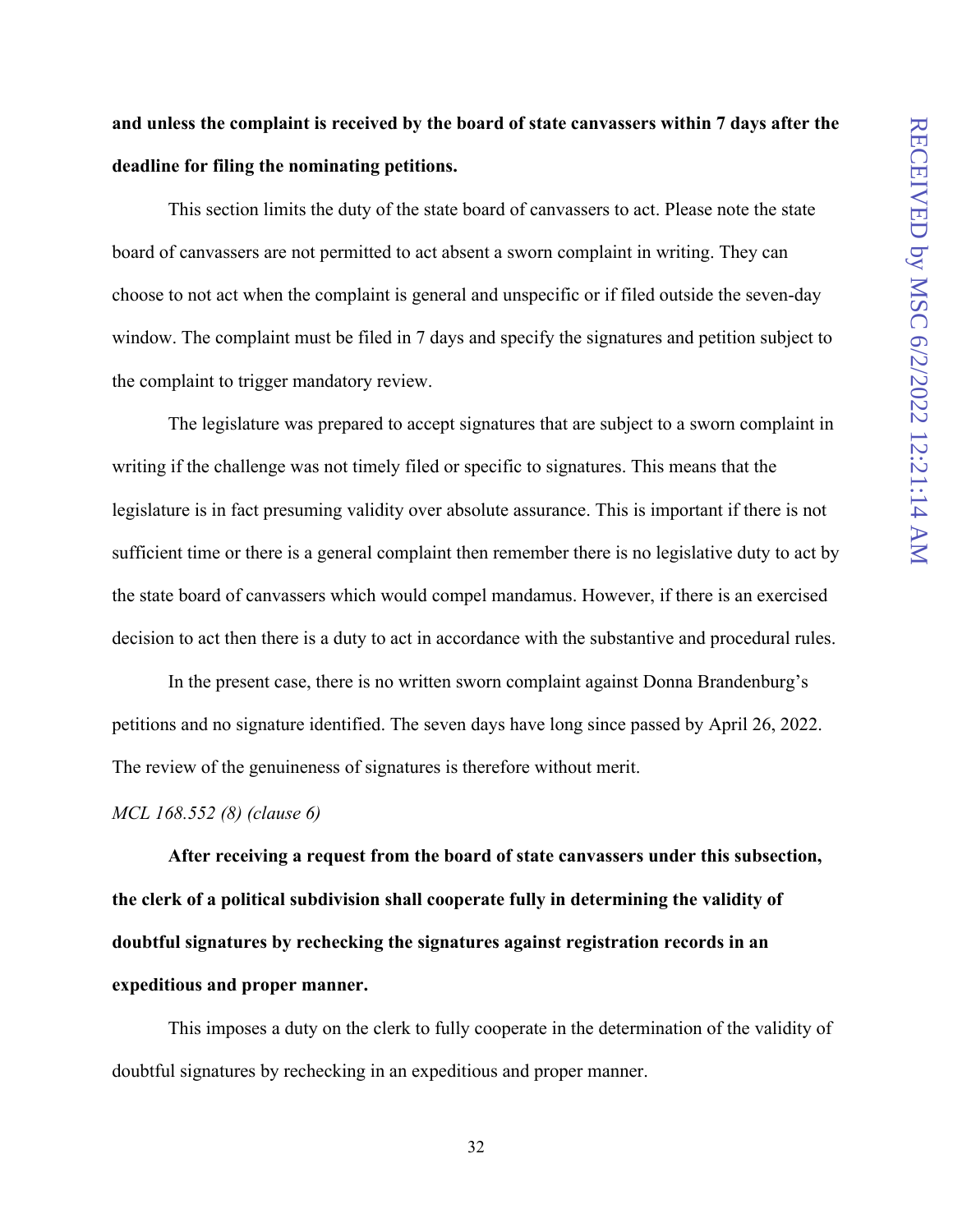**and unless the complaint is received by the board of state canvassers within 7 days after the deadline for filing the nominating petitions.**

This section limits the duty of the state board of canvassers to act. Please note the state board of canvassers are not permitted to act absent a sworn complaint in writing. They can choose to not act when the complaint is general and unspecific or if filed outside the seven-day window. The complaint must be filed in 7 days and specify the signatures and petition subject to the complaint to trigger mandatory review.

The legislature was prepared to accept signatures that are subject to a sworn complaint in writing if the challenge was not timely filed or specific to signatures. This means that the legislature is in fact presuming validity over absolute assurance. This is important if there is not sufficient time or there is a general complaint then remember there is no legislative duty to act by the state board of canvassers which would compel mandamus. However, if there is an exercised decision to act then there is a duty to act in accordance with the substantive and procedural rules.

In the present case, there is no written sworn complaint against Donna Brandenburg's petitions and no signature identified. The seven days have long since passed by April 26, 2022. The review of the genuineness of signatures is therefore without merit.

*MCL 168.552 (8) (clause 6)*

**After receiving a request from the board of state canvassers under this subsection, the clerk of a political subdivision shall cooperate fully in determining the validity of doubtful signatures by rechecking the signatures against registration records in an expeditious and proper manner.**

This imposes a duty on the clerk to fully cooperate in the determination of the validity of doubtful signatures by rechecking in an expeditious and proper manner.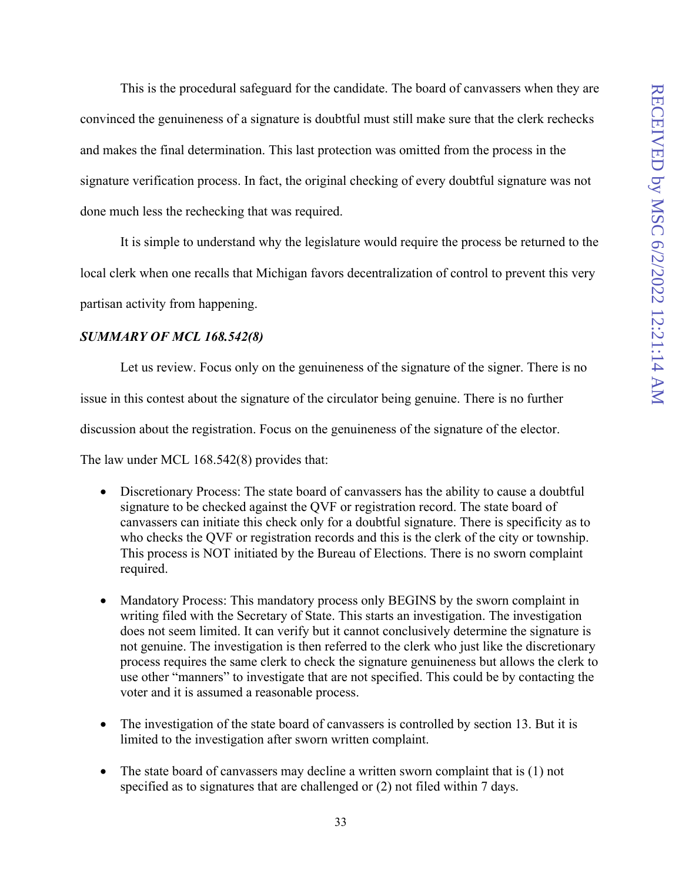This is the procedural safeguard for the candidate. The board of canvassers when they are convinced the genuineness of a signature is doubtful must still make sure that the clerk rechecks and makes the final determination. This last protection was omitted from the process in the signature verification process. In fact, the original checking of every doubtful signature was not done much less the rechecking that was required.

It is simple to understand why the legislature would require the process be returned to the local clerk when one recalls that Michigan favors decentralization of control to prevent this very partisan activity from happening.

***SUMMARY OF MCL 168.542(8)***

Let us review. Focus only on the genuineness of the signature of the signer. There is no issue in this contest about the signature of the circulator being genuine. There is no further discussion about the registration. Focus on the genuineness of the signature of the elector.

The law under MCL 168.542(8) provides that:

- Discretionary Process: The state board of canvassers has the ability to cause a doubtful signature to be checked against the QVF or registration record. The state board of canvassers can initiate this check only for a doubtful signature. There is specificity as to who checks the QVF or registration records and this is the clerk of the city or township. This process is NOT initiated by the Bureau of Elections. There is no sworn complaint required.

- Mandatory Process: This mandatory process only BEGINS by the sworn complaint in writing filed with the Secretary of State. This starts an investigation. The investigation does not seem limited. It can verify but it cannot conclusively determine the signature is not genuine. The investigation is then referred to the clerk who just like the discretionary process requires the same clerk to check the signature genuineness but allows the clerk to use other "manners" to investigate that are not specified. This could be by contacting the voter and it is assumed a reasonable process.

- The investigation of the state board of canvassers is controlled by section 13. But it is limited to the investigation after sworn written complaint.

- The state board of canvassers may decline a written sworn complaint that is (1) not specified as to signatures that are challenged or (2) not filed within 7 days.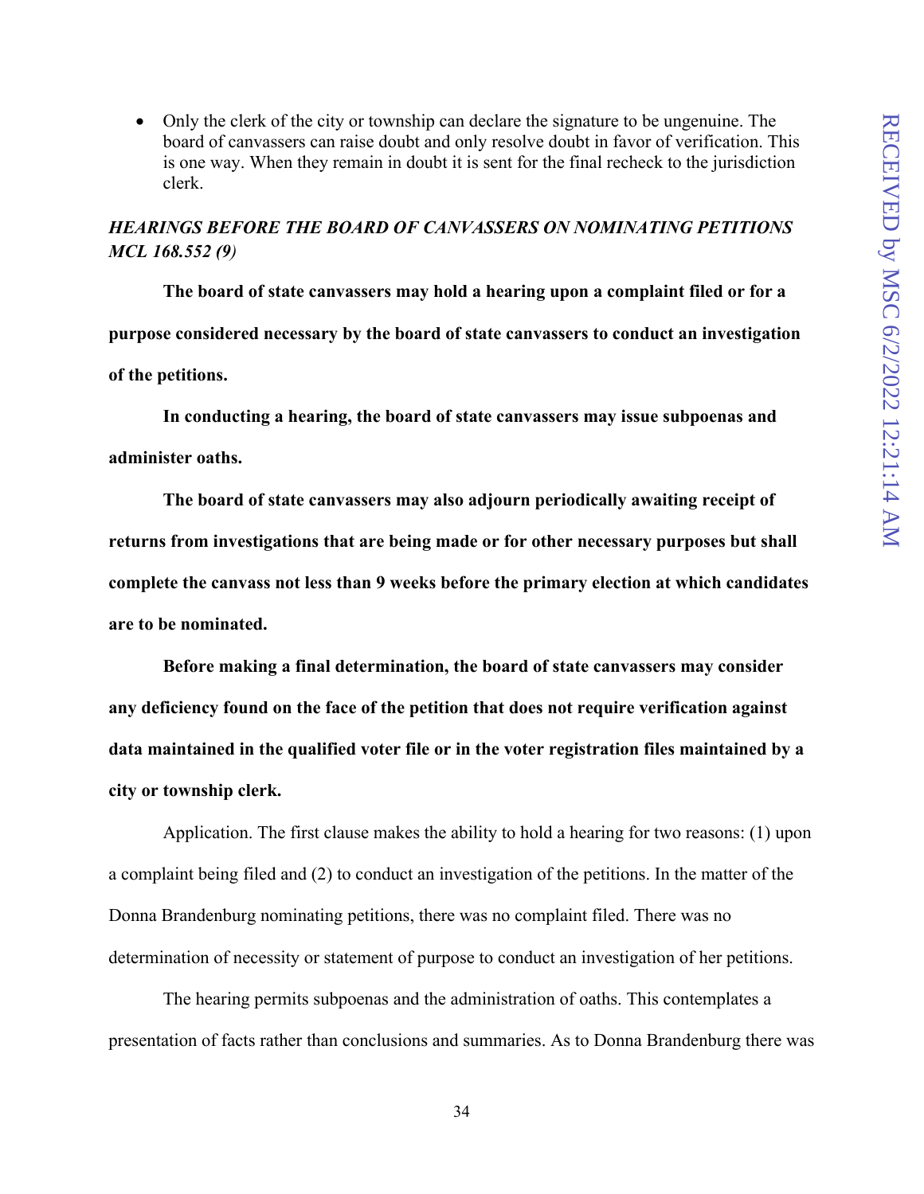- Only the clerk of the city or township can declare the signature to be ungenuine. The board of canvassers can raise doubt and only resolve doubt in favor of verification. This is one way. When they remain in doubt it is sent for the final recheck to the jurisdiction clerk.

***HEARINGS BEFORE THE BOARD OF CANVASSERS ON NOMINATING PETITIONS MCL 168.552 (9)***

**The board of state canvassers may hold a hearing upon a complaint filed or for a purpose considered necessary by the board of state canvassers to conduct an investigation of the petitions.**

**In conducting a hearing, the board of state canvassers may issue subpoenas and administer oaths.**

**The board of state canvassers may also adjourn periodically awaiting receipt of returns from investigations that are being made or for other necessary purposes but shall complete the canvass not less than 9 weeks before the primary election at which candidates are to be nominated.**

**Before making a final determination, the board of state canvassers may consider any deficiency found on the face of the petition that does not require verification against data maintained in the qualified voter file or in the voter registration files maintained by a city or township clerk.**

Application. The first clause makes the ability to hold a hearing for two reasons: (1) upon a complaint being filed and (2) to conduct an investigation of the petitions. In the matter of the Donna Brandenburg nominating petitions, there was no complaint filed. There was no determination of necessity or statement of purpose to conduct an investigation of her petitions.

The hearing permits subpoenas and the administration of oaths. This contemplates a presentation of facts rather than conclusions and summaries. As to Donna Brandenburg there was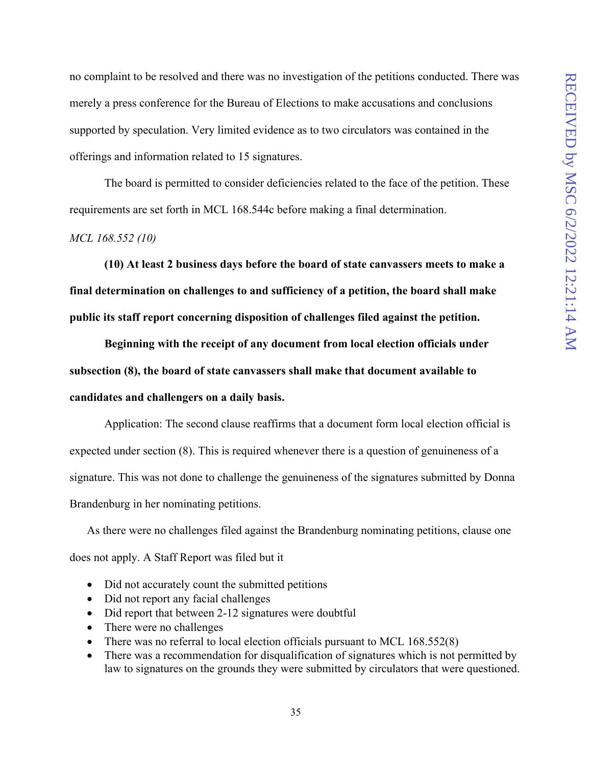no complaint to be resolved and there was no investigation of the petitions conducted. There was merely a press conference for the Bureau of Elections to make accusations and conclusions supported by speculation. Very limited evidence as to two circulators was contained in the offerings and information related to 15 signatures.

The board is permitted to consider deficiencies related to the face of the petition. These requirements are set forth in MCL 168.544c before making a final determination.

*MCL 168.552 (10)*

**(10) At least 2 business days before the board of state canvassers meets to make a final determination on challenges to and sufficiency of a petition, the board shall make public its staff report concerning disposition of challenges filed against the petition.**

**Beginning with the receipt of any document from local election officials under subsection (8), the board of state canvassers shall make that document available to candidates and challengers on a daily basis.**

Application: The second clause reaffirms that a document form local election official is expected under section (8). This is required whenever there is a question of genuineness of a signature. This was not done to challenge the genuineness of the signatures submitted by Donna Brandenburg in her nominating petitions.

As there were no challenges filed against the Brandenburg nominating petitions, clause one does not apply. A Staff Report was filed but it

- Did not accurately count the submitted petitions
- Did not report any facial challenges
- Did report that between 2-12 signatures were doubtful
- There were no challenges
- There was no referral to local election officials pursuant to MCL 168.552(8)
- There was a recommendation for disqualification of signatures which is not permitted by law to signatures on the grounds they were submitted by circulators that were questioned.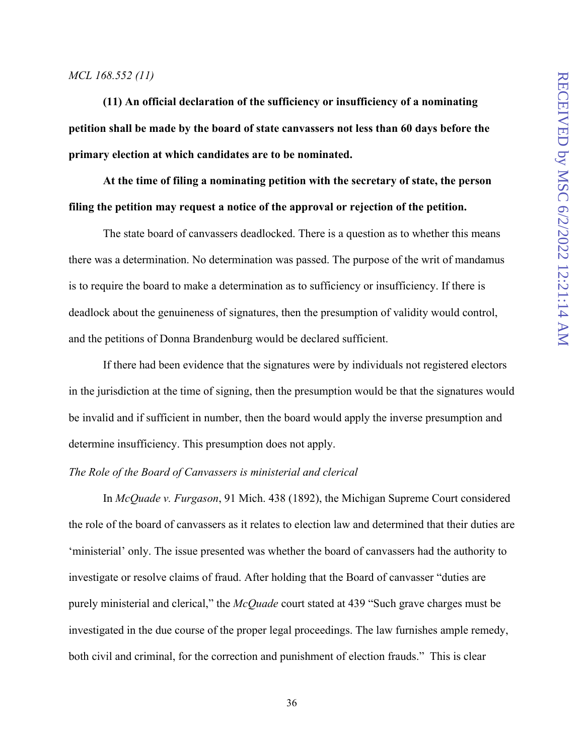*MCL 168.552 (11)*

**(11) An official declaration of the sufficiency or insufficiency of a nominating petition shall be made by the board of state canvassers not less than 60 days before the primary election at which candidates are to be nominated.**

**At the time of filing a nominating petition with the secretary of state, the person filing the petition may request a notice of the approval or rejection of the petition.**

The state board of canvassers deadlocked. There is a question as to whether this means there was a determination. No determination was passed. The purpose of the writ of mandamus is to require the board to make a determination as to sufficiency or insufficiency. If there is deadlock about the genuineness of signatures, then the presumption of validity would control, and the petitions of Donna Brandenburg would be declared sufficient.

If there had been evidence that the signatures were by individuals not registered electors in the jurisdiction at the time of signing, then the presumption would be that the signatures would be invalid and if sufficient in number, then the board would apply the inverse presumption and determine insufficiency. This presumption does not apply.

*The Role of the Board of Canvassers is ministerial and clerical*

In *McQuade v. Furgason*, 91 Mich. 438 (1892), the Michigan Supreme Court considered the role of the board of canvassers as it relates to election law and determined that their duties are 'ministerial' only. The issue presented was whether the board of canvassers had the authority to investigate or resolve claims of fraud. After holding that the Board of canvasser "duties are purely ministerial and clerical," the *McQuade* court stated at 439 "Such grave charges must be investigated in the due course of the proper legal proceedings. The law furnishes ample remedy, both civil and criminal, for the correction and punishment of election frauds." This is clear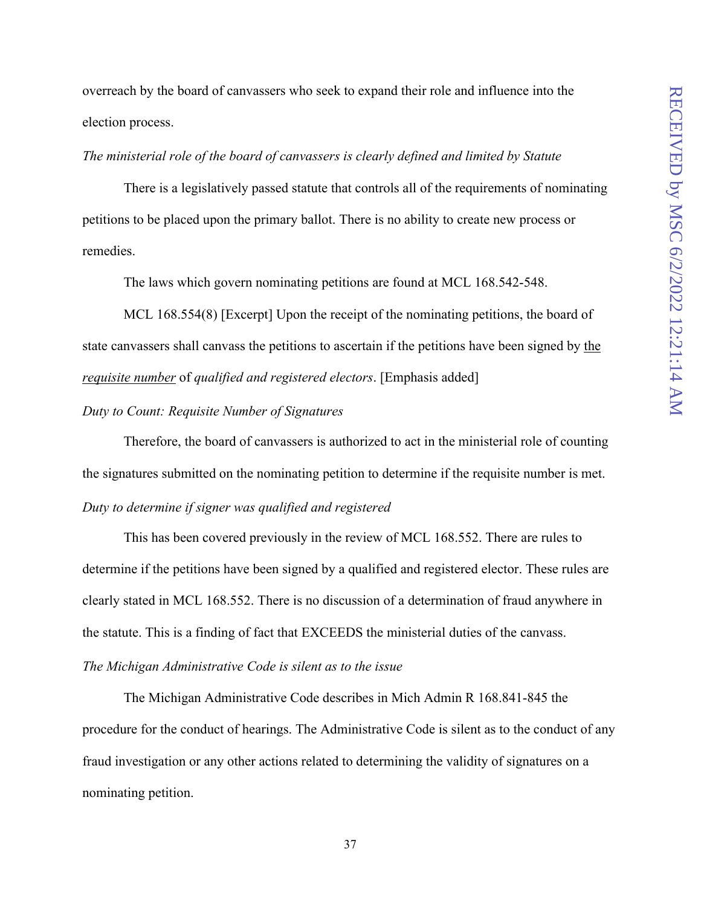overreach by the board of canvassers who seek to expand their role and influence into the election process.

*The ministerial role of the board of canvassers is clearly defined and limited by Statute*

There is a legislatively passed statute that controls all of the requirements of nominating petitions to be placed upon the primary ballot. There is no ability to create new process or remedies.

The laws which govern nominating petitions are found at MCL 168.542-548.

MCL 168.554(8) [Excerpt] Upon the receipt of the nominating petitions, the board of state canvassers shall canvass the petitions to ascertain if the petitions have been signed by <u>*the requisite number*</u> of *qualified and registered electors*. [Emphasis added]

*Duty to Count: Requisite Number of Signatures*

Therefore, the board of canvassers is authorized to act in the ministerial role of counting the signatures submitted on the nominating petition to determine if the requisite number is met.

*Duty to determine if signer was qualified and registered*

This has been covered previously in the review of MCL 168.552. There are rules to determine if the petitions have been signed by a qualified and registered elector. These rules are clearly stated in MCL 168.552. There is no discussion of a determination of fraud anywhere in the statute. This is a finding of fact that EXCEEDS the ministerial duties of the canvass.

*The Michigan Administrative Code is silent as to the issue*

The Michigan Administrative Code describes in Mich Admin R 168.841-845 the procedure for the conduct of hearings. The Administrative Code is silent as to the conduct of any fraud investigation or any other actions related to determining the validity of signatures on a nominating petition.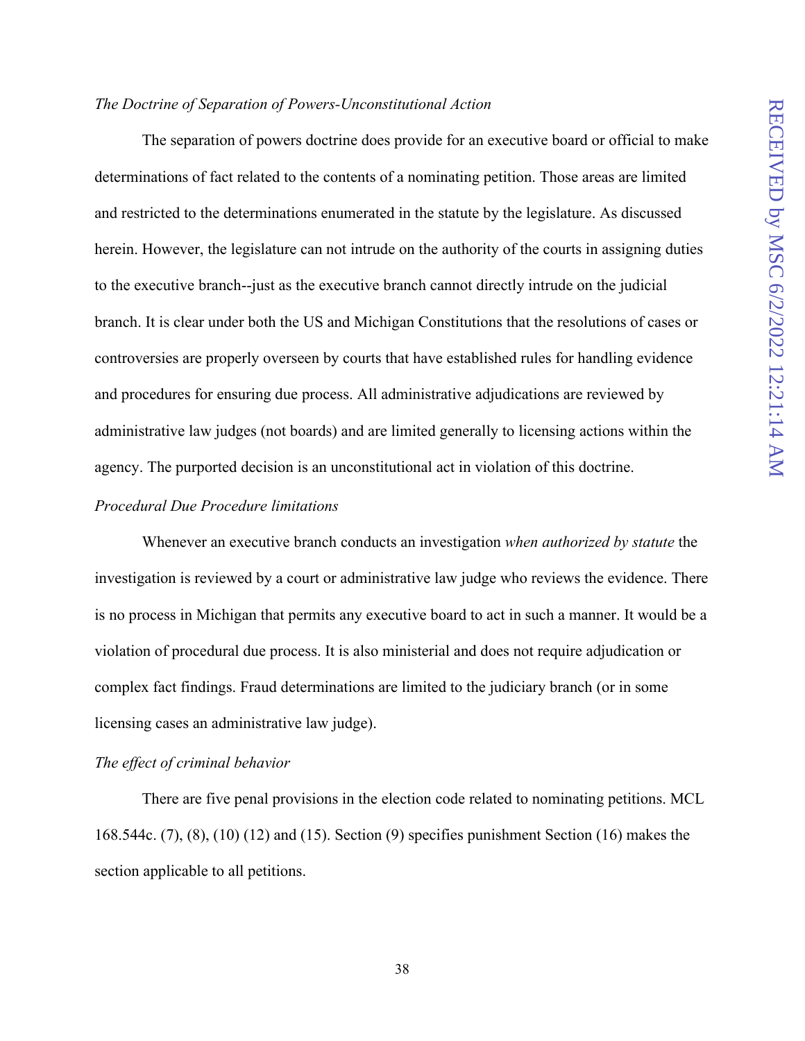*The Doctrine of Separation of Powers-Unconstitutional Action*

The separation of powers doctrine does provide for an executive board or official to make determinations of fact related to the contents of a nominating petition. Those areas are limited and restricted to the determinations enumerated in the statute by the legislature. As discussed herein. However, the legislature can not intrude on the authority of the courts in assigning duties to the executive branch--just as the executive branch cannot directly intrude on the judicial branch. It is clear under both the US and Michigan Constitutions that the resolutions of cases or controversies are properly overseen by courts that have established rules for handling evidence and procedures for ensuring due process. All administrative adjudications are reviewed by administrative law judges (not boards) and are limited generally to licensing actions within the agency. The purported decision is an unconstitutional act in violation of this doctrine.

*Procedural Due Procedure limitations*

Whenever an executive branch conducts an investigation *when authorized by statute* the investigation is reviewed by a court or administrative law judge who reviews the evidence. There is no process in Michigan that permits any executive board to act in such a manner. It would be a violation of procedural due process. It is also ministerial and does not require adjudication or complex fact findings. Fraud determinations are limited to the judiciary branch (or in some licensing cases an administrative law judge).

*The effect of criminal behavior*

There are five penal provisions in the election code related to nominating petitions. MCL 168.544c. (7), (8), (10) (12) and (15). Section (9) specifies punishment Section (16) makes the section applicable to all petitions.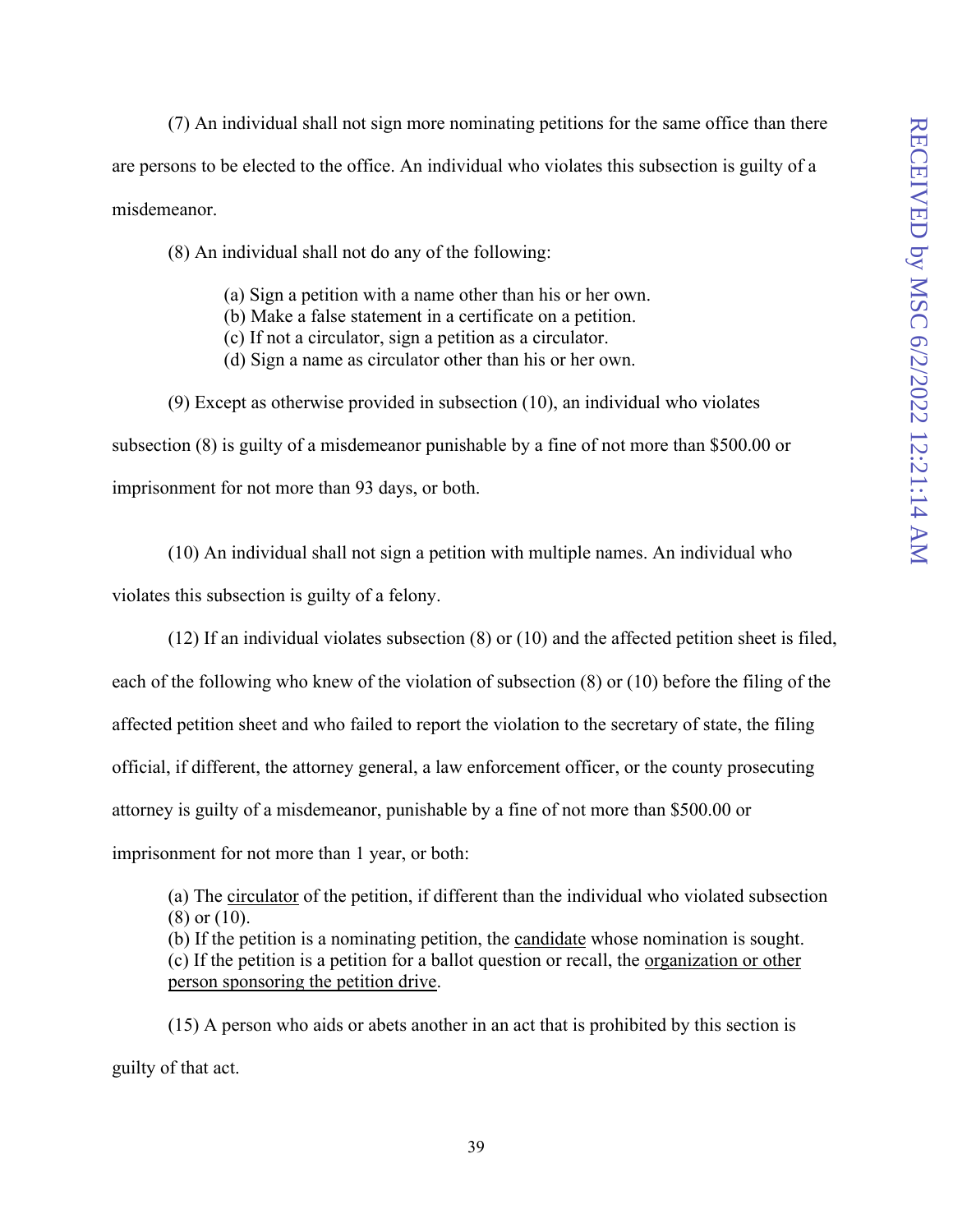(7) An individual shall not sign more nominating petitions for the same office than there are persons to be elected to the office. An individual who violates this subsection is guilty of a misdemeanor.

(8) An individual shall not do any of the following:

(a) Sign a petition with a name other than his or her own.
(b) Make a false statement in a certificate on a petition.
(c) If not a circulator, sign a petition as a circulator.
(d) Sign a name as circulator other than his or her own.

(9) Except as otherwise provided in subsection (10), an individual who violates subsection (8) is guilty of a misdemeanor punishable by a fine of not more than $500.00 or imprisonment for not more than 93 days, or both.

(10) An individual shall not sign a petition with multiple names. An individual who violates this subsection is guilty of a felony.

(12) If an individual violates subsection (8) or (10) and the affected petition sheet is filed, each of the following who knew of the violation of subsection (8) or (10) before the filing of the affected petition sheet and who failed to report the violation to the secretary of state, the filing official, if different, the attorney general, a law enforcement officer, or the county prosecuting attorney is guilty of a misdemeanor, punishable by a fine of not more than $500.00 or imprisonment for not more than 1 year, or both:

(a) The <u>circulator</u> of the petition, if different than the individual who violated subsection (8) or (10).
(b) If the petition is a nominating petition, the <u>candidate</u> whose nomination is sought.
(c) If the petition is a petition for a ballot question or recall, the <u>organization or other person sponsoring the petition drive</u>.

(15) A person who aids or abets another in an act that is prohibited by this section is guilty of that act.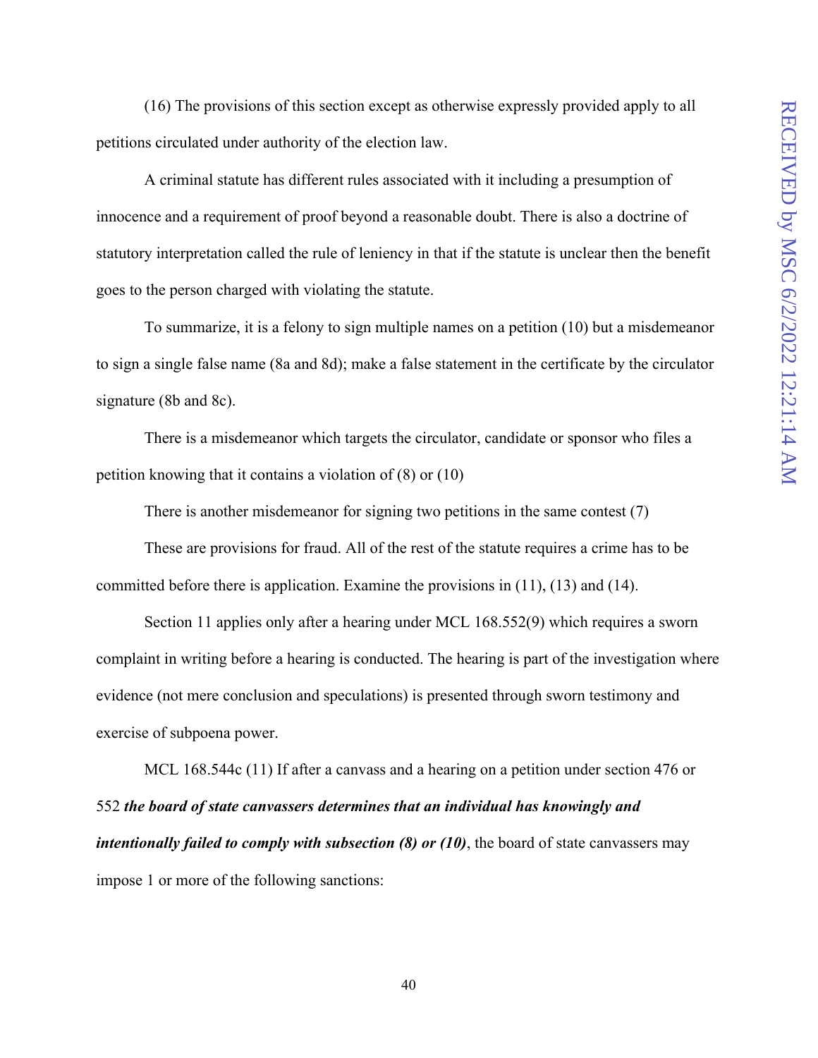(16) The provisions of this section except as otherwise expressly provided apply to all petitions circulated under authority of the election law.

A criminal statute has different rules associated with it including a presumption of innocence and a requirement of proof beyond a reasonable doubt. There is also a doctrine of statutory interpretation called the rule of leniency in that if the statute is unclear then the benefit goes to the person charged with violating the statute.

To summarize, it is a felony to sign multiple names on a petition (10) but a misdemeanor to sign a single false name (8a and 8d); make a false statement in the certificate by the circulator signature (8b and 8c).

There is a misdemeanor which targets the circulator, candidate or sponsor who files a petition knowing that it contains a violation of (8) or (10)

There is another misdemeanor for signing two petitions in the same contest (7)

These are provisions for fraud. All of the rest of the statute requires a crime has to be committed before there is application. Examine the provisions in (11), (13) and (14).

Section 11 applies only after a hearing under MCL 168.552(9) which requires a sworn complaint in writing before a hearing is conducted. The hearing is part of the investigation where evidence (not mere conclusion and speculations) is presented through sworn testimony and exercise of subpoena power.

MCL 168.544c (11) If after a canvass and a hearing on a petition under section 476 or 552 ***the board of state canvassers determines that an individual has knowingly and intentionally failed to comply with subsection (8) or (10)***, the board of state canvassers may impose 1 or more of the following sanctions: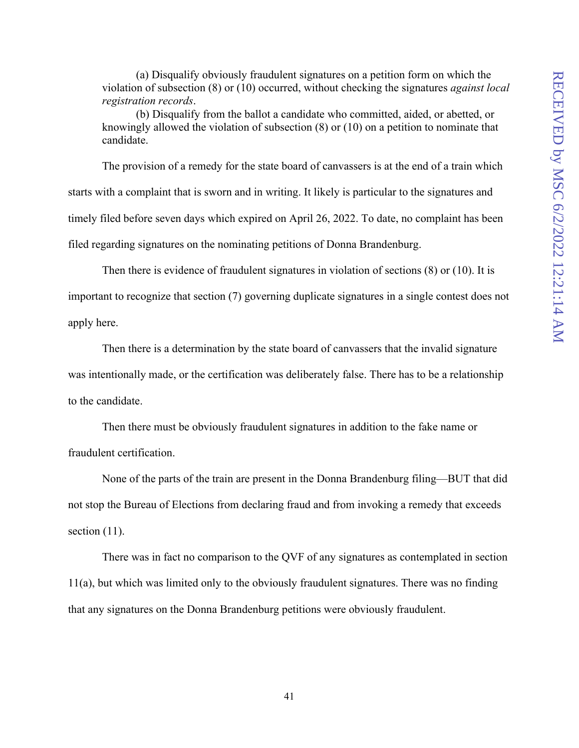(a) Disqualify obviously fraudulent signatures on a petition form on which the violation of subsection (8) or (10) occurred, without checking the signatures *against local registration records*.

(b) Disqualify from the ballot a candidate who committed, aided, or abetted, or knowingly allowed the violation of subsection (8) or (10) on a petition to nominate that candidate.

The provision of a remedy for the state board of canvassers is at the end of a train which starts with a complaint that is sworn and in writing. It likely is particular to the signatures and timely filed before seven days which expired on April 26, 2022. To date, no complaint has been filed regarding signatures on the nominating petitions of Donna Brandenburg.

Then there is evidence of fraudulent signatures in violation of sections (8) or (10). It is important to recognize that section (7) governing duplicate signatures in a single contest does not apply here.

Then there is a determination by the state board of canvassers that the invalid signature was intentionally made, or the certification was deliberately false. There has to be a relationship to the candidate.

Then there must be obviously fraudulent signatures in addition to the fake name or fraudulent certification.

None of the parts of the train are present in the Donna Brandenburg filing—BUT that did not stop the Bureau of Elections from declaring fraud and from invoking a remedy that exceeds section (11).

There was in fact no comparison to the QVF of any signatures as contemplated in section 11(a), but which was limited only to the obviously fraudulent signatures. There was no finding that any signatures on the Donna Brandenburg petitions were obviously fraudulent.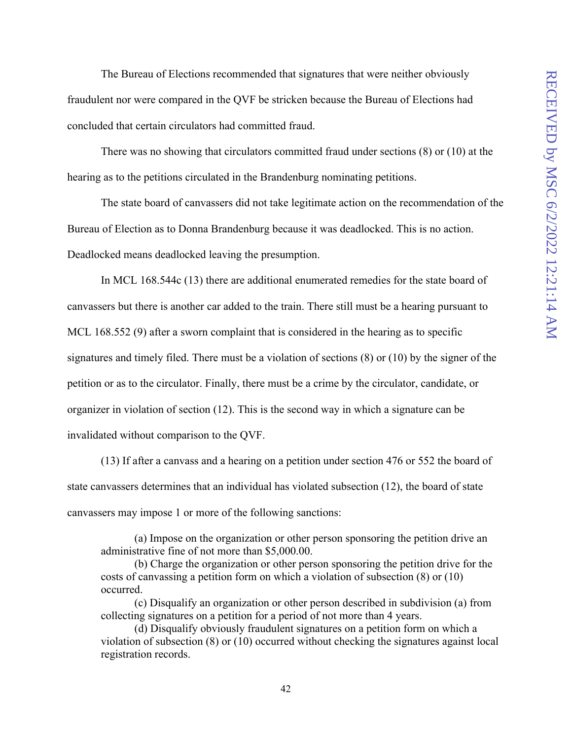The Bureau of Elections recommended that signatures that were neither obviously fraudulent nor were compared in the QVF be stricken because the Bureau of Elections had concluded that certain circulators had committed fraud.

There was no showing that circulators committed fraud under sections (8) or (10) at the hearing as to the petitions circulated in the Brandenburg nominating petitions.

The state board of canvassers did not take legitimate action on the recommendation of the Bureau of Election as to Donna Brandenburg because it was deadlocked. This is no action. Deadlocked means deadlocked leaving the presumption.

In MCL 168.544c (13) there are additional enumerated remedies for the state board of canvassers but there is another car added to the train. There still must be a hearing pursuant to MCL 168.552 (9) after a sworn complaint that is considered in the hearing as to specific signatures and timely filed. There must be a violation of sections (8) or (10) by the signer of the petition or as to the circulator. Finally, there must be a crime by the circulator, candidate, or organizer in violation of section (12). This is the second way in which a signature can be invalidated without comparison to the QVF.

(13) If after a canvass and a hearing on a petition under section 476 or 552 the board of state canvassers determines that an individual has violated subsection (12), the board of state canvassers may impose 1 or more of the following sanctions:

> (a) Impose on the organization or other person sponsoring the petition drive an administrative fine of not more than $5,000.00.
>
> (b) Charge the organization or other person sponsoring the petition drive for the costs of canvassing a petition form on which a violation of subsection (8) or (10) occurred.
>
> (c) Disqualify an organization or other person described in subdivision (a) from collecting signatures on a petition for a period of not more than 4 years.
>
> (d) Disqualify obviously fraudulent signatures on a petition form on which a violation of subsection (8) or (10) occurred without checking the signatures against local registration records.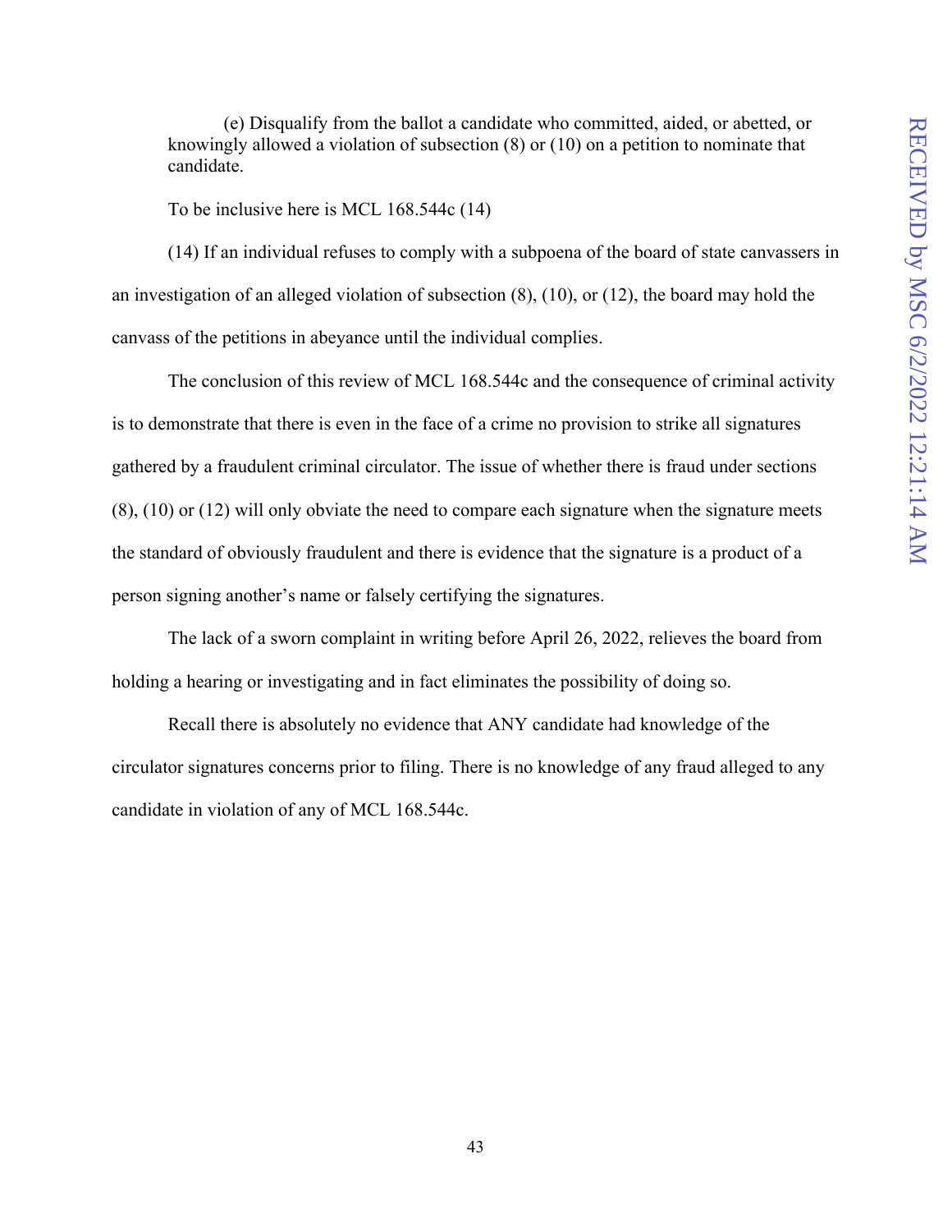> (e) Disqualify from the ballot a candidate who committed, aided, or abetted, or knowingly allowed a violation of subsection (8) or (10) on a petition to nominate that candidate.

To be inclusive here is MCL 168.544c (14)

(14) If an individual refuses to comply with a subpoena of the board of state canvassers in an investigation of an alleged violation of subsection (8), (10), or (12), the board may hold the canvass of the petitions in abeyance until the individual complies.

The conclusion of this review of MCL 168.544c and the consequence of criminal activity is to demonstrate that there is even in the face of a crime no provision to strike all signatures gathered by a fraudulent criminal circulator. The issue of whether there is fraud under sections (8), (10) or (12) will only obviate the need to compare each signature when the signature meets the standard of obviously fraudulent and there is evidence that the signature is a product of a person signing another's name or falsely certifying the signatures.

The lack of a sworn complaint in writing before April 26, 2022, relieves the board from holding a hearing or investigating and in fact eliminates the possibility of doing so.

Recall there is absolutely no evidence that ANY candidate had knowledge of the circulator signatures concerns prior to filing. There is no knowledge of any fraud alleged to any candidate in violation of any of MCL 168.544c.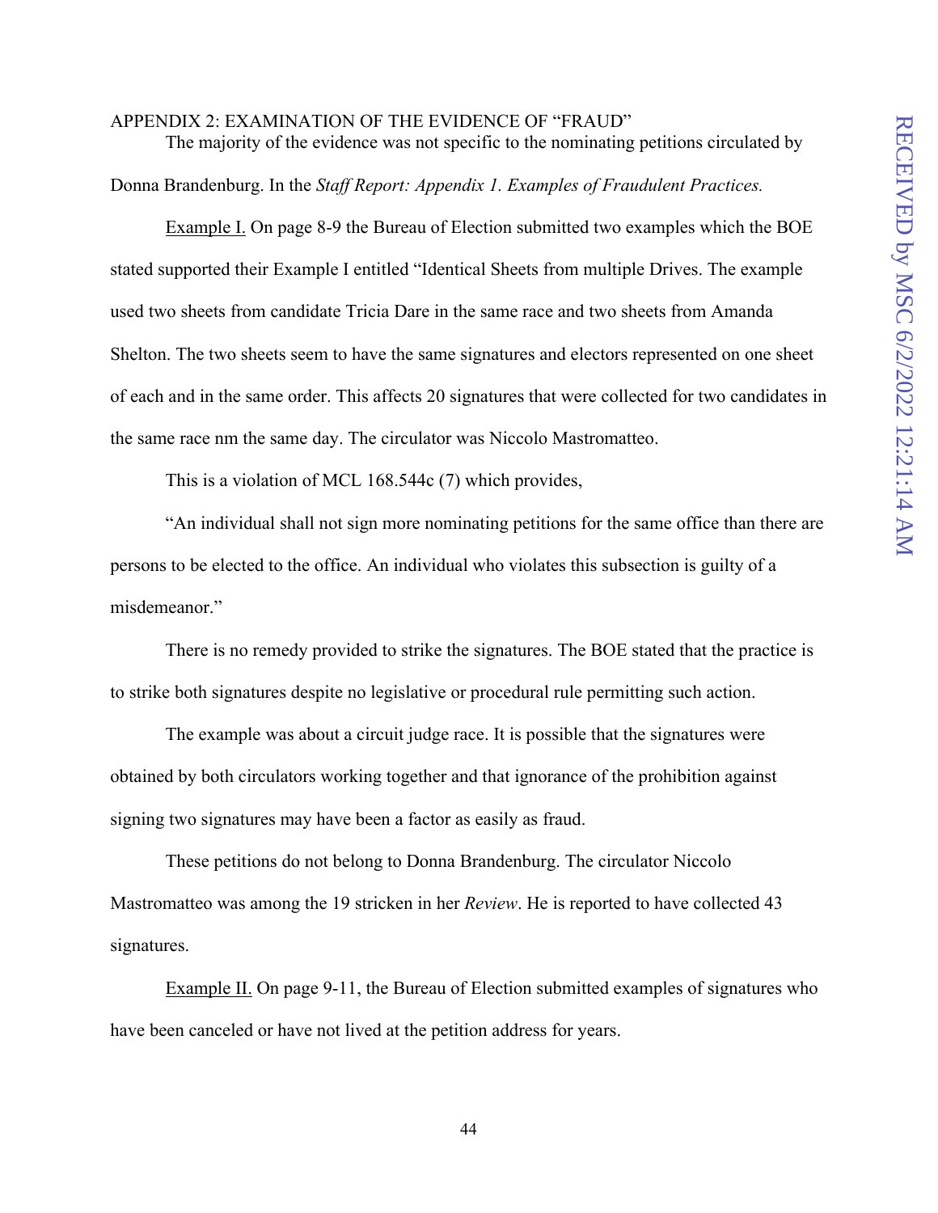APPENDIX 2: EXAMINATION OF THE EVIDENCE OF "FRAUD"

The majority of the evidence was not specific to the nominating petitions circulated by Donna Brandenburg. In the *Staff Report: Appendix 1. Examples of Fraudulent Practices.*

Example I. On page 8-9 the Bureau of Election submitted two examples which the BOE stated supported their Example I entitled "Identical Sheets from multiple Drives. The example used two sheets from candidate Tricia Dare in the same race and two sheets from Amanda Shelton. The two sheets seem to have the same signatures and electors represented on one sheet of each and in the same order. This affects 20 signatures that were collected for two candidates in the same race nm the same day. The circulator was Niccolo Mastromatteo.

This is a violation of MCL 168.544c (7) which provides,

"An individual shall not sign more nominating petitions for the same office than there are persons to be elected to the office. An individual who violates this subsection is guilty of a misdemeanor."

There is no remedy provided to strike the signatures. The BOE stated that the practice is to strike both signatures despite no legislative or procedural rule permitting such action.

The example was about a circuit judge race. It is possible that the signatures were obtained by both circulators working together and that ignorance of the prohibition against signing two signatures may have been a factor as easily as fraud.

These petitions do not belong to Donna Brandenburg. The circulator Niccolo Mastromatteo was among the 19 stricken in her *Review*. He is reported to have collected 43 signatures.

Example II. On page 9-11, the Bureau of Election submitted examples of signatures who have been canceled or have not lived at the petition address for years.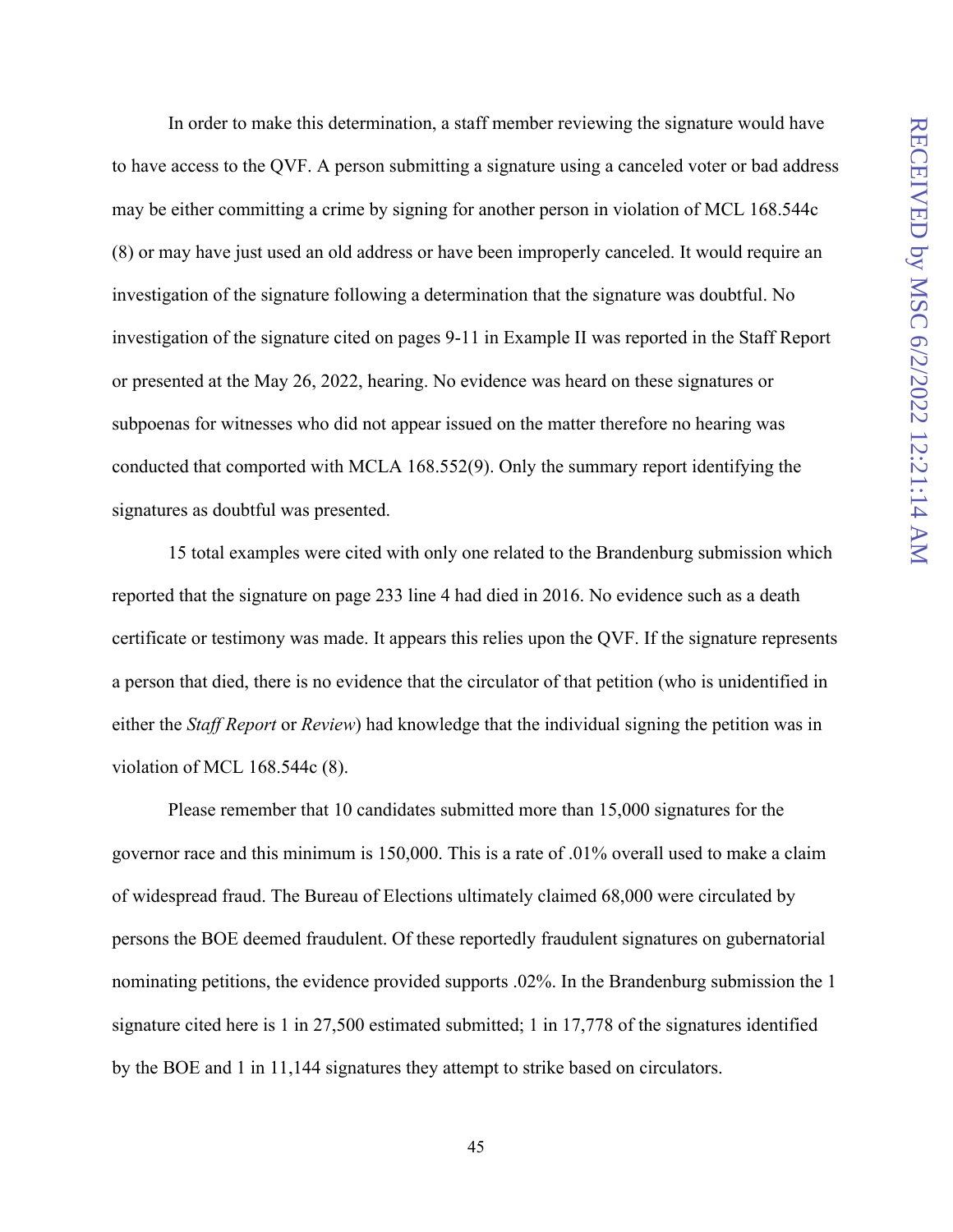In order to make this determination, a staff member reviewing the signature would have to have access to the QVF. A person submitting a signature using a canceled voter or bad address may be either committing a crime by signing for another person in violation of MCL 168.544c (8) or may have just used an old address or have been improperly canceled. It would require an investigation of the signature following a determination that the signature was doubtful. No investigation of the signature cited on pages 9-11 in Example II was reported in the Staff Report or presented at the May 26, 2022, hearing. No evidence was heard on these signatures or subpoenas for witnesses who did not appear issued on the matter therefore no hearing was conducted that comported with MCLA 168.552(9). Only the summary report identifying the signatures as doubtful was presented.

15 total examples were cited with only one related to the Brandenburg submission which reported that the signature on page 233 line 4 had died in 2016. No evidence such as a death certificate or testimony was made. It appears this relies upon the QVF. If the signature represents a person that died, there is no evidence that the circulator of that petition (who is unidentified in either the *Staff Report* or *Review*) had knowledge that the individual signing the petition was in violation of MCL 168.544c (8).

Please remember that 10 candidates submitted more than 15,000 signatures for the governor race and this minimum is 150,000. This is a rate of .01% overall used to make a claim of widespread fraud. The Bureau of Elections ultimately claimed 68,000 were circulated by persons the BOE deemed fraudulent. Of these reportedly fraudulent signatures on gubernatorial nominating petitions, the evidence provided supports .02%. In the Brandenburg submission the 1 signature cited here is 1 in 27,500 estimated submitted; 1 in 17,778 of the signatures identified by the BOE and 1 in 11,144 signatures they attempt to strike based on circulators.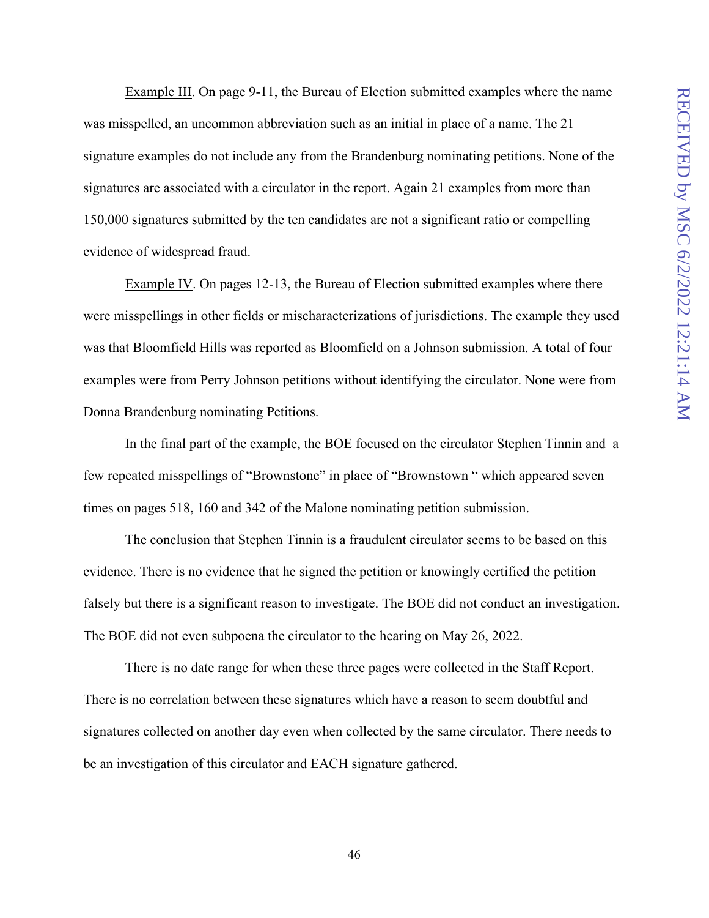<u>Example III</u>. On page 9-11, the Bureau of Election submitted examples where the name was misspelled, an uncommon abbreviation such as an initial in place of a name. The 21 signature examples do not include any from the Brandenburg nominating petitions. None of the signatures are associated with a circulator in the report. Again 21 examples from more than 150,000 signatures submitted by the ten candidates are not a significant ratio or compelling evidence of widespread fraud.

<u>Example IV</u>. On pages 12-13, the Bureau of Election submitted examples where there were misspellings in other fields or mischaracterizations of jurisdictions. The example they used was that Bloomfield Hills was reported as Bloomfield on a Johnson submission. A total of four examples were from Perry Johnson petitions without identifying the circulator. None were from Donna Brandenburg nominating Petitions.

In the final part of the example, the BOE focused on the circulator Stephen Tinnin and a few repeated misspellings of "Brownstone" in place of "Brownstown " which appeared seven times on pages 518, 160 and 342 of the Malone nominating petition submission.

The conclusion that Stephen Tinnin is a fraudulent circulator seems to be based on this evidence. There is no evidence that he signed the petition or knowingly certified the petition falsely but there is a significant reason to investigate. The BOE did not conduct an investigation. The BOE did not even subpoena the circulator to the hearing on May 26, 2022.

There is no date range for when these three pages were collected in the Staff Report. There is no correlation between these signatures which have a reason to seem doubtful and signatures collected on another day even when collected by the same circulator. There needs to be an investigation of this circulator and EACH signature gathered.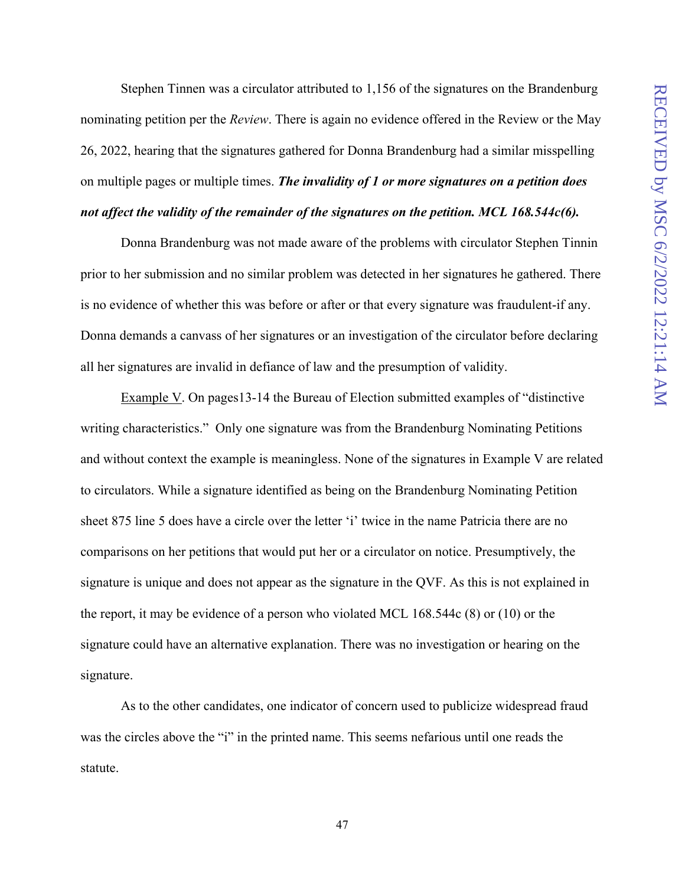Stephen Tinnen was a circulator attributed to 1,156 of the signatures on the Brandenburg nominating petition per the *Review*. There is again no evidence offered in the Review or the May 26, 2022, hearing that the signatures gathered for Donna Brandenburg had a similar misspelling on multiple pages or multiple times. ***The invalidity of 1 or more signatures on a petition does not affect the validity of the remainder of the signatures on the petition. MCL 168.544c(6).***

Donna Brandenburg was not made aware of the problems with circulator Stephen Tinnin prior to her submission and no similar problem was detected in her signatures he gathered. There is no evidence of whether this was before or after or that every signature was fraudulent-if any. Donna demands a canvass of her signatures or an investigation of the circulator before declaring all her signatures are invalid in defiance of law and the presumption of validity.

Example V. On pages13-14 the Bureau of Election submitted examples of "distinctive writing characteristics." Only one signature was from the Brandenburg Nominating Petitions and without context the example is meaningless. None of the signatures in Example V are related to circulators. While a signature identified as being on the Brandenburg Nominating Petition sheet 875 line 5 does have a circle over the letter 'i' twice in the name Patricia there are no comparisons on her petitions that would put her or a circulator on notice. Presumptively, the signature is unique and does not appear as the signature in the QVF. As this is not explained in the report, it may be evidence of a person who violated MCL 168.544c (8) or (10) or the signature could have an alternative explanation. There was no investigation or hearing on the signature.

As to the other candidates, one indicator of concern used to publicize widespread fraud was the circles above the "i" in the printed name. This seems nefarious until one reads the statute.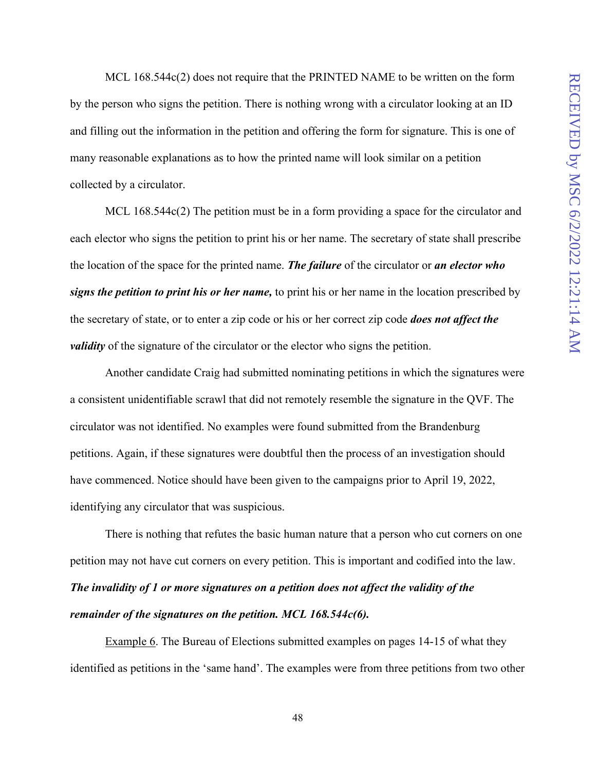MCL 168.544c(2) does not require that the PRINTED NAME to be written on the form by the person who signs the petition. There is nothing wrong with a circulator looking at an ID and filling out the information in the petition and offering the form for signature. This is one of many reasonable explanations as to how the printed name will look similar on a petition collected by a circulator.

MCL 168.544c(2) The petition must be in a form providing a space for the circulator and each elector who signs the petition to print his or her name. The secretary of state shall prescribe the location of the space for the printed name. ***The failure*** of the circulator or ***an elector who signs the petition to print his or her name,*** to print his or her name in the location prescribed by the secretary of state, or to enter a zip code or his or her correct zip code ***does not affect the validity*** of the signature of the circulator or the elector who signs the petition.

Another candidate Craig had submitted nominating petitions in which the signatures were a consistent unidentifiable scrawl that did not remotely resemble the signature in the QVF. The circulator was not identified. No examples were found submitted from the Brandenburg petitions. Again, if these signatures were doubtful then the process of an investigation should have commenced. Notice should have been given to the campaigns prior to April 19, 2022, identifying any circulator that was suspicious.

There is nothing that refutes the basic human nature that a person who cut corners on one petition may not have cut corners on every petition. This is important and codified into the law. ***The invalidity of 1 or more signatures on a petition does not affect the validity of the remainder of the signatures on the petition. MCL 168.544c(6).***

Example 6. The Bureau of Elections submitted examples on pages 14-15 of what they identified as petitions in the 'same hand'. The examples were from three petitions from two other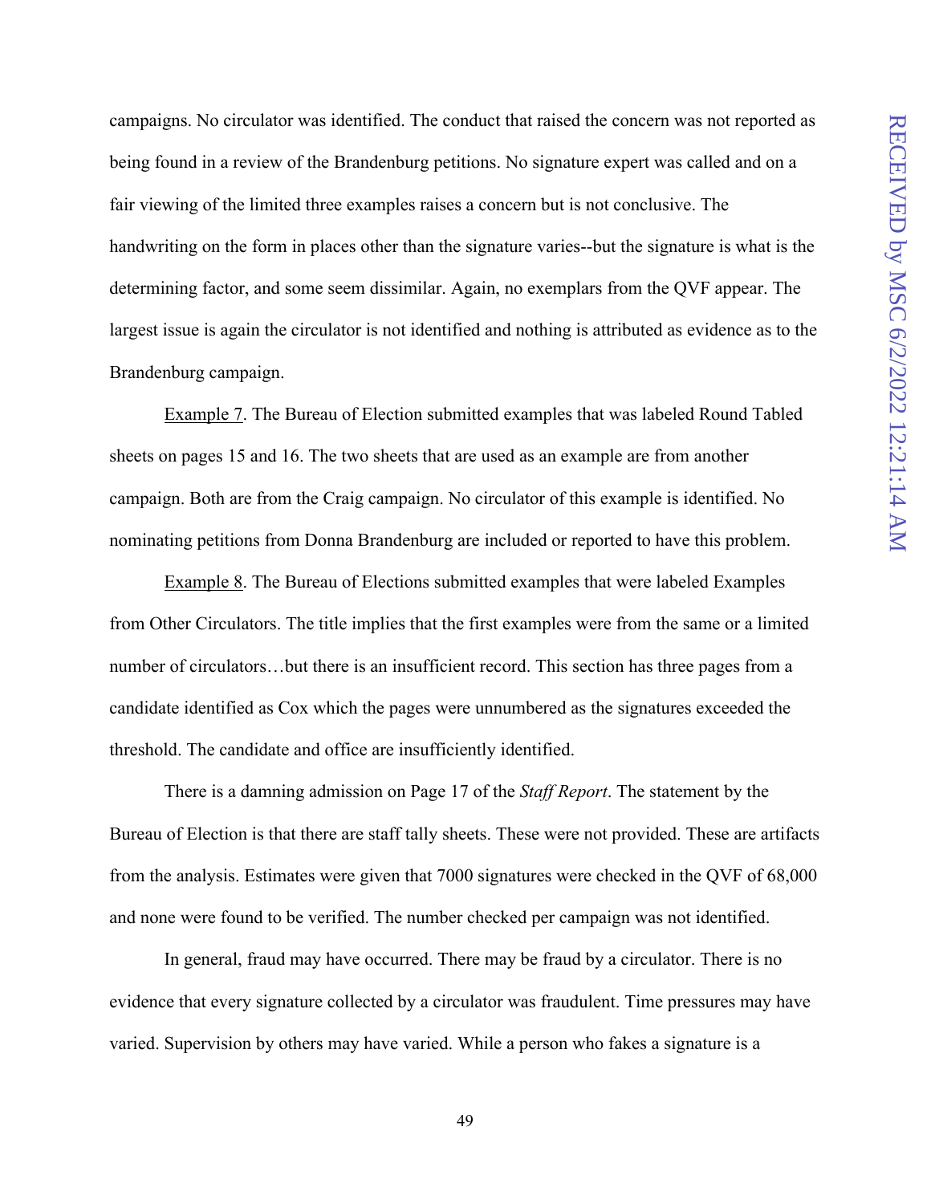campaigns. No circulator was identified. The conduct that raised the concern was not reported as being found in a review of the Brandenburg petitions. No signature expert was called and on a fair viewing of the limited three examples raises a concern but is not conclusive. The handwriting on the form in places other than the signature varies--but the signature is what is the determining factor, and some seem dissimilar. Again, no exemplars from the QVF appear. The largest issue is again the circulator is not identified and nothing is attributed as evidence as to the Brandenburg campaign.

<u>Example 7</u>. The Bureau of Election submitted examples that was labeled Round Tabled sheets on pages 15 and 16. The two sheets that are used as an example are from another campaign. Both are from the Craig campaign. No circulator of this example is identified. No nominating petitions from Donna Brandenburg are included or reported to have this problem.

<u>Example 8</u>. The Bureau of Elections submitted examples that were labeled Examples from Other Circulators. The title implies that the first examples were from the same or a limited number of circulators…but there is an insufficient record. This section has three pages from a candidate identified as Cox which the pages were unnumbered as the signatures exceeded the threshold. The candidate and office are insufficiently identified.

There is a damning admission on Page 17 of the *Staff Report*. The statement by the Bureau of Election is that there are staff tally sheets. These were not provided. These are artifacts from the analysis. Estimates were given that 7000 signatures were checked in the QVF of 68,000 and none were found to be verified. The number checked per campaign was not identified.

In general, fraud may have occurred. There may be fraud by a circulator. There is no evidence that every signature collected by a circulator was fraudulent. Time pressures may have varied. Supervision by others may have varied. While a person who fakes a signature is a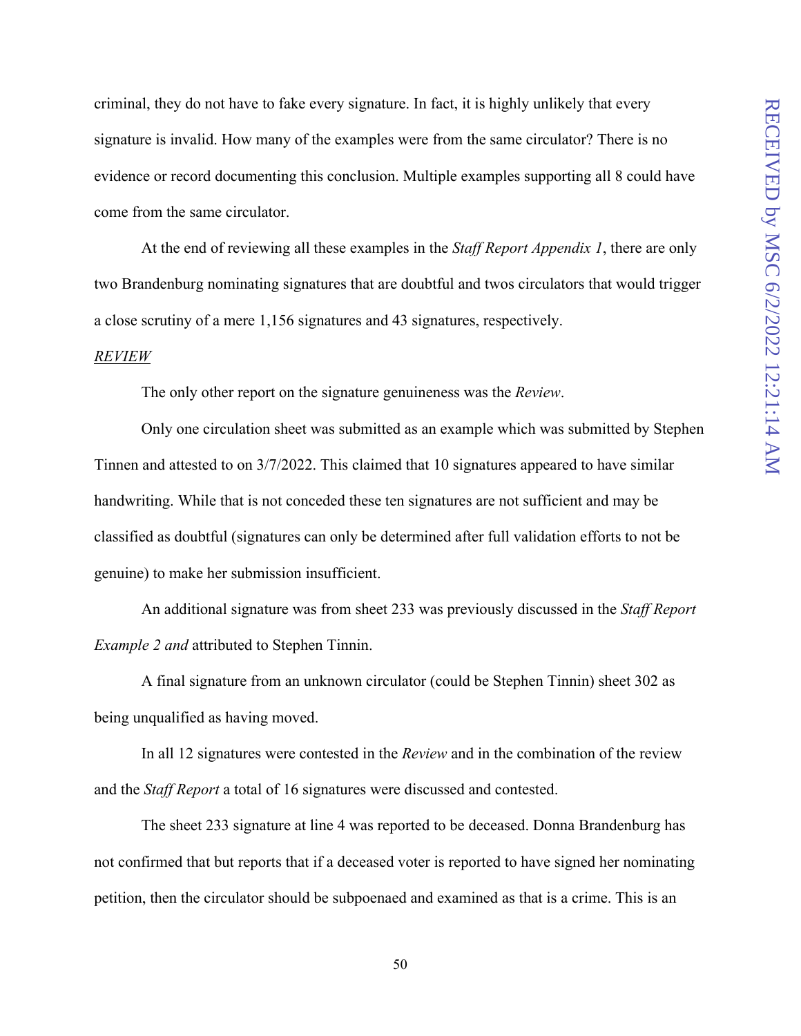criminal, they do not have to fake every signature. In fact, it is highly unlikely that every signature is invalid. How many of the examples were from the same circulator? There is no evidence or record documenting this conclusion. Multiple examples supporting all 8 could have come from the same circulator.

At the end of reviewing all these examples in the *Staff Report Appendix 1*, there are only two Brandenburg nominating signatures that are doubtful and twos circulators that would trigger a close scrutiny of a mere 1,156 signatures and 43 signatures, respectively.

<u>*REVIEW*</u>

The only other report on the signature genuineness was the *Review*.

Only one circulation sheet was submitted as an example which was submitted by Stephen Tinnen and attested to on 3/7/2022. This claimed that 10 signatures appeared to have similar handwriting. While that is not conceded these ten signatures are not sufficient and may be classified as doubtful (signatures can only be determined after full validation efforts to not be genuine) to make her submission insufficient.

An additional signature was from sheet 233 was previously discussed in the *Staff Report Example 2 and* attributed to Stephen Tinnin.

A final signature from an unknown circulator (could be Stephen Tinnin) sheet 302 as being unqualified as having moved.

In all 12 signatures were contested in the *Review* and in the combination of the review and the *Staff Report* a total of 16 signatures were discussed and contested.

The sheet 233 signature at line 4 was reported to be deceased. Donna Brandenburg has not confirmed that but reports that if a deceased voter is reported to have signed her nominating petition, then the circulator should be subpoenaed and examined as that is a crime. This is an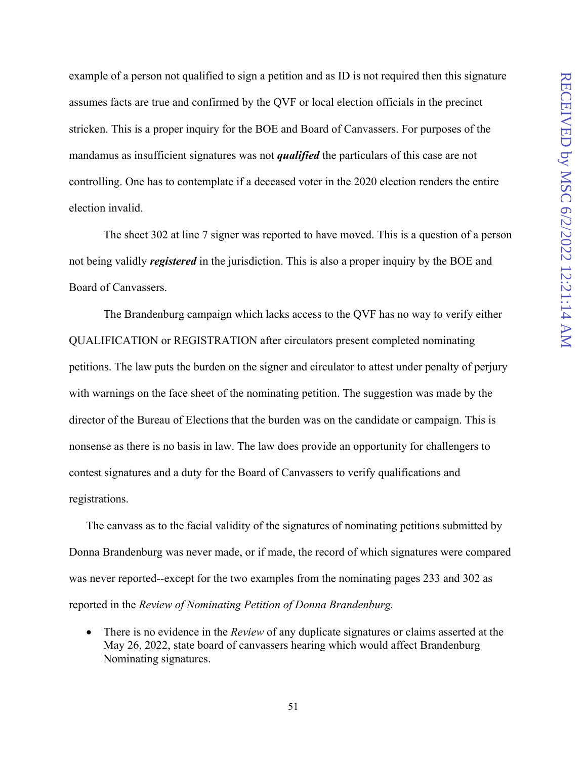example of a person not qualified to sign a petition and as ID is not required then this signature assumes facts are true and confirmed by the QVF or local election officials in the precinct stricken. This is a proper inquiry for the BOE and Board of Canvassers. For purposes of the mandamus as insufficient signatures was not ***qualified*** the particulars of this case are not controlling. One has to contemplate if a deceased voter in the 2020 election renders the entire election invalid.

The sheet 302 at line 7 signer was reported to have moved. This is a question of a person not being validly ***registered*** in the jurisdiction. This is also a proper inquiry by the BOE and Board of Canvassers.

The Brandenburg campaign which lacks access to the QVF has no way to verify either QUALIFICATION or REGISTRATION after circulators present completed nominating petitions. The law puts the burden on the signer and circulator to attest under penalty of perjury with warnings on the face sheet of the nominating petition. The suggestion was made by the director of the Bureau of Elections that the burden was on the candidate or campaign. This is nonsense as there is no basis in law. The law does provide an opportunity for challengers to contest signatures and a duty for the Board of Canvassers to verify qualifications and registrations.

The canvass as to the facial validity of the signatures of nominating petitions submitted by Donna Brandenburg was never made, or if made, the record of which signatures were compared was never reported--except for the two examples from the nominating pages 233 and 302 as reported in the *Review of Nominating Petition of Donna Brandenburg.*

- There is no evidence in the *Review* of any duplicate signatures or claims asserted at the May 26, 2022, state board of canvassers hearing which would affect Brandenburg Nominating signatures.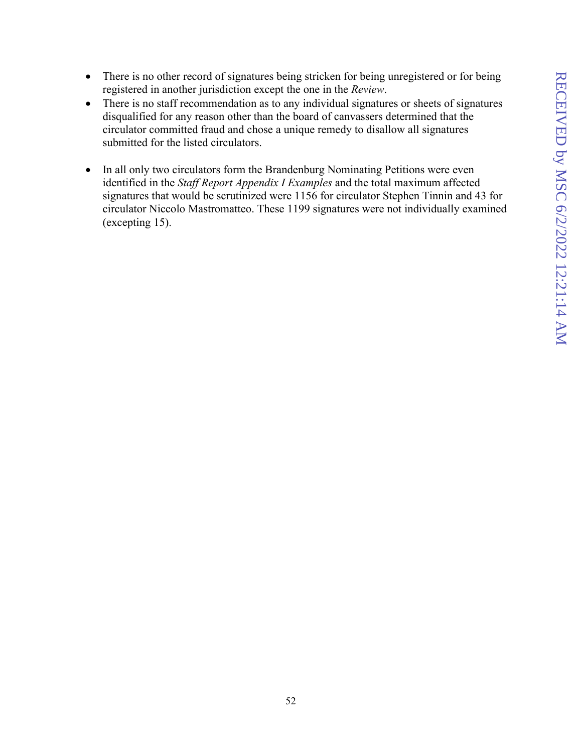- There is no other record of signatures being stricken for being unregistered or for being registered in another jurisdiction except the one in the *Review*.
- There is no staff recommendation as to any individual signatures or sheets of signatures disqualified for any reason other than the board of canvassers determined that the circulator committed fraud and chose a unique remedy to disallow all signatures submitted for the listed circulators.

- In all only two circulators form the Brandenburg Nominating Petitions were even identified in the *Staff Report Appendix I Examples* and the total maximum affected signatures that would be scrutinized were 1156 for circulator Stephen Tinnin and 43 for circulator Niccolo Mastromatteo. These 1199 signatures were not individually examined (excepting 15).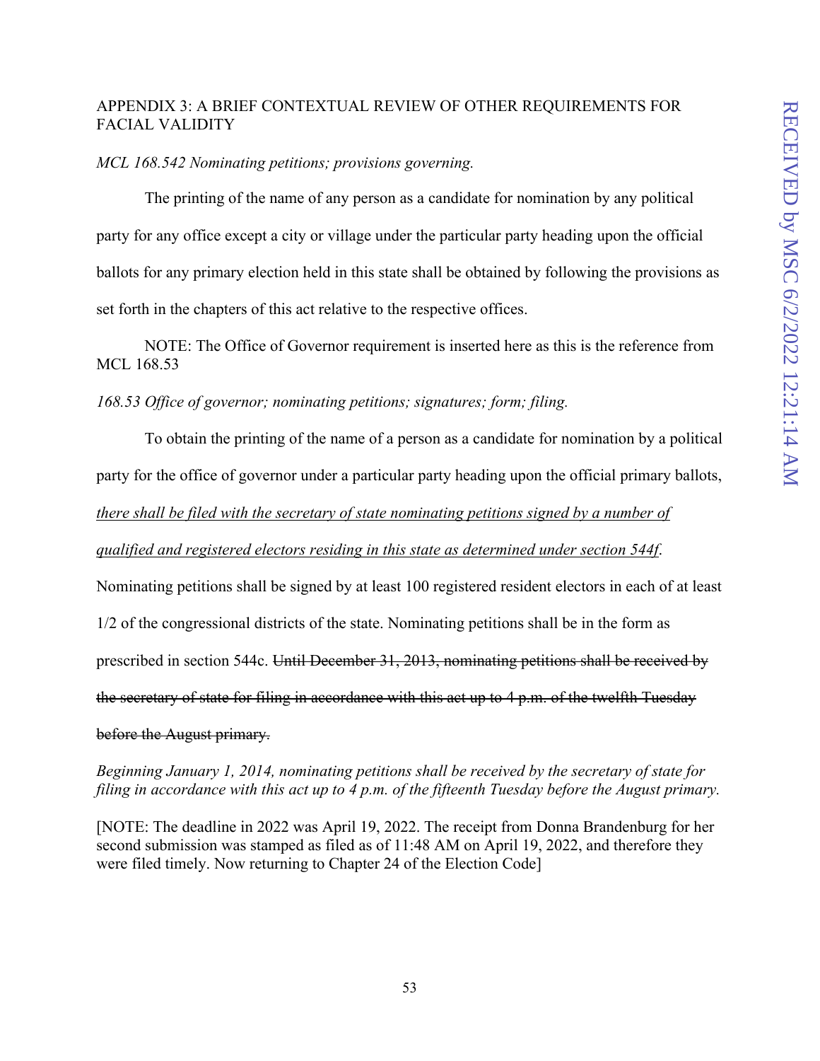APPENDIX 3: A BRIEF CONTEXTUAL REVIEW OF OTHER REQUIREMENTS FOR FACIAL VALIDITY

*MCL 168.542 Nominating petitions; provisions governing.*

The printing of the name of any person as a candidate for nomination by any political party for any office except a city or village under the particular party heading upon the official ballots for any primary election held in this state shall be obtained by following the provisions as set forth in the chapters of this act relative to the respective offices.

NOTE: The Office of Governor requirement is inserted here as this is the reference from MCL 168.53

*168.53 Office of governor; nominating petitions; signatures; form; filing.*

To obtain the printing of the name of a person as a candidate for nomination by a political party for the office of governor under a particular party heading upon the official primary ballots, *<u>there shall be filed with the secretary of state nominating petitions signed by a number of qualified and registered electors residing in this state as determined under section 544f</u>*. Nominating petitions shall be signed by at least 100 registered resident electors in each of at least 1/2 of the congressional districts of the state. Nominating petitions shall be in the form as prescribed in section 544c. ~~Until December 31, 2013, nominating petitions shall be received by the secretary of state for filing in accordance with this act up to 4 p.m. of the twelfth Tuesday before the August primary.~~

*Beginning January 1, 2014, nominating petitions shall be received by the secretary of state for filing in accordance with this act up to 4 p.m. of the fifteenth Tuesday before the August primary.*

[NOTE: The deadline in 2022 was April 19, 2022. The receipt from Donna Brandenburg for her second submission was stamped as filed as of 11:48 AM on April 19, 2022, and therefore they were filed timely. Now returning to Chapter 24 of the Election Code]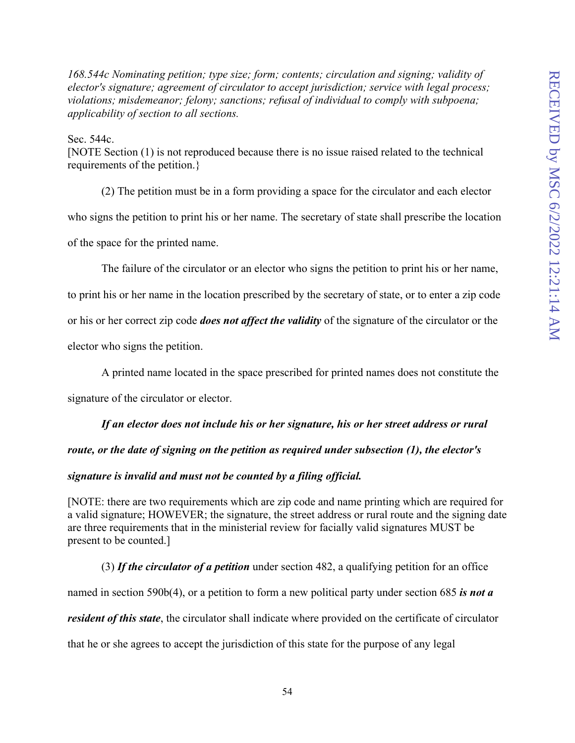*168.544c Nominating petition; type size; form; contents; circulation and signing; validity of elector's signature; agreement of circulator to accept jurisdiction; service with legal process; violations; misdemeanor; felony; sanctions; refusal of individual to comply with subpoena; applicability of section to all sections.*

Sec. 544c.
[NOTE Section (1) is not reproduced because there is no issue raised related to the technical requirements of the petition.}

(2) The petition must be in a form providing a space for the circulator and each elector who signs the petition to print his or her name. The secretary of state shall prescribe the location of the space for the printed name.

The failure of the circulator or an elector who signs the petition to print his or her name, to print his or her name in the location prescribed by the secretary of state, or to enter a zip code or his or her correct zip code ***does not affect the validity*** of the signature of the circulator or the elector who signs the petition.

A printed name located in the space prescribed for printed names does not constitute the signature of the circulator or elector.

***If an elector does not include his or her signature, his or her street address or rural route, or the date of signing on the petition as required under subsection (1), the elector's signature is invalid and must not be counted by a filing official.***

[NOTE: there are two requirements which are zip code and name printing which are required for a valid signature; HOWEVER; the signature, the street address or rural route and the signing date are three requirements that in the ministerial review for facially valid signatures MUST be present to be counted.]

(3) ***If the circulator of a petition*** under section 482, a qualifying petition for an office named in section 590b(4), or a petition to form a new political party under section 685 ***is not a resident of this state***, the circulator shall indicate where provided on the certificate of circulator that he or she agrees to accept the jurisdiction of this state for the purpose of any legal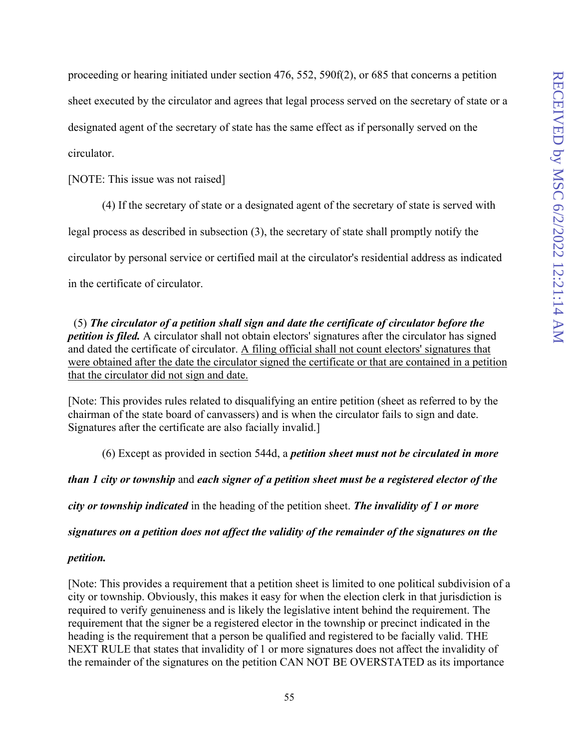proceeding or hearing initiated under section 476, 552, 590f(2), or 685 that concerns a petition sheet executed by the circulator and agrees that legal process served on the secretary of state or a designated agent of the secretary of state has the same effect as if personally served on the circulator.

[NOTE: This issue was not raised]

(4) If the secretary of state or a designated agent of the secretary of state is served with legal process as described in subsection (3), the secretary of state shall promptly notify the circulator by personal service or certified mail at the circulator's residential address as indicated in the certificate of circulator.

(5) ***The circulator of a petition shall sign and date the certificate of circulator before the petition is filed.*** A circulator shall not obtain electors' signatures after the circulator has signed and dated the certificate of circulator. <u>A filing official shall not count electors' signatures that were obtained after the date the circulator signed the certificate or that are contained in a petition that the circulator did not sign and date.</u>

[Note: This provides rules related to disqualifying an entire petition (sheet as referred to by the chairman of the state board of canvassers) and is when the circulator fails to sign and date. Signatures after the certificate are also facially invalid.]

(6) Except as provided in section 544d, a ***petition sheet must not be circulated in more than 1 city or township*** and ***each signer of a petition sheet must be a registered elector of the city or township indicated*** in the heading of the petition sheet. ***The invalidity of 1 or more signatures on a petition does not affect the validity of the remainder of the signatures on the petition.***

[Note: This provides a requirement that a petition sheet is limited to one political subdivision of a city or township. Obviously, this makes it easy for when the election clerk in that jurisdiction is required to verify genuineness and is likely the legislative intent behind the requirement. The requirement that the signer be a registered elector in the township or precinct indicated in the heading is the requirement that a person be qualified and registered to be facially valid. THE NEXT RULE that states that invalidity of 1 or more signatures does not affect the invalidity of the remainder of the signatures on the petition CAN NOT BE OVERSTATED as its importance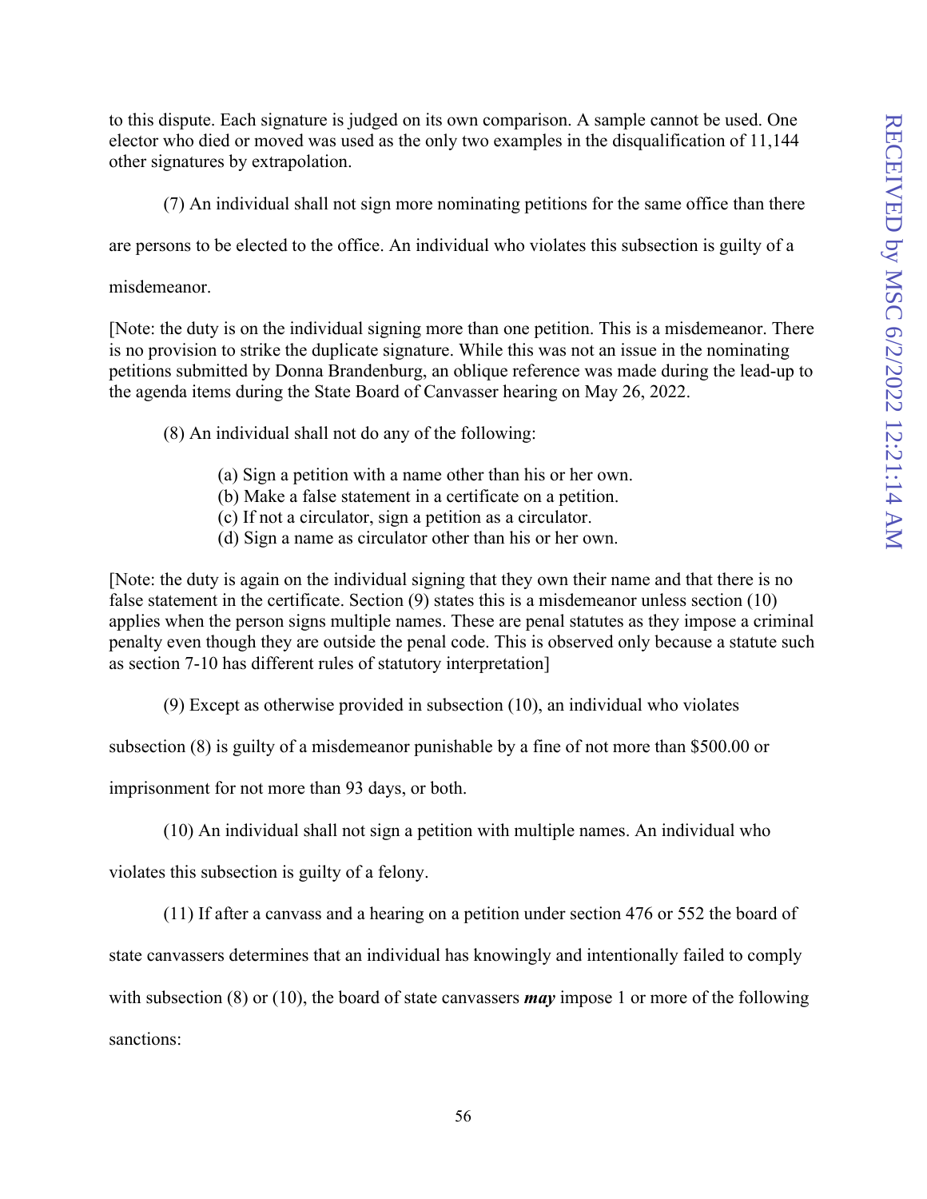to this dispute. Each signature is judged on its own comparison. A sample cannot be used. One elector who died or moved was used as the only two examples in the disqualification of 11,144 other signatures by extrapolation.

(7) An individual shall not sign more nominating petitions for the same office than there are persons to be elected to the office. An individual who violates this subsection is guilty of a misdemeanor.

[Note: the duty is on the individual signing more than one petition. This is a misdemeanor. There is no provision to strike the duplicate signature. While this was not an issue in the nominating petitions submitted by Donna Brandenburg, an oblique reference was made during the lead-up to the agenda items during the State Board of Canvasser hearing on May 26, 2022.

(8) An individual shall not do any of the following:

> (a) Sign a petition with a name other than his or her own.
> (b) Make a false statement in a certificate on a petition.
> (c) If not a circulator, sign a petition as a circulator.
> (d) Sign a name as circulator other than his or her own.

[Note: the duty is again on the individual signing that they own their name and that there is no false statement in the certificate. Section (9) states this is a misdemeanor unless section (10) applies when the person signs multiple names. These are penal statutes as they impose a criminal penalty even though they are outside the penal code. This is observed only because a statute such as section 7-10 has different rules of statutory interpretation]

(9) Except as otherwise provided in subsection (10), an individual who violates subsection (8) is guilty of a misdemeanor punishable by a fine of not more than \$500.00 or imprisonment for not more than 93 days, or both.

(10) An individual shall not sign a petition with multiple names. An individual who violates this subsection is guilty of a felony.

(11) If after a canvass and a hearing on a petition under section 476 or 552 the board of state canvassers determines that an individual has knowingly and intentionally failed to comply with subsection (8) or (10), the board of state canvassers ***may*** impose 1 or more of the following sanctions: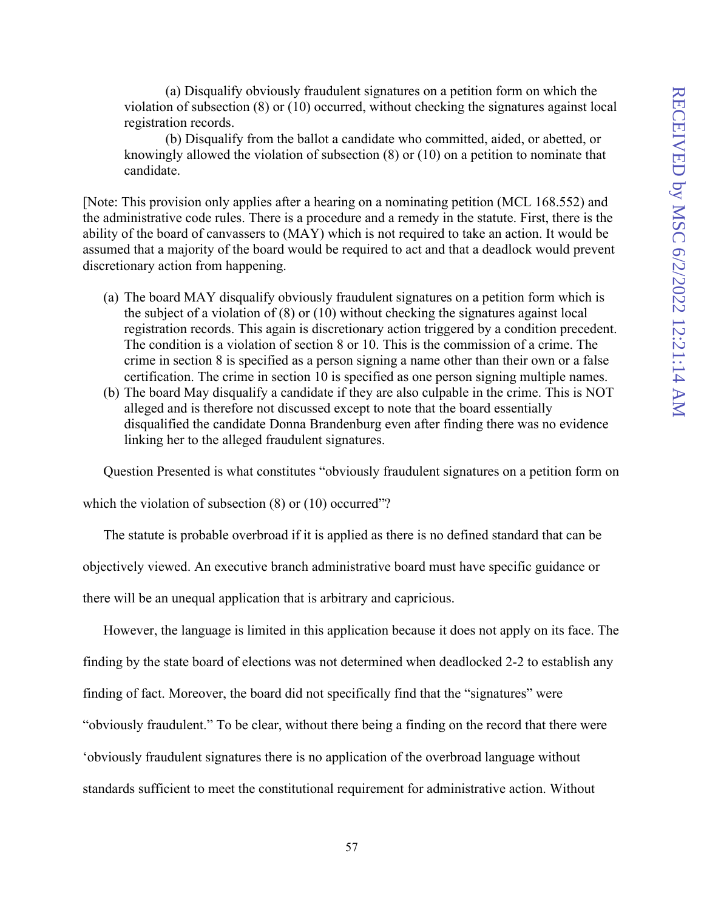(a) Disqualify obviously fraudulent signatures on a petition form on which the violation of subsection (8) or (10) occurred, without checking the signatures against local registration records.

(b) Disqualify from the ballot a candidate who committed, aided, or abetted, or knowingly allowed the violation of subsection (8) or (10) on a petition to nominate that candidate.

[Note: This provision only applies after a hearing on a nominating petition (MCL 168.552) and the administrative code rules. There is a procedure and a remedy in the statute. First, there is the ability of the board of canvassers to (MAY) which is not required to take an action. It would be assumed that a majority of the board would be required to act and that a deadlock would prevent discretionary action from happening.

(a) The board MAY disqualify obviously fraudulent signatures on a petition form which is the subject of a violation of (8) or (10) without checking the signatures against local registration records. This again is discretionary action triggered by a condition precedent. The condition is a violation of section 8 or 10. This is the commission of a crime. The crime in section 8 is specified as a person signing a name other than their own or a false certification. The crime in section 10 is specified as one person signing multiple names.
(b) The board May disqualify a candidate if they are also culpable in the crime. This is NOT alleged and is therefore not discussed except to note that the board essentially disqualified the candidate Donna Brandenburg even after finding there was no evidence linking her to the alleged fraudulent signatures.

Question Presented is what constitutes "obviously fraudulent signatures on a petition form on which the violation of subsection (8) or (10) occurred"?

The statute is probable overbroad if it is applied as there is no defined standard that can be objectively viewed. An executive branch administrative board must have specific guidance or there will be an unequal application that is arbitrary and capricious.

However, the language is limited in this application because it does not apply on its face. The finding by the state board of elections was not determined when deadlocked 2-2 to establish any finding of fact. Moreover, the board did not specifically find that the "signatures" were "obviously fraudulent." To be clear, without there being a finding on the record that there were 'obviously fraudulent signatures there is no application of the overbroad language without standards sufficient to meet the constitutional requirement for administrative action. Without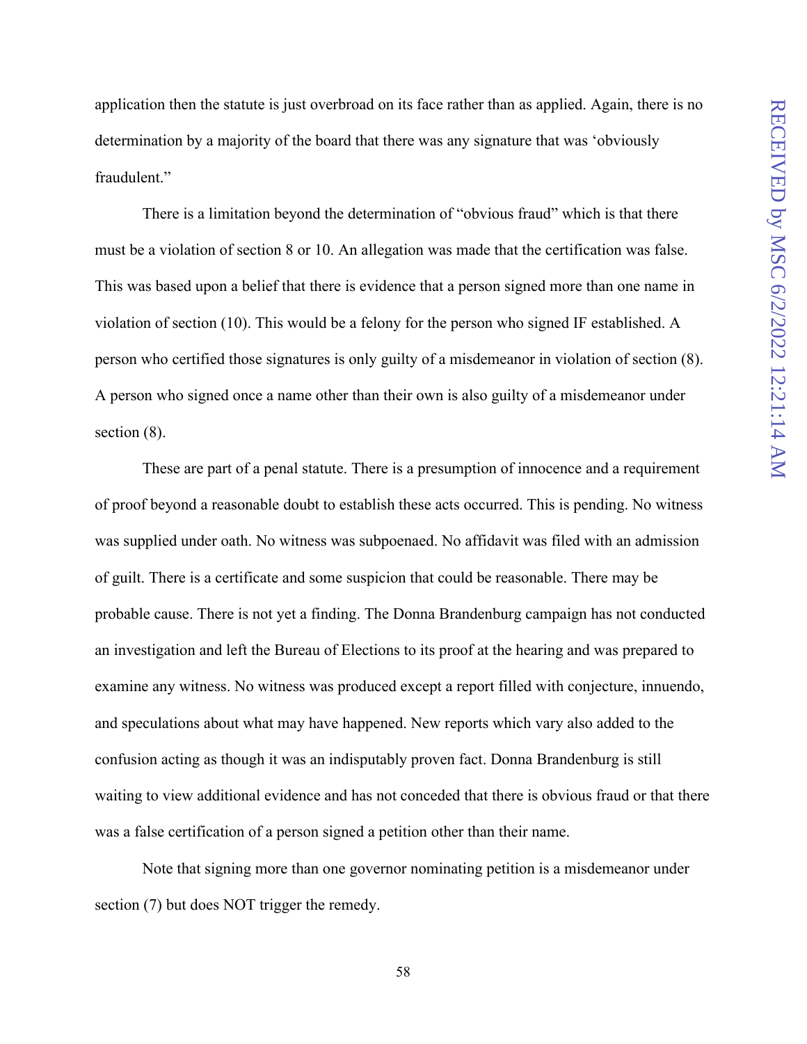application then the statute is just overbroad on its face rather than as applied. Again, there is no determination by a majority of the board that there was any signature that was 'obviously fraudulent."

There is a limitation beyond the determination of "obvious fraud" which is that there must be a violation of section 8 or 10. An allegation was made that the certification was false. This was based upon a belief that there is evidence that a person signed more than one name in violation of section (10). This would be a felony for the person who signed IF established. A person who certified those signatures is only guilty of a misdemeanor in violation of section (8). A person who signed once a name other than their own is also guilty of a misdemeanor under section (8).

These are part of a penal statute. There is a presumption of innocence and a requirement of proof beyond a reasonable doubt to establish these acts occurred. This is pending. No witness was supplied under oath. No witness was subpoenaed. No affidavit was filed with an admission of guilt. There is a certificate and some suspicion that could be reasonable. There may be probable cause. There is not yet a finding. The Donna Brandenburg campaign has not conducted an investigation and left the Bureau of Elections to its proof at the hearing and was prepared to examine any witness. No witness was produced except a report filled with conjecture, innuendo, and speculations about what may have happened. New reports which vary also added to the confusion acting as though it was an indisputably proven fact. Donna Brandenburg is still waiting to view additional evidence and has not conceded that there is obvious fraud or that there was a false certification of a person signed a petition other than their name.

Note that signing more than one governor nominating petition is a misdemeanor under section (7) but does NOT trigger the remedy.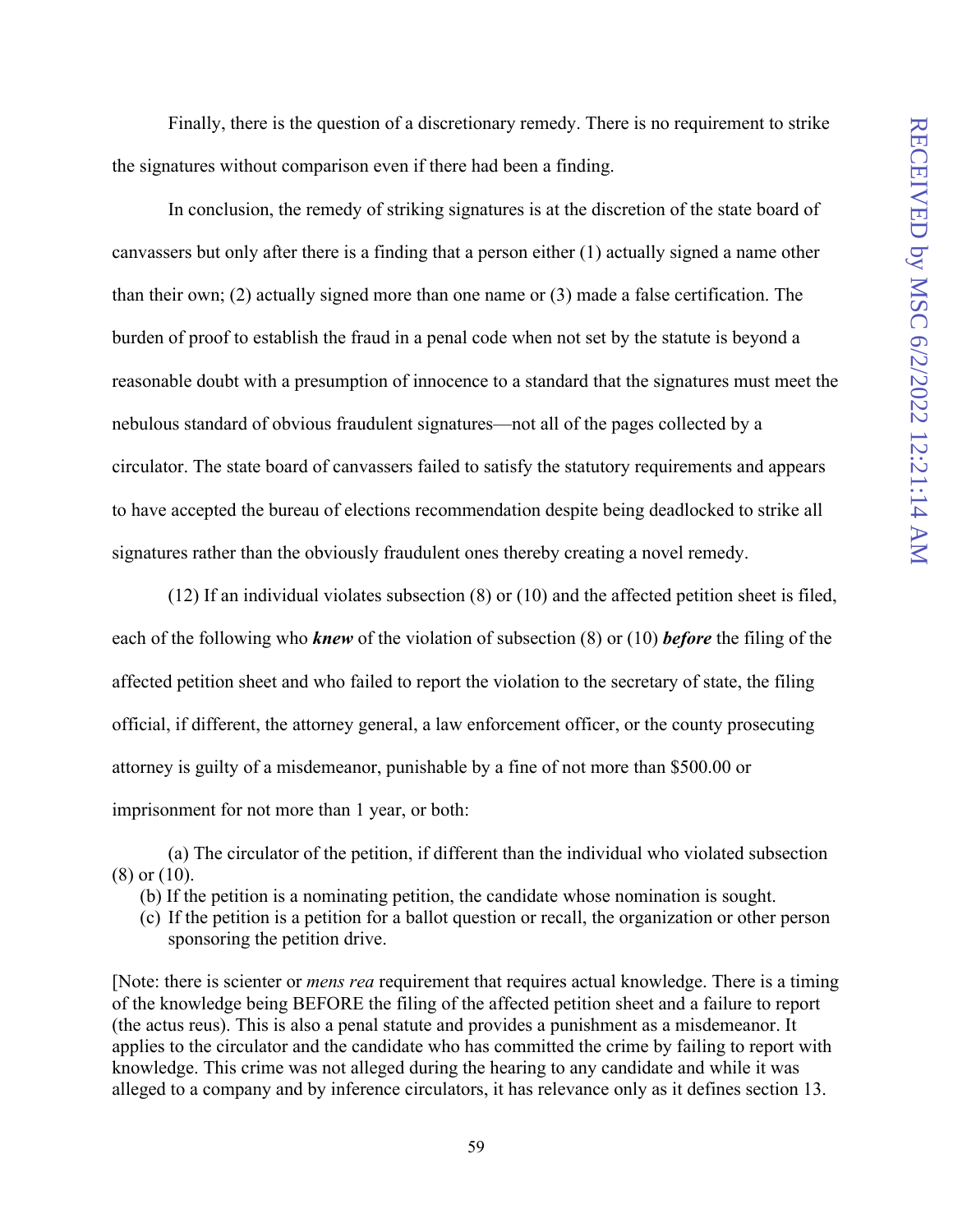Finally, there is the question of a discretionary remedy. There is no requirement to strike the signatures without comparison even if there had been a finding.

In conclusion, the remedy of striking signatures is at the discretion of the state board of canvassers but only after there is a finding that a person either (1) actually signed a name other than their own; (2) actually signed more than one name or (3) made a false certification. The burden of proof to establish the fraud in a penal code when not set by the statute is beyond a reasonable doubt with a presumption of innocence to a standard that the signatures must meet the nebulous standard of obvious fraudulent signatures—not all of the pages collected by a circulator. The state board of canvassers failed to satisfy the statutory requirements and appears to have accepted the bureau of elections recommendation despite being deadlocked to strike all signatures rather than the obviously fraudulent ones thereby creating a novel remedy.

(12) If an individual violates subsection (8) or (10) and the affected petition sheet is filed, each of the following who ***knew*** of the violation of subsection (8) or (10) ***before*** the filing of the affected petition sheet and who failed to report the violation to the secretary of state, the filing official, if different, the attorney general, a law enforcement officer, or the county prosecuting attorney is guilty of a misdemeanor, punishable by a fine of not more than $500.00 or imprisonment for not more than 1 year, or both:

(a) The circulator of the petition, if different than the individual who violated subsection (8) or (10).

(b) If the petition is a nominating petition, the candidate whose nomination is sought.

(c) If the petition is a petition for a ballot question or recall, the organization or other person sponsoring the petition drive.

[Note: there is scienter or *mens rea* requirement that requires actual knowledge. There is a timing of the knowledge being BEFORE the filing of the affected petition sheet and a failure to report (the actus reus). This is also a penal statute and provides a punishment as a misdemeanor. It applies to the circulator and the candidate who has committed the crime by failing to report with knowledge. This crime was not alleged during the hearing to any candidate and while it was alleged to a company and by inference circulators, it has relevance only as it defines section 13.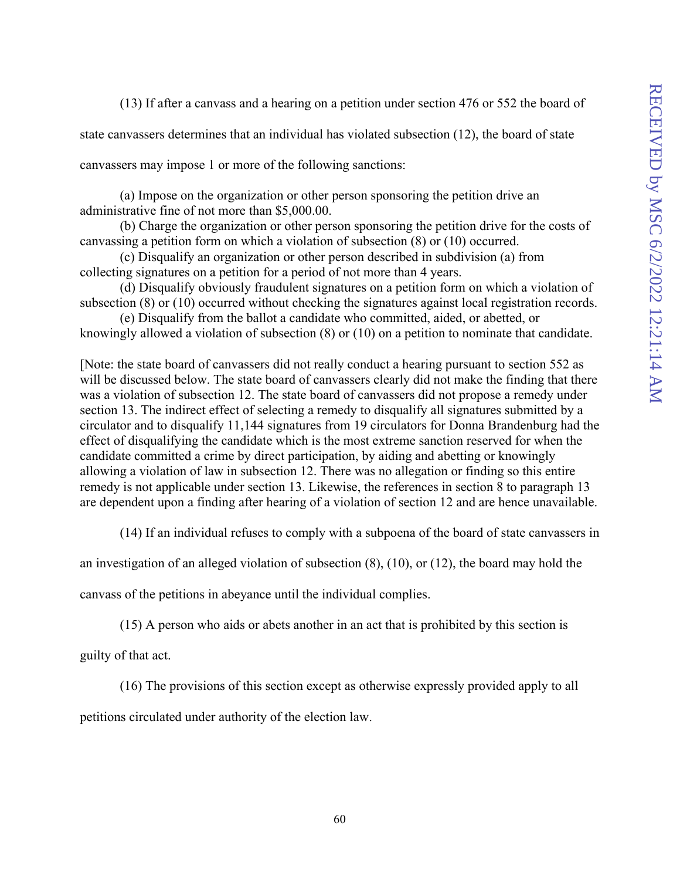(13) If after a canvass and a hearing on a petition under section 476 or 552 the board of state canvassers determines that an individual has violated subsection (12), the board of state canvassers may impose 1 or more of the following sanctions:

(a) Impose on the organization or other person sponsoring the petition drive an administrative fine of not more than $5,000.00.

(b) Charge the organization or other person sponsoring the petition drive for the costs of canvassing a petition form on which a violation of subsection (8) or (10) occurred.

(c) Disqualify an organization or other person described in subdivision (a) from collecting signatures on a petition for a period of not more than 4 years.

(d) Disqualify obviously fraudulent signatures on a petition form on which a violation of subsection (8) or (10) occurred without checking the signatures against local registration records.

(e) Disqualify from the ballot a candidate who committed, aided, or abetted, or knowingly allowed a violation of subsection (8) or (10) on a petition to nominate that candidate.

[Note: the state board of canvassers did not really conduct a hearing pursuant to section 552 as will be discussed below. The state board of canvassers clearly did not make the finding that there was a violation of subsection 12. The state board of canvassers did not propose a remedy under section 13. The indirect effect of selecting a remedy to disqualify all signatures submitted by a circulator and to disqualify 11,144 signatures from 19 circulators for Donna Brandenburg had the effect of disqualifying the candidate which is the most extreme sanction reserved for when the candidate committed a crime by direct participation, by aiding and abetting or knowingly allowing a violation of law in subsection 12. There was no allegation or finding so this entire remedy is not applicable under section 13. Likewise, the references in section 8 to paragraph 13 are dependent upon a finding after hearing of a violation of section 12 and are hence unavailable.

(14) If an individual refuses to comply with a subpoena of the board of state canvassers in an investigation of an alleged violation of subsection (8), (10), or (12), the board may hold the canvass of the petitions in abeyance until the individual complies.

(15) A person who aids or abets another in an act that is prohibited by this section is guilty of that act.

(16) The provisions of this section except as otherwise expressly provided apply to all petitions circulated under authority of the election law.